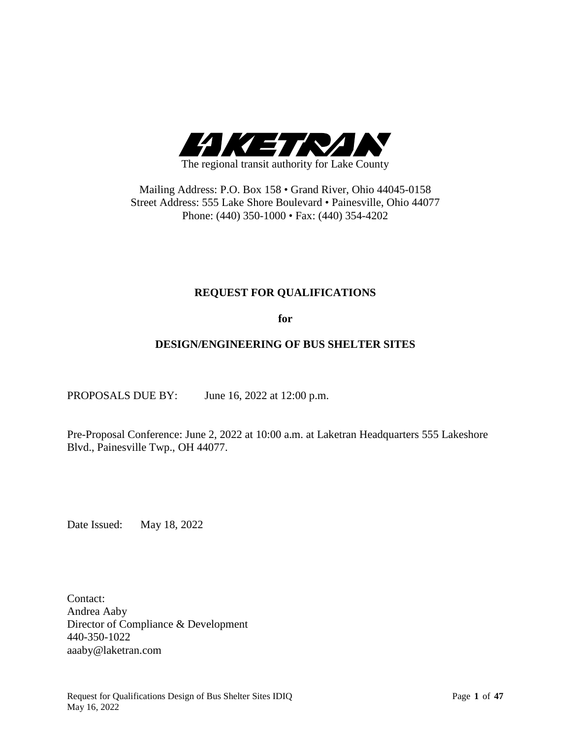LAKETRAN

The regional transit authority for Lake County

Mailing Address: P.O. Box 158 • Grand River, Ohio 44045-0158
Street Address: 555 Lake Shore Boulevard • Painesville, Ohio 44077
Phone: (440) 350-1000 • Fax: (440) 354-4202

# REQUEST FOR QUALIFICATIONS

**for**

## DESIGN/ENGINEERING OF BUS SHELTER SITES

PROPOSALS DUE BY: June 16, 2022 at 12:00 p.m.

Pre-Proposal Conference: June 2, 2022 at 10:00 a.m. at Laketran Headquarters 555 Lakeshore Blvd., Painesville Twp., OH 44077.

Date Issued: May 18, 2022

Contact:
Andrea Aaby
Director of Compliance & Development
440-350-1022
aaaby@laketran.com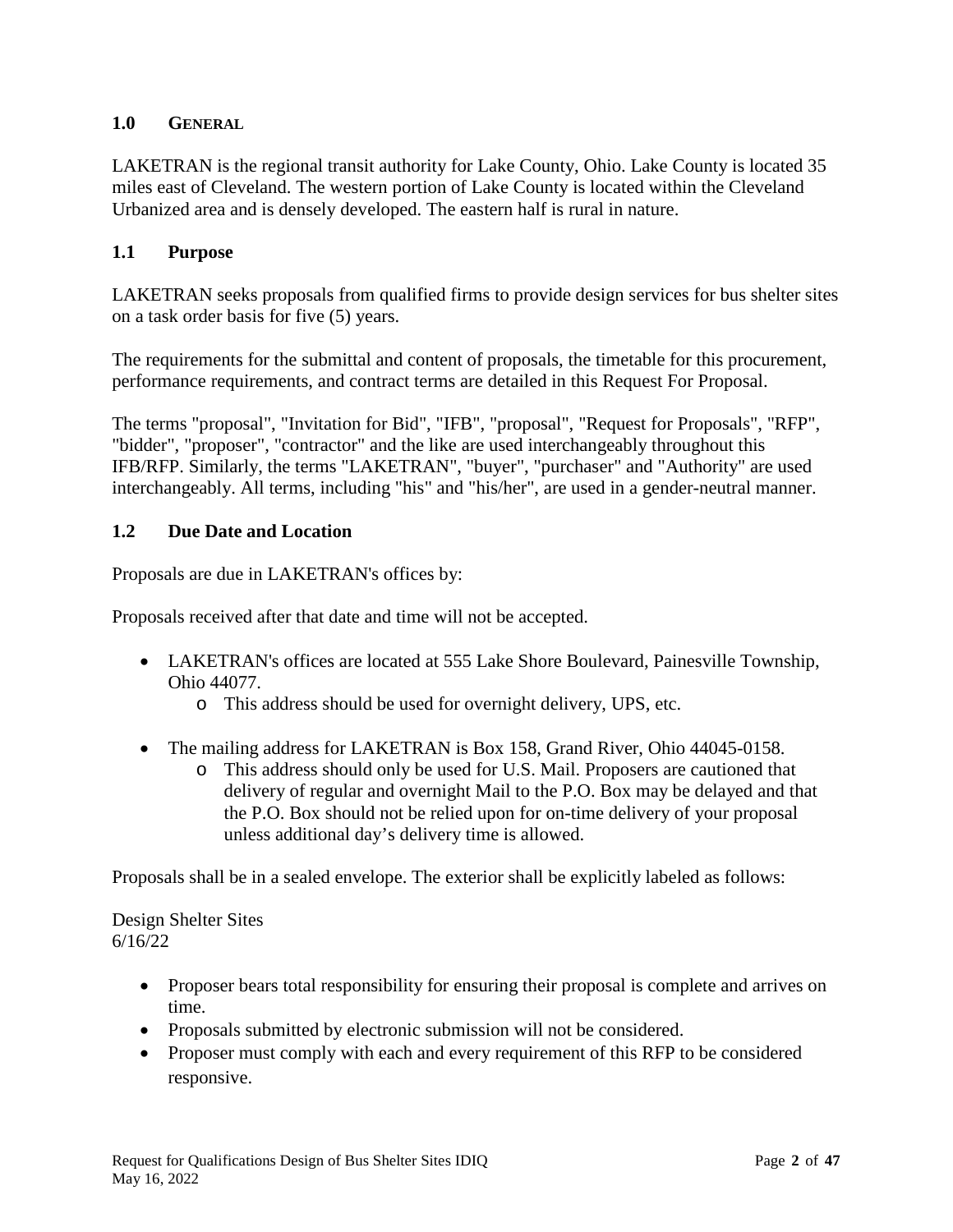## 1.0 GENERAL

LAKETRAN is the regional transit authority for Lake County, Ohio. Lake County is located 35 miles east of Cleveland. The western portion of Lake County is located within the Cleveland Urbanized area and is densely developed. The eastern half is rural in nature.

### 1.1 Purpose

LAKETRAN seeks proposals from qualified firms to provide design services for bus shelter sites on a task order basis for five (5) years.

The requirements for the submittal and content of proposals, the timetable for this procurement, performance requirements, and contract terms are detailed in this Request For Proposal.

The terms "proposal", "Invitation for Bid", "IFB", "proposal", "Request for Proposals", "RFP", "bidder", "proposer", "contractor" and the like are used interchangeably throughout this IFB/RFP. Similarly, the terms "LAKETRAN", "buyer", "purchaser" and "Authority" are used interchangeably. All terms, including "his" and "his/her", are used in a gender-neutral manner.

### 1.2 Due Date and Location

Proposals are due in LAKETRAN's offices by:

Proposals received after that date and time will not be accepted.

- LAKETRAN's offices are located at 555 Lake Shore Boulevard, Painesville Township, Ohio 44077.
  - This address should be used for overnight delivery, UPS, etc.
- The mailing address for LAKETRAN is Box 158, Grand River, Ohio 44045-0158.
  - This address should only be used for U.S. Mail. Proposers are cautioned that delivery of regular and overnight Mail to the P.O. Box may be delayed and that the P.O. Box should not be relied upon for on-time delivery of your proposal unless additional day's delivery time is allowed.

Proposals shall be in a sealed envelope. The exterior shall be explicitly labeled as follows:

Design Shelter Sites
6/16/22

- Proposer bears total responsibility for ensuring their proposal is complete and arrives on time.
- Proposals submitted by electronic submission will not be considered.
- Proposer must comply with each and every requirement of this RFP to be considered responsive.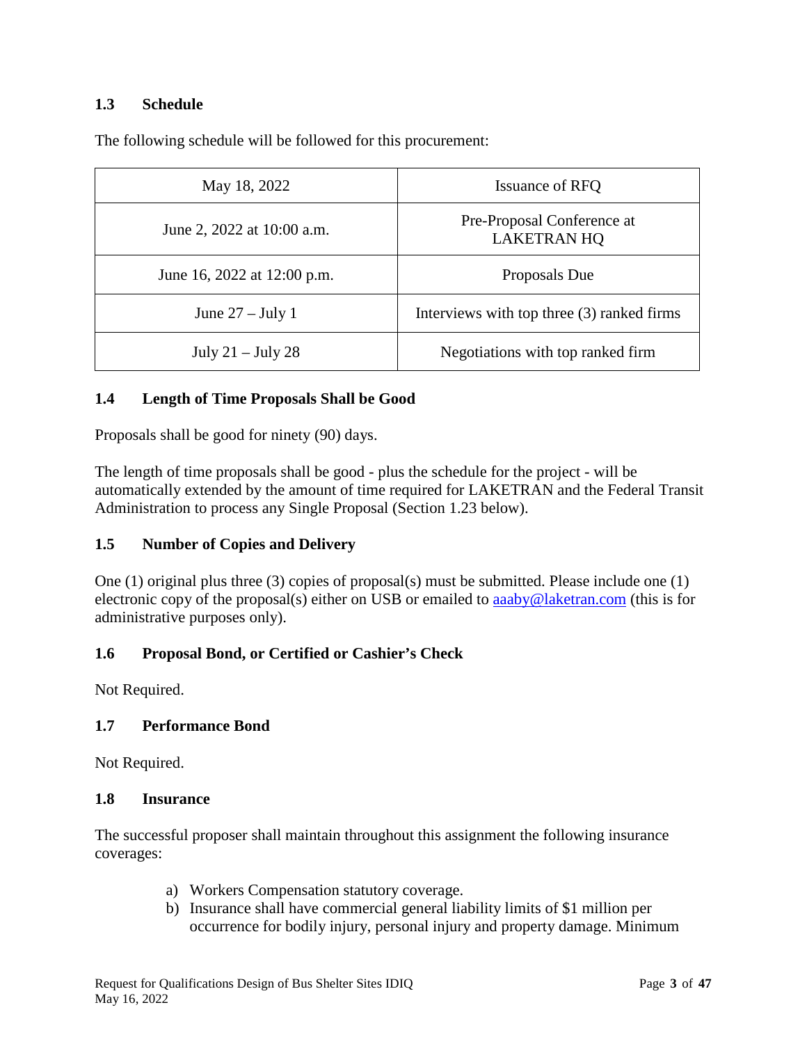### 1.3 Schedule

The following schedule will be followed for this procurement:

| | |
|---|---|
| May 18, 2022 | Issuance of RFQ |
| June 2, 2022 at 10:00 a.m. | Pre-Proposal Conference at LAKETRAN HQ |
| June 16, 2022 at 12:00 p.m. | Proposals Due |
| June 27 – July 1 | Interviews with top three (3) ranked firms |
| July 21 – July 28 | Negotiations with top ranked firm |

### 1.4 Length of Time Proposals Shall be Good

Proposals shall be good for ninety (90) days.

The length of time proposals shall be good - plus the schedule for the project - will be automatically extended by the amount of time required for LAKETRAN and the Federal Transit Administration to process any Single Proposal (Section 1.23 below).

### 1.5 Number of Copies and Delivery

One (1) original plus three (3) copies of proposal(s) must be submitted. Please include one (1) electronic copy of the proposal(s) either on USB or emailed to aaaby@laketran.com (this is for administrative purposes only).

### 1.6 Proposal Bond, or Certified or Cashier's Check

Not Required.

### 1.7 Performance Bond

Not Required.

### 1.8 Insurance

The successful proposer shall maintain throughout this assignment the following insurance coverages:

a) Workers Compensation statutory coverage.
b) Insurance shall have commercial general liability limits of $1 million per occurrence for bodily injury, personal injury and property damage. Minimum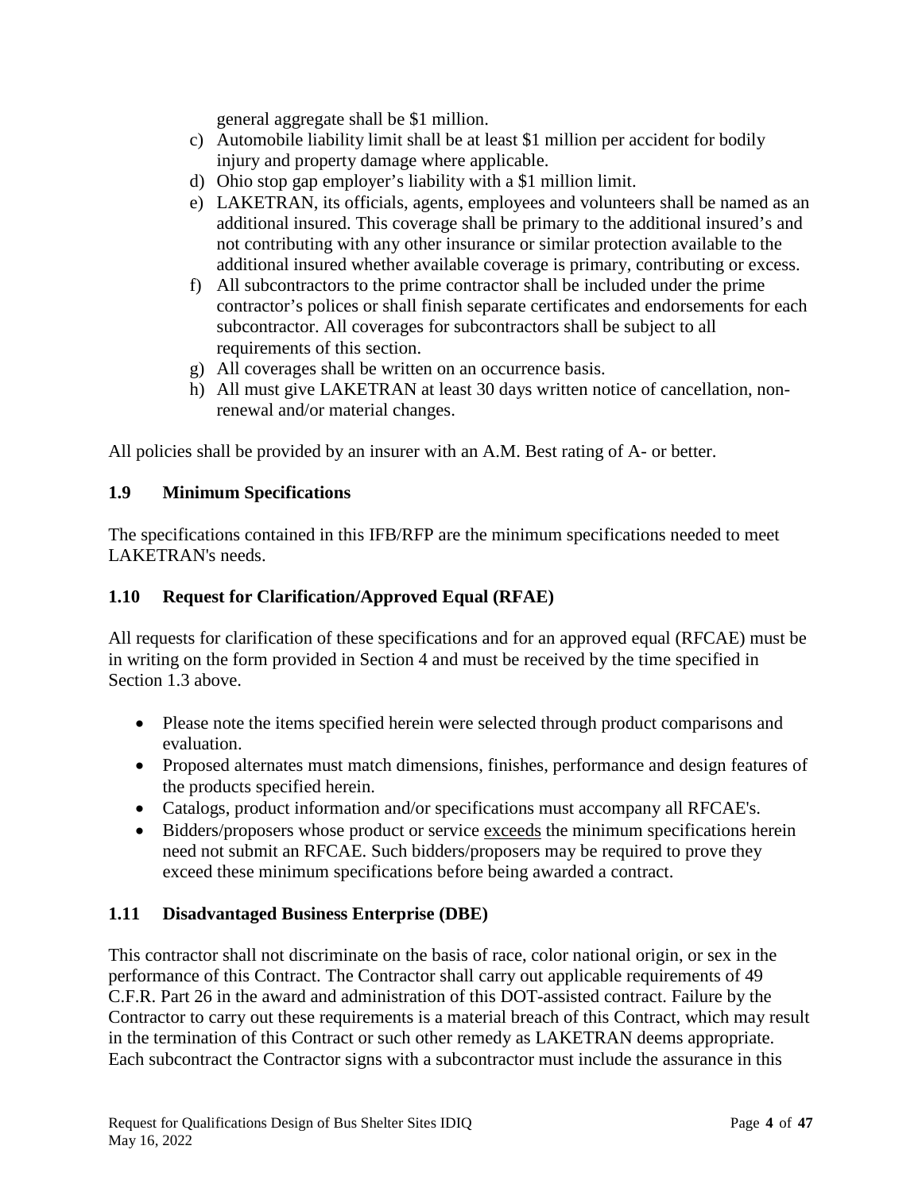general aggregate shall be $1 million.

c) Automobile liability limit shall be at least $1 million per accident for bodily injury and property damage where applicable.
d) Ohio stop gap employer's liability with a $1 million limit.
e) LAKETRAN, its officials, agents, employees and volunteers shall be named as an additional insured. This coverage shall be primary to the additional insured's and not contributing with any other insurance or similar protection available to the additional insured whether available coverage is primary, contributing or excess.
f) All subcontractors to the prime contractor shall be included under the prime contractor's polices or shall finish separate certificates and endorsements for each subcontractor. All coverages for subcontractors shall be subject to all requirements of this section.
g) All coverages shall be written on an occurrence basis.
h) All must give LAKETRAN at least 30 days written notice of cancellation, non-renewal and/or material changes.

All policies shall be provided by an insurer with an A.M. Best rating of A- or better.

### 1.9 Minimum Specifications

The specifications contained in this IFB/RFP are the minimum specifications needed to meet LAKETRAN's needs.

### 1.10 Request for Clarification/Approved Equal (RFAE)

All requests for clarification of these specifications and for an approved equal (RFCAE) must be in writing on the form provided in Section 4 and must be received by the time specified in Section 1.3 above.

- Please note the items specified herein were selected through product comparisons and evaluation.
- Proposed alternates must match dimensions, finishes, performance and design features of the products specified herein.
- Catalogs, product information and/or specifications must accompany all RFCAE's.
- Bidders/proposers whose product or service exceeds the minimum specifications herein need not submit an RFCAE. Such bidders/proposers may be required to prove they exceed these minimum specifications before being awarded a contract.

### 1.11 Disadvantaged Business Enterprise (DBE)

This contractor shall not discriminate on the basis of race, color national origin, or sex in the performance of this Contract. The Contractor shall carry out applicable requirements of 49 C.F.R. Part 26 in the award and administration of this DOT-assisted contract. Failure by the Contractor to carry out these requirements is a material breach of this Contract, which may result in the termination of this Contract or such other remedy as LAKETRAN deems appropriate. Each subcontract the Contractor signs with a subcontractor must include the assurance in this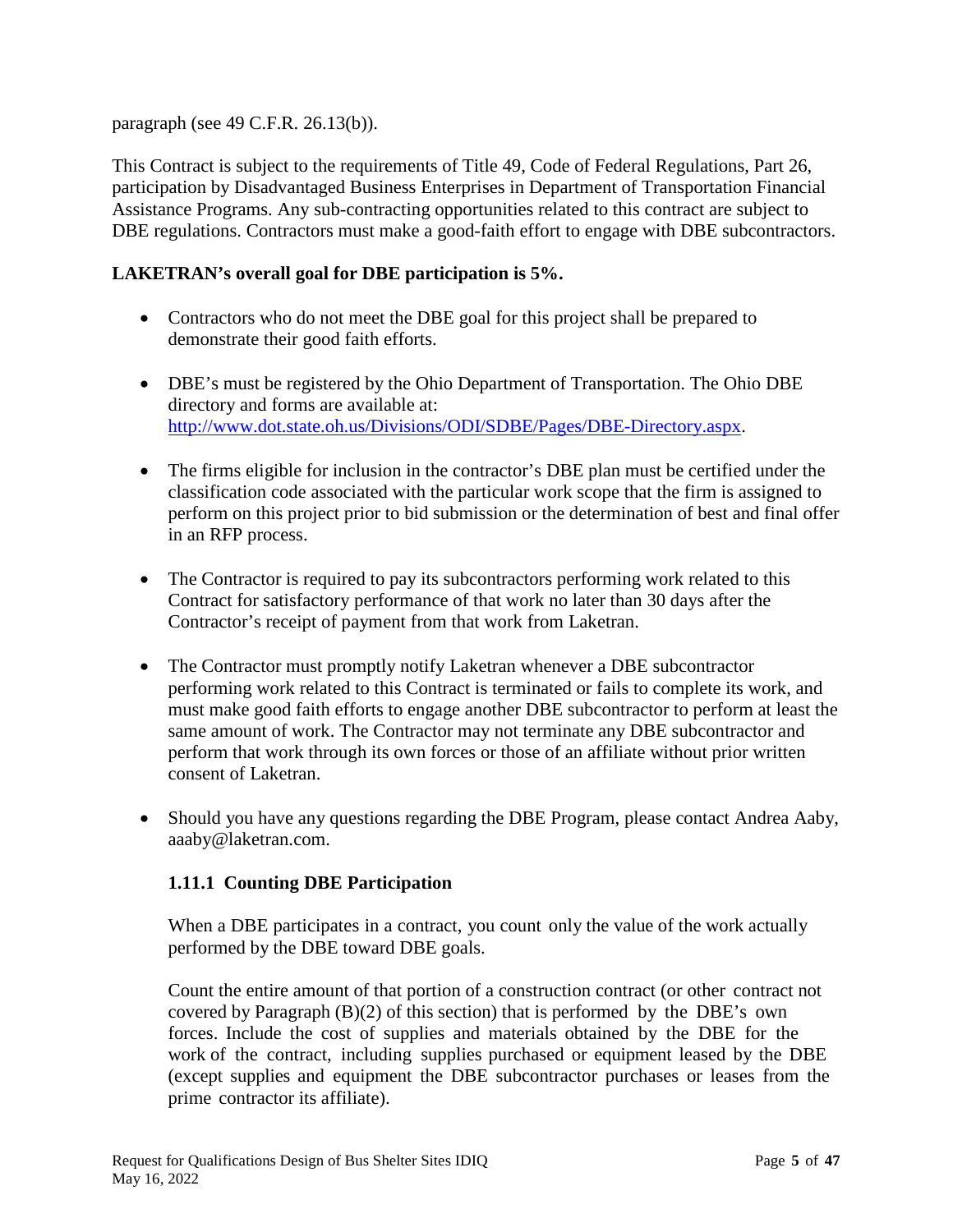paragraph (see 49 C.F.R. 26.13(b)).

This Contract is subject to the requirements of Title 49, Code of Federal Regulations, Part 26, participation by Disadvantaged Business Enterprises in Department of Transportation Financial Assistance Programs. Any sub-contracting opportunities related to this contract are subject to DBE regulations. Contractors must make a good-faith effort to engage with DBE subcontractors.

**LAKETRAN's overall goal for DBE participation is 5%.**

- Contractors who do not meet the DBE goal for this project shall be prepared to demonstrate their good faith efforts.
- DBE's must be registered by the Ohio Department of Transportation. The Ohio DBE directory and forms are available at: http://www.dot.state.oh.us/Divisions/ODI/SDBE/Pages/DBE-Directory.aspx.
- The firms eligible for inclusion in the contractor's DBE plan must be certified under the classification code associated with the particular work scope that the firm is assigned to perform on this project prior to bid submission or the determination of best and final offer in an RFP process.
- The Contractor is required to pay its subcontractors performing work related to this Contract for satisfactory performance of that work no later than 30 days after the Contractor's receipt of payment from that work from Laketran.
- The Contractor must promptly notify Laketran whenever a DBE subcontractor performing work related to this Contract is terminated or fails to complete its work, and must make good faith efforts to engage another DBE subcontractor to perform at least the same amount of work. The Contractor may not terminate any DBE subcontractor and perform that work through its own forces or those of an affiliate without prior written consent of Laketran.
- Should you have any questions regarding the DBE Program, please contact Andrea Aaby, aaaby@laketran.com.

### 1.11.1 Counting DBE Participation

When a DBE participates in a contract, you count only the value of the work actually performed by the DBE toward DBE goals.

Count the entire amount of that portion of a construction contract (or other contract not covered by Paragraph (B)(2) of this section) that is performed by the DBE's own forces. Include the cost of supplies and materials obtained by the DBE for the work of the contract, including supplies purchased or equipment leased by the DBE (except supplies and equipment the DBE subcontractor purchases or leases from the prime contractor its affiliate).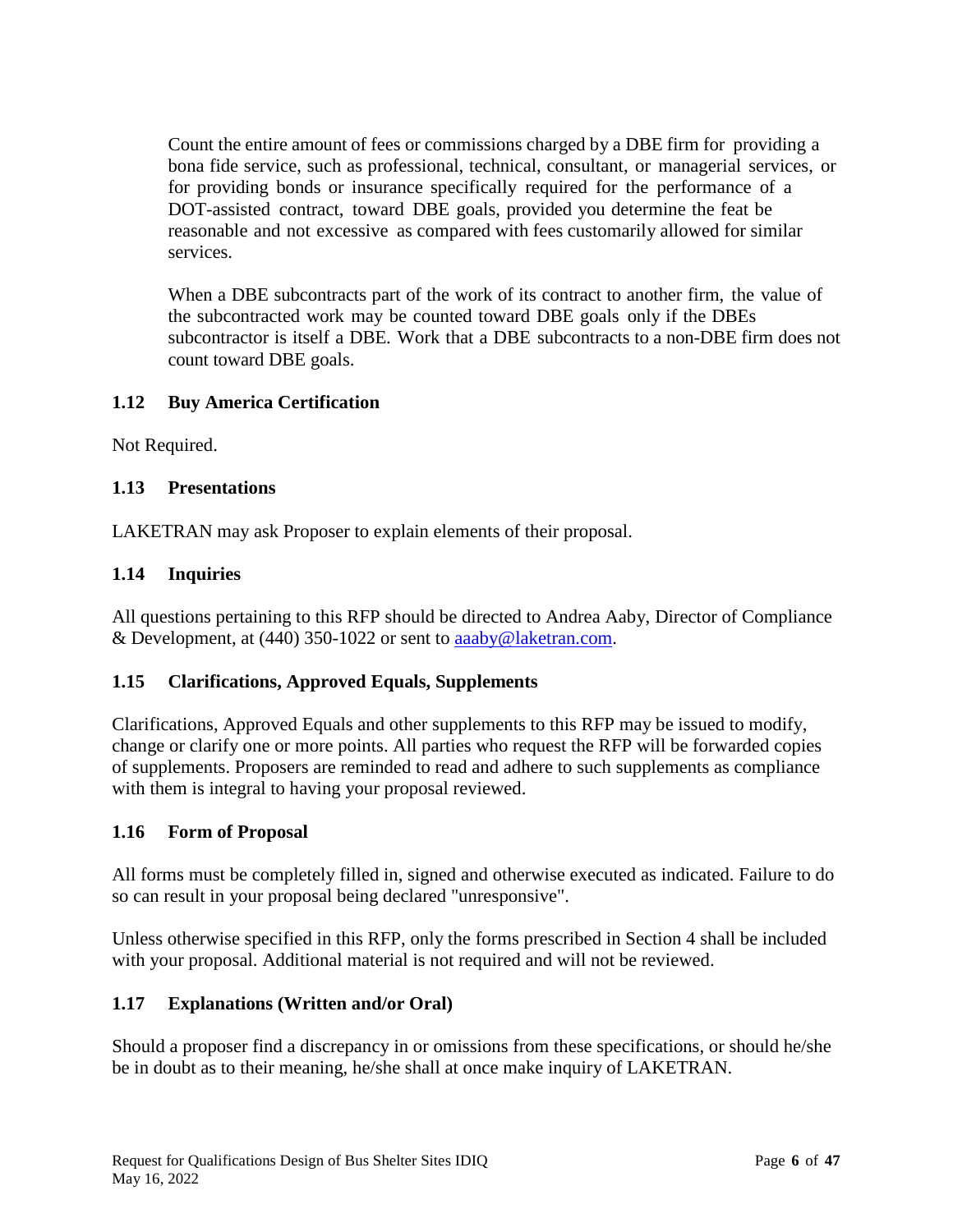Count the entire amount of fees or commissions charged by a DBE firm for providing a bona fide service, such as professional, technical, consultant, or managerial services, or for providing bonds or insurance specifically required for the performance of a DOT-assisted contract, toward DBE goals, provided you determine the feat be reasonable and not excessive as compared with fees customarily allowed for similar services.

When a DBE subcontracts part of the work of its contract to another firm, the value of the subcontracted work may be counted toward DBE goals only if the DBEs subcontractor is itself a DBE. Work that a DBE subcontracts to a non-DBE firm does not count toward DBE goals.

### 1.12 Buy America Certification

Not Required.

### 1.13 Presentations

LAKETRAN may ask Proposer to explain elements of their proposal.

### 1.14 Inquiries

All questions pertaining to this RFP should be directed to Andrea Aaby, Director of Compliance & Development, at (440) 350-1022 or sent to aaaby@laketran.com.

### 1.15 Clarifications, Approved Equals, Supplements

Clarifications, Approved Equals and other supplements to this RFP may be issued to modify, change or clarify one or more points. All parties who request the RFP will be forwarded copies of supplements. Proposers are reminded to read and adhere to such supplements as compliance with them is integral to having your proposal reviewed.

### 1.16 Form of Proposal

All forms must be completely filled in, signed and otherwise executed as indicated. Failure to do so can result in your proposal being declared "unresponsive".

Unless otherwise specified in this RFP, only the forms prescribed in Section 4 shall be included with your proposal. Additional material is not required and will not be reviewed.

### 1.17 Explanations (Written and/or Oral)

Should a proposer find a discrepancy in or omissions from these specifications, or should he/she be in doubt as to their meaning, he/she shall at once make inquiry of LAKETRAN.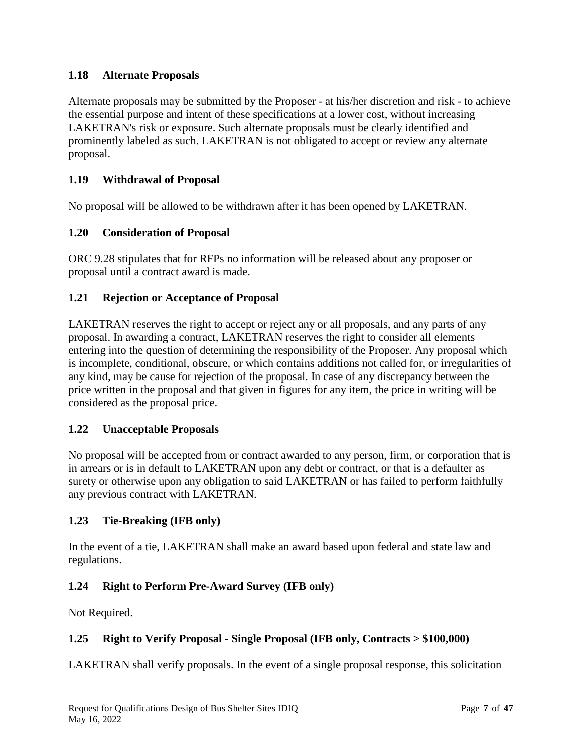### 1.18 Alternate Proposals

Alternate proposals may be submitted by the Proposer - at his/her discretion and risk - to achieve the essential purpose and intent of these specifications at a lower cost, without increasing LAKETRAN's risk or exposure. Such alternate proposals must be clearly identified and prominently labeled as such. LAKETRAN is not obligated to accept or review any alternate proposal.

### 1.19 Withdrawal of Proposal

No proposal will be allowed to be withdrawn after it has been opened by LAKETRAN.

### 1.20 Consideration of Proposal

ORC 9.28 stipulates that for RFPs no information will be released about any proposer or proposal until a contract award is made.

### 1.21 Rejection or Acceptance of Proposal

LAKETRAN reserves the right to accept or reject any or all proposals, and any parts of any proposal. In awarding a contract, LAKETRAN reserves the right to consider all elements entering into the question of determining the responsibility of the Proposer. Any proposal which is incomplete, conditional, obscure, or which contains additions not called for, or irregularities of any kind, may be cause for rejection of the proposal. In case of any discrepancy between the price written in the proposal and that given in figures for any item, the price in writing will be considered as the proposal price.

### 1.22 Unacceptable Proposals

No proposal will be accepted from or contract awarded to any person, firm, or corporation that is in arrears or is in default to LAKETRAN upon any debt or contract, or that is a defaulter as surety or otherwise upon any obligation to said LAKETRAN or has failed to perform faithfully any previous contract with LAKETRAN.

### 1.23 Tie-Breaking (IFB only)

In the event of a tie, LAKETRAN shall make an award based upon federal and state law and regulations.

### 1.24 Right to Perform Pre-Award Survey (IFB only)

Not Required.

### 1.25 Right to Verify Proposal - Single Proposal (IFB only, Contracts > $100,000)

LAKETRAN shall verify proposals. In the event of a single proposal response, this solicitation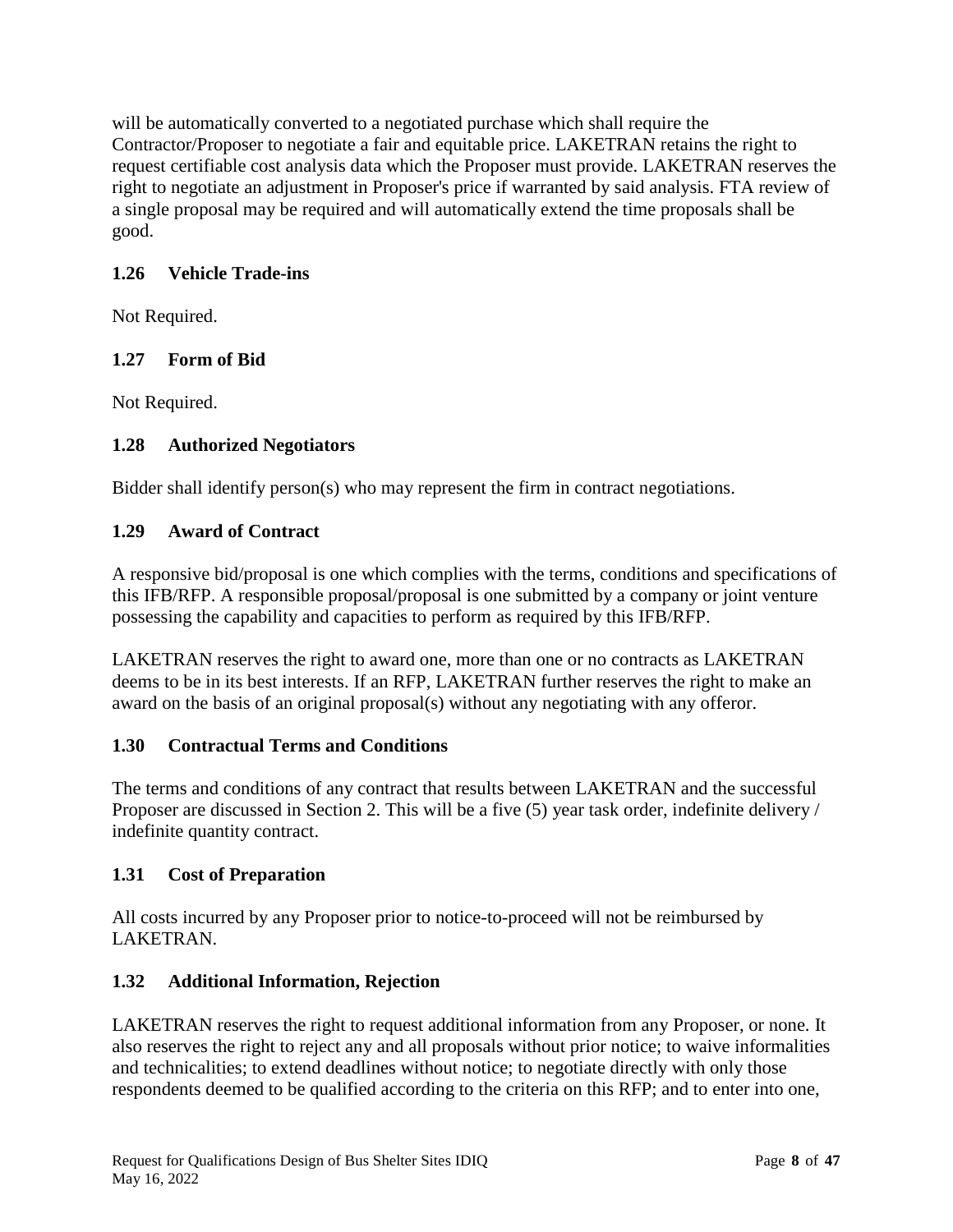will be automatically converted to a negotiated purchase which shall require the Contractor/Proposer to negotiate a fair and equitable price. LAKETRAN retains the right to request certifiable cost analysis data which the Proposer must provide. LAKETRAN reserves the right to negotiate an adjustment in Proposer's price if warranted by said analysis. FTA review of a single proposal may be required and will automatically extend the time proposals shall be good.

### 1.26 Vehicle Trade-ins

Not Required.

### 1.27 Form of Bid

Not Required.

### 1.28 Authorized Negotiators

Bidder shall identify person(s) who may represent the firm in contract negotiations.

### 1.29 Award of Contract

A responsive bid/proposal is one which complies with the terms, conditions and specifications of this IFB/RFP. A responsible proposal/proposal is one submitted by a company or joint venture possessing the capability and capacities to perform as required by this IFB/RFP.

LAKETRAN reserves the right to award one, more than one or no contracts as LAKETRAN deems to be in its best interests. If an RFP, LAKETRAN further reserves the right to make an award on the basis of an original proposal(s) without any negotiating with any offeror.

### 1.30 Contractual Terms and Conditions

The terms and conditions of any contract that results between LAKETRAN and the successful Proposer are discussed in Section 2. This will be a five (5) year task order, indefinite delivery / indefinite quantity contract.

### 1.31 Cost of Preparation

All costs incurred by any Proposer prior to notice-to-proceed will not be reimbursed by LAKETRAN.

### 1.32 Additional Information, Rejection

LAKETRAN reserves the right to request additional information from any Proposer, or none. It also reserves the right to reject any and all proposals without prior notice; to waive informalities and technicalities; to extend deadlines without notice; to negotiate directly with only those respondents deemed to be qualified according to the criteria on this RFP; and to enter into one,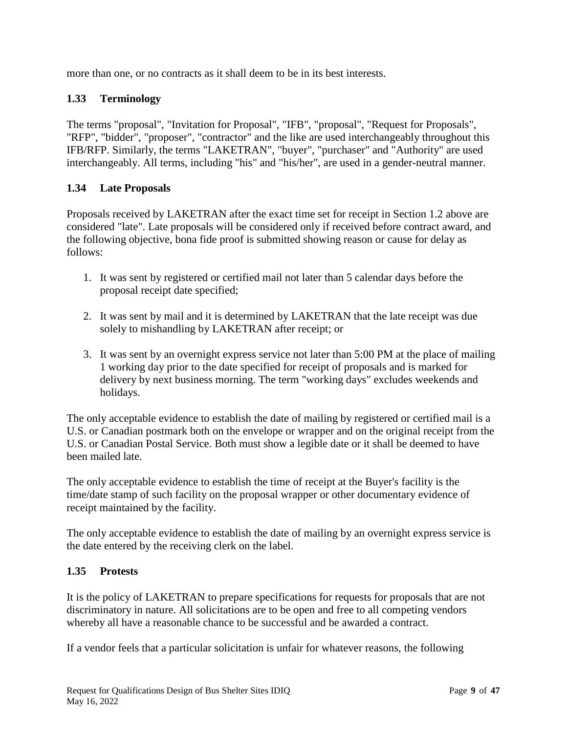more than one, or no contracts as it shall deem to be in its best interests.

### 1.33 Terminology

The terms "proposal", "Invitation for Proposal", "IFB", "proposal", "Request for Proposals", "RFP", "bidder", "proposer", "contractor" and the like are used interchangeably throughout this IFB/RFP. Similarly, the terms "LAKETRAN", "buyer", "purchaser" and "Authority" are used interchangeably. All terms, including "his" and "his/her", are used in a gender-neutral manner.

### 1.34 Late Proposals

Proposals received by LAKETRAN after the exact time set for receipt in Section 1.2 above are considered "late". Late proposals will be considered only if received before contract award, and the following objective, bona fide proof is submitted showing reason or cause for delay as follows:

1. It was sent by registered or certified mail not later than 5 calendar days before the proposal receipt date specified;

2. It was sent by mail and it is determined by LAKETRAN that the late receipt was due solely to mishandling by LAKETRAN after receipt; or

3. It was sent by an overnight express service not later than 5:00 PM at the place of mailing 1 working day prior to the date specified for receipt of proposals and is marked for delivery by next business morning. The term "working days" excludes weekends and holidays.

The only acceptable evidence to establish the date of mailing by registered or certified mail is a U.S. or Canadian postmark both on the envelope or wrapper and on the original receipt from the U.S. or Canadian Postal Service. Both must show a legible date or it shall be deemed to have been mailed late.

The only acceptable evidence to establish the time of receipt at the Buyer's facility is the time/date stamp of such facility on the proposal wrapper or other documentary evidence of receipt maintained by the facility.

The only acceptable evidence to establish the date of mailing by an overnight express service is the date entered by the receiving clerk on the label.

### 1.35 Protests

It is the policy of LAKETRAN to prepare specifications for requests for proposals that are not discriminatory in nature. All solicitations are to be open and free to all competing vendors whereby all have a reasonable chance to be successful and be awarded a contract.

If a vendor feels that a particular solicitation is unfair for whatever reasons, the following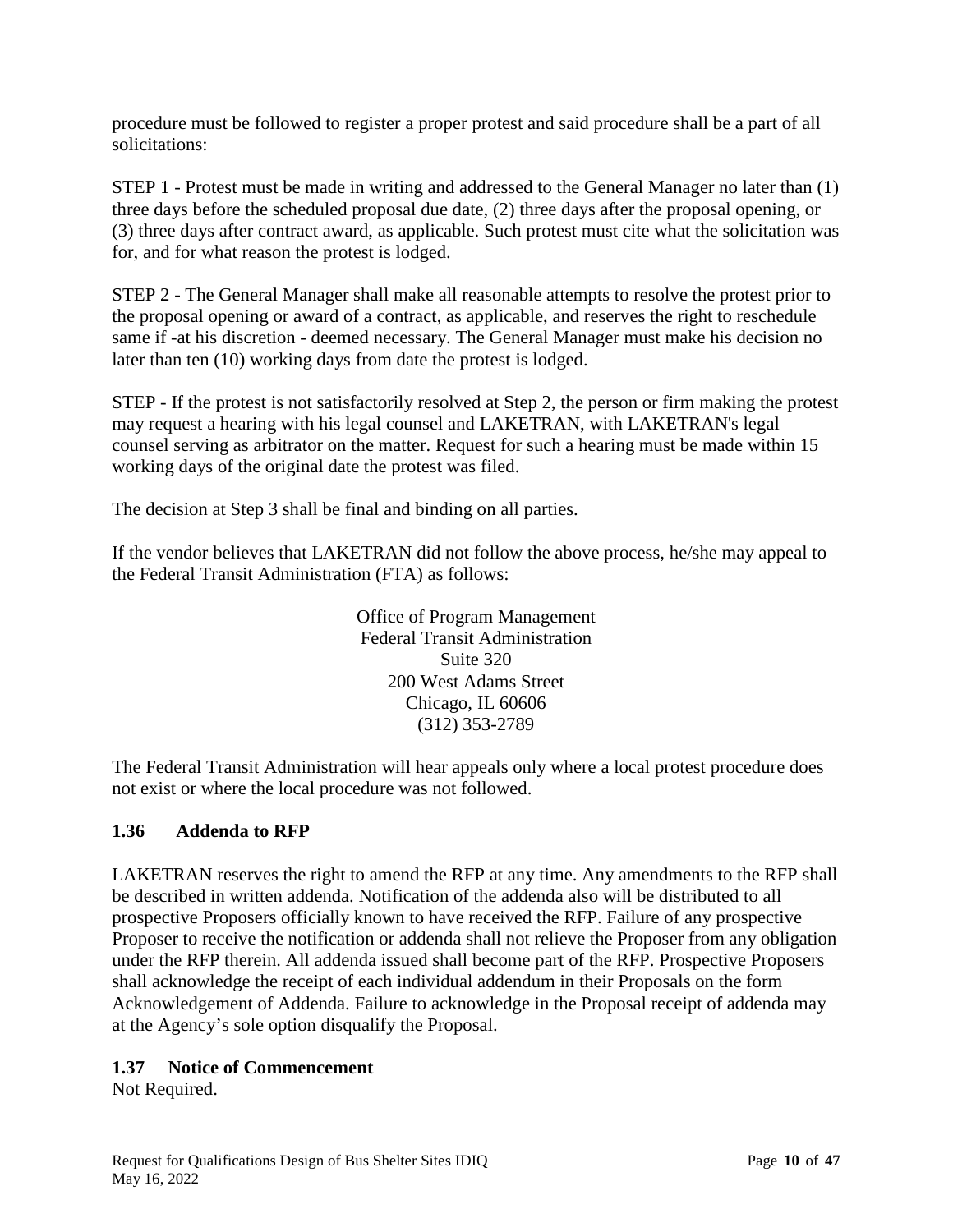procedure must be followed to register a proper protest and said procedure shall be a part of all solicitations:

STEP 1 - Protest must be made in writing and addressed to the General Manager no later than (1) three days before the scheduled proposal due date, (2) three days after the proposal opening, or (3) three days after contract award, as applicable. Such protest must cite what the solicitation was for, and for what reason the protest is lodged.

STEP 2 - The General Manager shall make all reasonable attempts to resolve the protest prior to the proposal opening or award of a contract, as applicable, and reserves the right to reschedule same if -at his discretion - deemed necessary. The General Manager must make his decision no later than ten (10) working days from date the protest is lodged.

STEP - If the protest is not satisfactorily resolved at Step 2, the person or firm making the protest may request a hearing with his legal counsel and LAKETRAN, with LAKETRAN's legal counsel serving as arbitrator on the matter. Request for such a hearing must be made within 15 working days of the original date the protest was filed.

The decision at Step 3 shall be final and binding on all parties.

If the vendor believes that LAKETRAN did not follow the above process, he/she may appeal to the Federal Transit Administration (FTA) as follows:

Office of Program Management
Federal Transit Administration
Suite 320
200 West Adams Street
Chicago, IL 60606
(312) 353-2789

The Federal Transit Administration will hear appeals only where a local protest procedure does not exist or where the local procedure was not followed.

### 1.36 Addenda to RFP

LAKETRAN reserves the right to amend the RFP at any time. Any amendments to the RFP shall be described in written addenda. Notification of the addenda also will be distributed to all prospective Proposers officially known to have received the RFP. Failure of any prospective Proposer to receive the notification or addenda shall not relieve the Proposer from any obligation under the RFP therein. All addenda issued shall become part of the RFP. Prospective Proposers shall acknowledge the receipt of each individual addendum in their Proposals on the form Acknowledgement of Addenda. Failure to acknowledge in the Proposal receipt of addenda may at the Agency's sole option disqualify the Proposal.

### 1.37 Notice of Commencement

Not Required.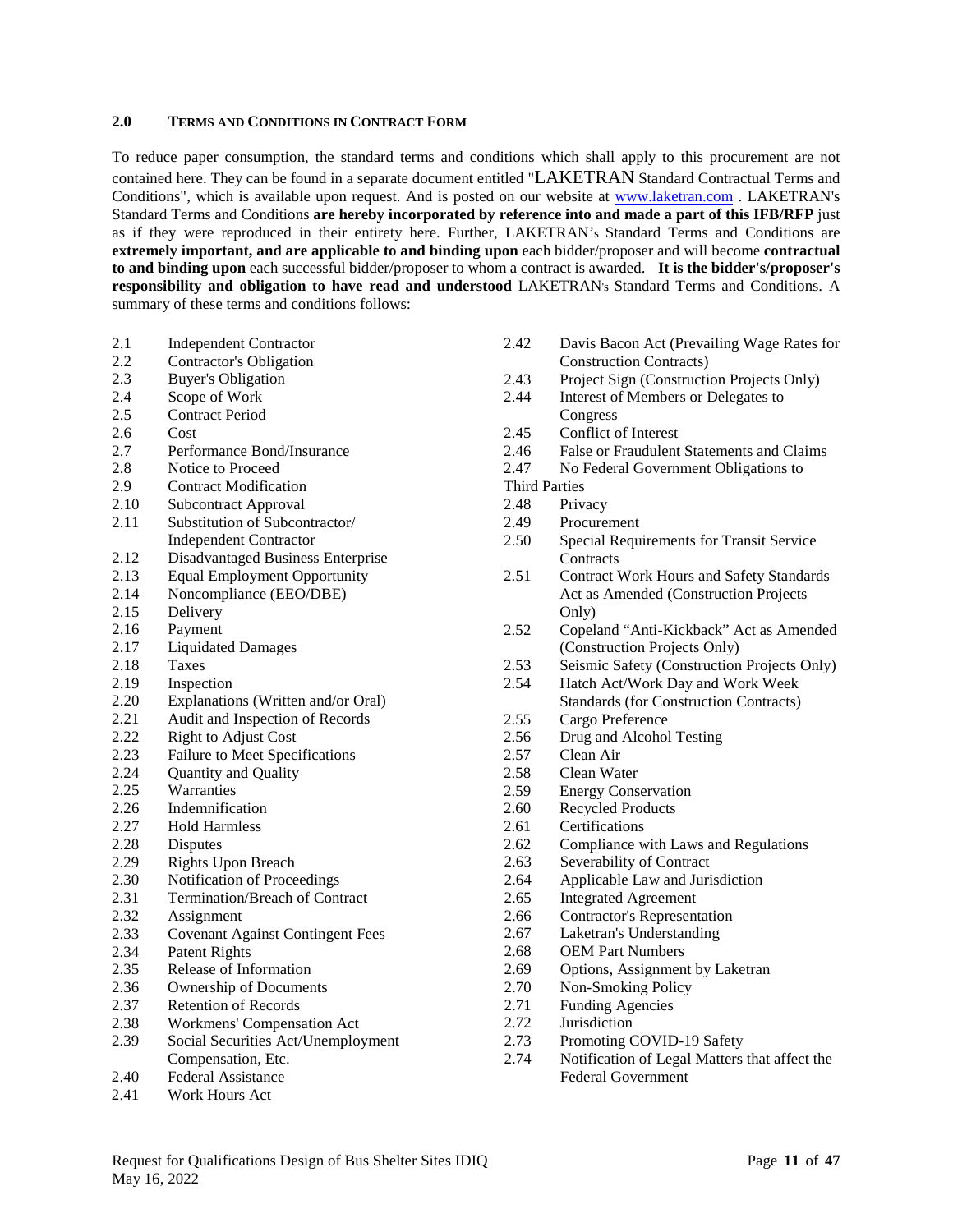### 2.0 TERMS AND CONDITIONS IN CONTRACT FORM

To reduce paper consumption, the standard terms and conditions which shall apply to this procurement are not contained here. They can be found in a separate document entitled "LAKETRAN Standard Contractual Terms and Conditions", which is available upon request. And is posted on our website at www.laketran.com . LAKETRAN's Standard Terms and Conditions **are hereby incorporated by reference into and made a part of this IFB/RFP** just as if they were reproduced in their entirety here. Further, LAKETRAN's Standard Terms and Conditions are **extremely important, and are applicable to and binding upon** each bidder/proposer and will become **contractual to and binding upon** each successful bidder/proposer to whom a contract is awarded. **It is the bidder's/proposer's responsibility and obligation to have read and understood** LAKETRAN's Standard Terms and Conditions. A summary of these terms and conditions follows:

- 2.1 Independent Contractor
- 2.2 Contractor's Obligation
- 2.3 Buyer's Obligation
- 2.4 Scope of Work
- 2.5 Contract Period
- 2.6 Cost
- 2.7 Performance Bond/Insurance
- 2.8 Notice to Proceed
- 2.9 Contract Modification
- 2.10 Subcontract Approval
- 2.11 Substitution of Subcontractor/ Independent Contractor
- 2.12 Disadvantaged Business Enterprise
- 2.13 Equal Employment Opportunity
- 2.14 Noncompliance (EEO/DBE)
- 2.15 Delivery
- 2.16 Payment
- 2.17 Liquidated Damages
- 2.18 Taxes
- 2.19 Inspection
- 2.20 Explanations (Written and/or Oral)
- 2.21 Audit and Inspection of Records
- 2.22 Right to Adjust Cost
- 2.23 Failure to Meet Specifications
- 2.24 Quantity and Quality
- 2.25 Warranties
- 2.26 Indemnification
- 2.27 Hold Harmless
- 2.28 Disputes
- 2.29 Rights Upon Breach
- 2.30 Notification of Proceedings
- 2.31 Termination/Breach of Contract
- 2.32 Assignment
- 2.33 Covenant Against Contingent Fees
- 2.34 Patent Rights
- 2.35 Release of Information
- 2.36 Ownership of Documents
- 2.37 Retention of Records
- 2.38 Workmens' Compensation Act
- 2.39 Social Securities Act/Unemployment Compensation, Etc.
- 2.40 Federal Assistance
- 2.41 Work Hours Act
- 2.42 Davis Bacon Act (Prevailing Wage Rates for Construction Contracts)
- 2.43 Project Sign (Construction Projects Only)
- 2.44 Interest of Members or Delegates to Congress
- 2.45 Conflict of Interest
- 2.46 False or Fraudulent Statements and Claims
- 2.47 No Federal Government Obligations to Third Parties
- 2.48 Privacy
- 2.49 Procurement
- 2.50 Special Requirements for Transit Service Contracts
- 2.51 Contract Work Hours and Safety Standards Act as Amended (Construction Projects Only)
- 2.52 Copeland "Anti-Kickback" Act as Amended (Construction Projects Only)
- 2.53 Seismic Safety (Construction Projects Only)
- 2.54 Hatch Act/Work Day and Work Week Standards (for Construction Contracts)
- 2.55 Cargo Preference
- 2.56 Drug and Alcohol Testing
- 2.57 Clean Air
- 2.58 Clean Water
- 2.59 Energy Conservation
- 2.60 Recycled Products
- 2.61 Certifications
- 2.62 Compliance with Laws and Regulations
- 2.63 Severability of Contract
- 2.64 Applicable Law and Jurisdiction
- 2.65 Integrated Agreement
- 2.66 Contractor's Representation
- 2.67 Laketran's Understanding
- 2.68 OEM Part Numbers
- 2.69 Options, Assignment by Laketran
- 2.70 Non-Smoking Policy
- 2.71 Funding Agencies
- 2.72 Jurisdiction
- 2.73 Promoting COVID-19 Safety
- 2.74 Notification of Legal Matters that affect the Federal Government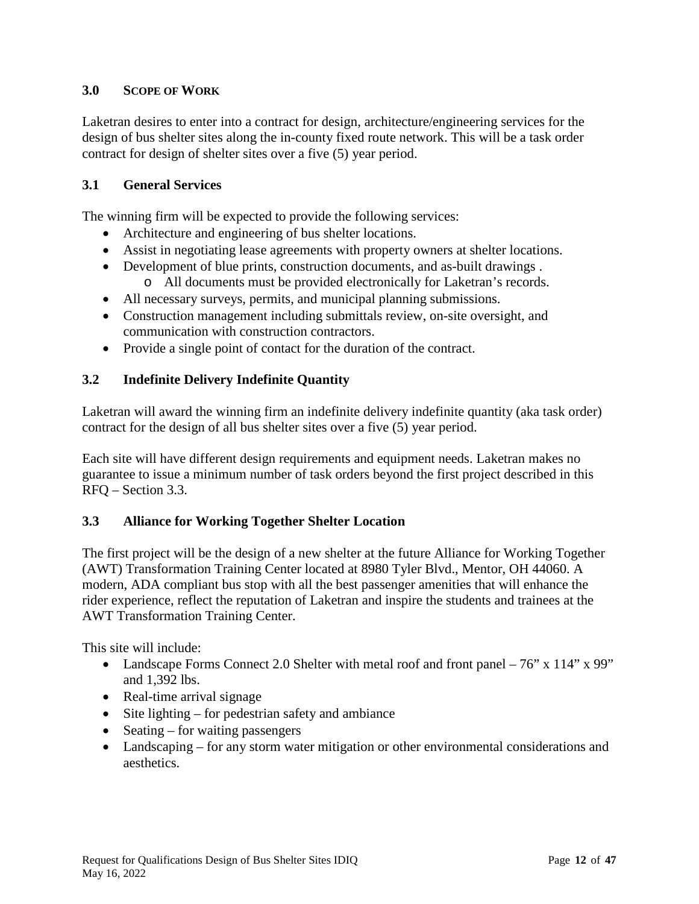## 3.0 SCOPE OF WORK

Laketran desires to enter into a contract for design, architecture/engineering services for the design of bus shelter sites along the in-county fixed route network. This will be a task order contract for design of shelter sites over a five (5) year period.

### 3.1 General Services

The winning firm will be expected to provide the following services:

- Architecture and engineering of bus shelter locations.
- Assist in negotiating lease agreements with property owners at shelter locations.
- Development of blue prints, construction documents, and as-built drawings .
    - All documents must be provided electronically for Laketran's records.
- All necessary surveys, permits, and municipal planning submissions.
- Construction management including submittals review, on-site oversight, and communication with construction contractors.
- Provide a single point of contact for the duration of the contract.

### 3.2 Indefinite Delivery Indefinite Quantity

Laketran will award the winning firm an indefinite delivery indefinite quantity (aka task order) contract for the design of all bus shelter sites over a five (5) year period.

Each site will have different design requirements and equipment needs. Laketran makes no guarantee to issue a minimum number of task orders beyond the first project described in this RFQ – Section 3.3.

### 3.3 Alliance for Working Together Shelter Location

The first project will be the design of a new shelter at the future Alliance for Working Together (AWT) Transformation Training Center located at 8980 Tyler Blvd., Mentor, OH 44060. A modern, ADA compliant bus stop with all the best passenger amenities that will enhance the rider experience, reflect the reputation of Laketran and inspire the students and trainees at the AWT Transformation Training Center.

This site will include:

- Landscape Forms Connect 2.0 Shelter with metal roof and front panel – 76" x 114" x 99" and 1,392 lbs.
- Real-time arrival signage
- Site lighting – for pedestrian safety and ambiance
- Seating – for waiting passengers
- Landscaping – for any storm water mitigation or other environmental considerations and aesthetics.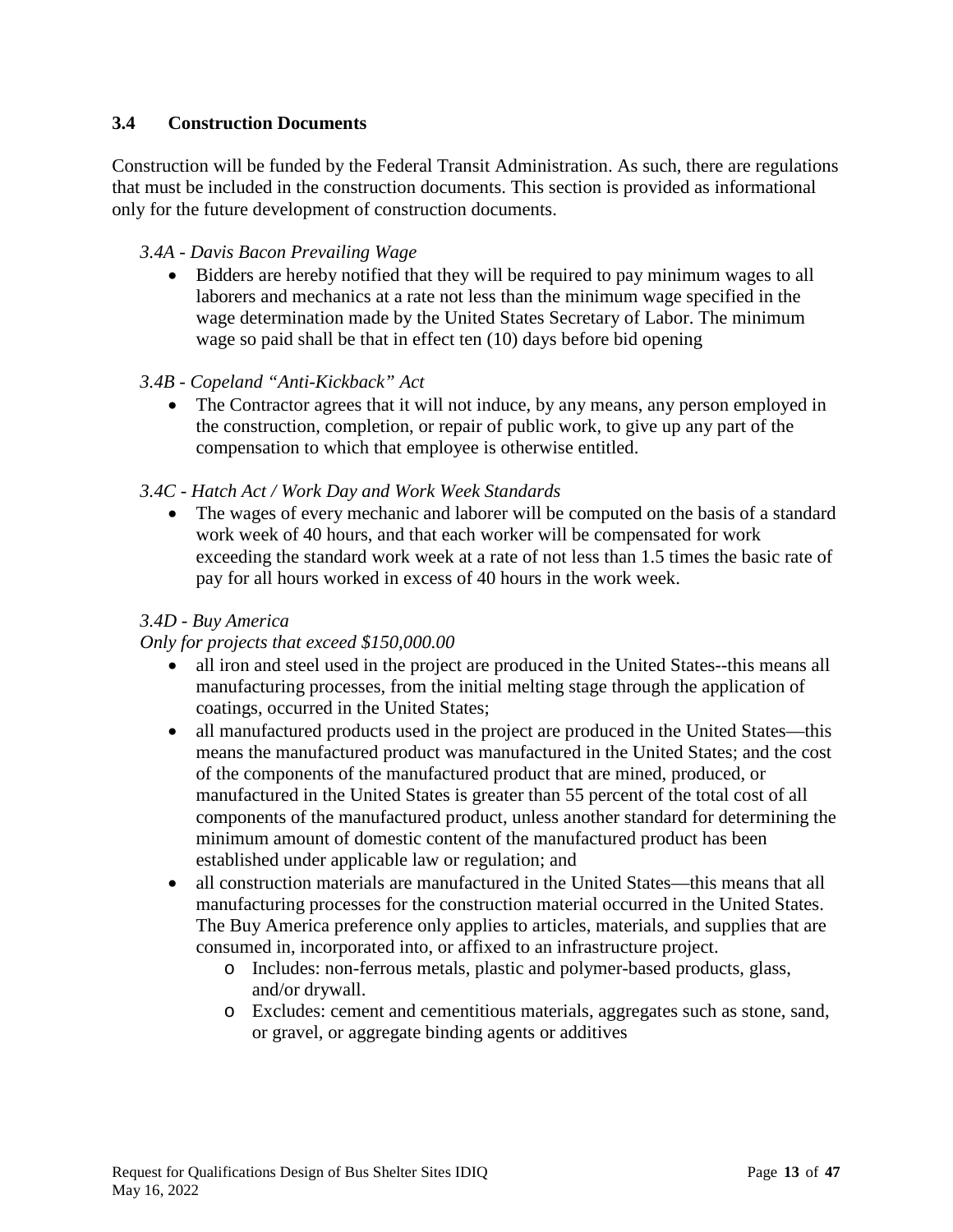## 3.4 Construction Documents

Construction will be funded by the Federal Transit Administration. As such, there are regulations that must be included in the construction documents. This section is provided as informational only for the future development of construction documents.

*3.4A - Davis Bacon Prevailing Wage*

- Bidders are hereby notified that they will be required to pay minimum wages to all laborers and mechanics at a rate not less than the minimum wage specified in the wage determination made by the United States Secretary of Labor. The minimum wage so paid shall be that in effect ten (10) days before bid opening

*3.4B - Copeland "Anti-Kickback" Act*

- The Contractor agrees that it will not induce, by any means, any person employed in the construction, completion, or repair of public work, to give up any part of the compensation to which that employee is otherwise entitled.

*3.4C - Hatch Act / Work Day and Work Week Standards*

- The wages of every mechanic and laborer will be computed on the basis of a standard work week of 40 hours, and that each worker will be compensated for work exceeding the standard work week at a rate of not less than 1.5 times the basic rate of pay for all hours worked in excess of 40 hours in the work week.

*3.4D - Buy America*

*Only for projects that exceed $150,000.00*

- all iron and steel used in the project are produced in the United States--this means all manufacturing processes, from the initial melting stage through the application of coatings, occurred in the United States;
- all manufactured products used in the project are produced in the United States—this means the manufactured product was manufactured in the United States; and the cost of the components of the manufactured product that are mined, produced, or manufactured in the United States is greater than 55 percent of the total cost of all components of the manufactured product, unless another standard for determining the minimum amount of domestic content of the manufactured product has been established under applicable law or regulation; and
- all construction materials are manufactured in the United States—this means that all manufacturing processes for the construction material occurred in the United States. The Buy America preference only applies to articles, materials, and supplies that are consumed in, incorporated into, or affixed to an infrastructure project.
  - Includes: non-ferrous metals, plastic and polymer-based products, glass, and/or drywall.
  - Excludes: cement and cementitious materials, aggregates such as stone, sand, or gravel, or aggregate binding agents or additives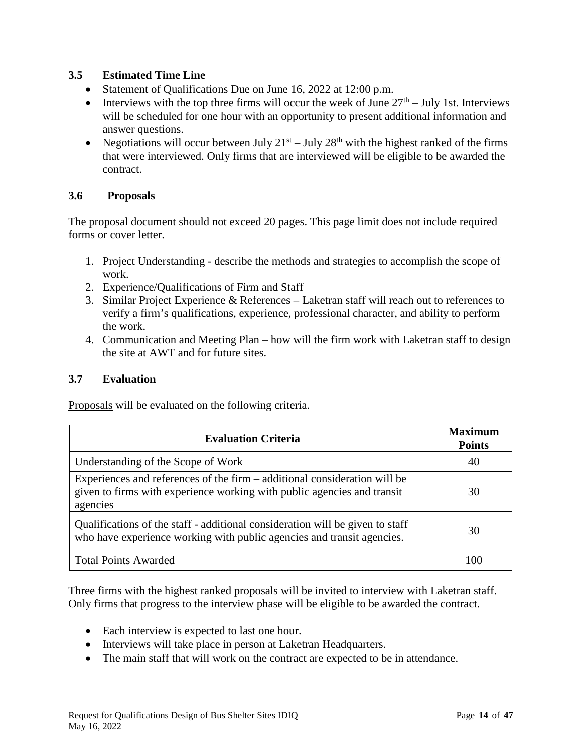### 3.5 Estimated Time Line

- Statement of Qualifications Due on June 16, 2022 at 12:00 p.m.
- Interviews with the top three firms will occur the week of June 27th – July 1st. Interviews will be scheduled for one hour with an opportunity to present additional information and answer questions.
- Negotiations will occur between July 21st – July 28th with the highest ranked of the firms that were interviewed. Only firms that are interviewed will be eligible to be awarded the contract.

### 3.6 Proposals

The proposal document should not exceed 20 pages. This page limit does not include required forms or cover letter.

1. Project Understanding - describe the methods and strategies to accomplish the scope of work.
2. Experience/Qualifications of Firm and Staff
3. Similar Project Experience & References – Laketran staff will reach out to references to verify a firm's qualifications, experience, professional character, and ability to perform the work.
4. Communication and Meeting Plan – how will the firm work with Laketran staff to design the site at AWT and for future sites.

### 3.7 Evaluation

Proposals will be evaluated on the following criteria.

| Evaluation Criteria | Maximum Points |
|---|---|
| Understanding of the Scope of Work | 40 |
| Experiences and references of the firm – additional consideration will be given to firms with experience working with public agencies and transit agencies | 30 |
| Qualifications of the staff - additional consideration will be given to staff who have experience working with public agencies and transit agencies. | 30 |
| Total Points Awarded | 100 |

Three firms with the highest ranked proposals will be invited to interview with Laketran staff. Only firms that progress to the interview phase will be eligible to be awarded the contract.

- Each interview is expected to last one hour.
- Interviews will take place in person at Laketran Headquarters.
- The main staff that will work on the contract are expected to be in attendance.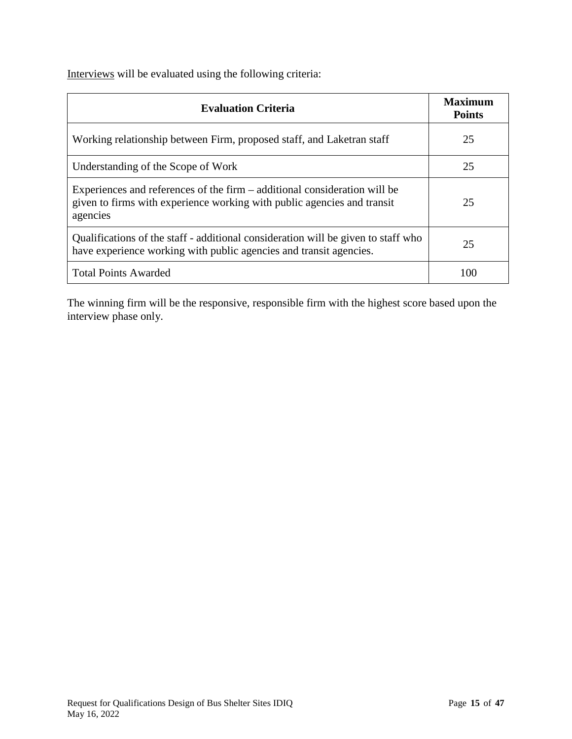Interviews will be evaluated using the following criteria:

| Evaluation Criteria | Maximum Points |
| --- | --- |
| Working relationship between Firm, proposed staff, and Laketran staff | 25 |
| Understanding of the Scope of Work | 25 |
| Experiences and references of the firm – additional consideration will be given to firms with experience working with public agencies and transit agencies | 25 |
| Qualifications of the staff - additional consideration will be given to staff who have experience working with public agencies and transit agencies. | 25 |
| Total Points Awarded | 100 |

The winning firm will be the responsive, responsible firm with the highest score based upon the interview phase only.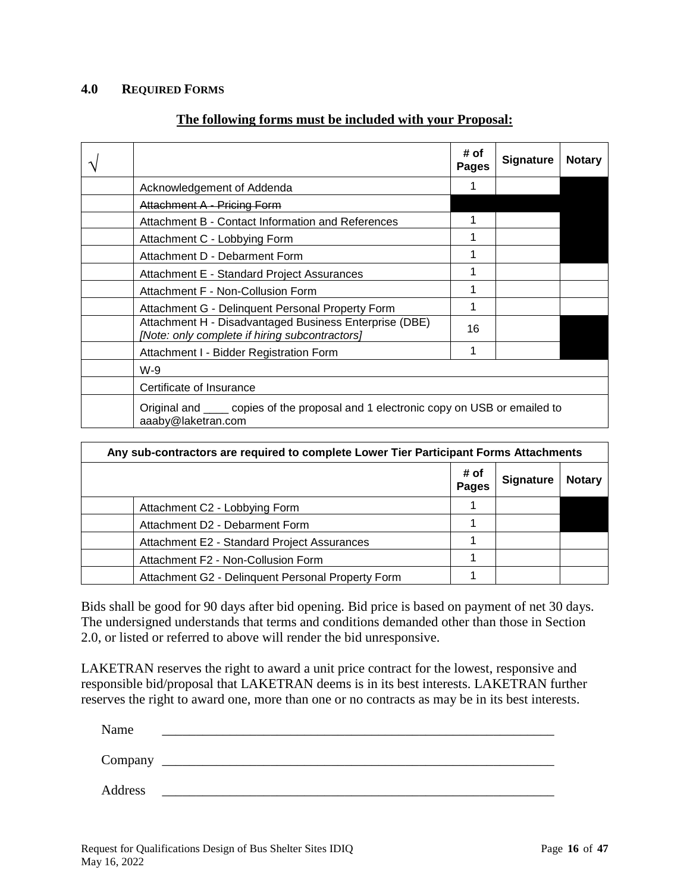## 4.0 REQUIRED FORMS

**The following forms must be included with your Proposal:**

| √ | | # of Pages | Signature | Notary |
|---|---|---|---|---|
| | Acknowledgement of Addenda | 1 | | |
| | ~~Attachment A - Pricing Form~~ | | | |
| | Attachment B - Contact Information and References | 1 | | |
| | Attachment C - Lobbying Form | 1 | | |
| | Attachment D - Debarment Form | 1 | | |
| | Attachment E - Standard Project Assurances | 1 | | |
| | Attachment F - Non-Collusion Form | 1 | | |
| | Attachment G - Delinquent Personal Property Form | 1 | | |
| | Attachment H - Disadvantaged Business Enterprise (DBE) *[Note: only complete if hiring subcontractors]* | 16 | | |
| | Attachment I - Bidder Registration Form | 1 | | |
| | W-9 | | | |
| | Certificate of Insurance | | | |
| | Original and ____ copies of the proposal and 1 electronic copy on USB or emailed to aaaby@laketran.com | | | |

| Any sub-contractors are required to complete Lower Tier Participant Forms Attachments | | | | |
|---|---|---|---|---|
| | | # of Pages | Signature | Notary |
| | Attachment C2 - Lobbying Form | 1 | | |
| | Attachment D2 - Debarment Form | 1 | | |
| | Attachment E2 - Standard Project Assurances | 1 | | |
| | Attachment F2 - Non-Collusion Form | 1 | | |
| | Attachment G2 - Delinquent Personal Property Form | 1 | | |

Bids shall be good for 90 days after bid opening. Bid price is based on payment of net 30 days. The undersigned understands that terms and conditions demanded other than those in Section 2.0, or listed or referred to above will render the bid unresponsive.

LAKETRAN reserves the right to award a unit price contract for the lowest, responsive and responsible bid/proposal that LAKETRAN deems is in its best interests. LAKETRAN further reserves the right to award one, more than one or no contracts as may be in its best interests.

Name ____________________________________________________________

Company _________________________________________________________

Address __________________________________________________________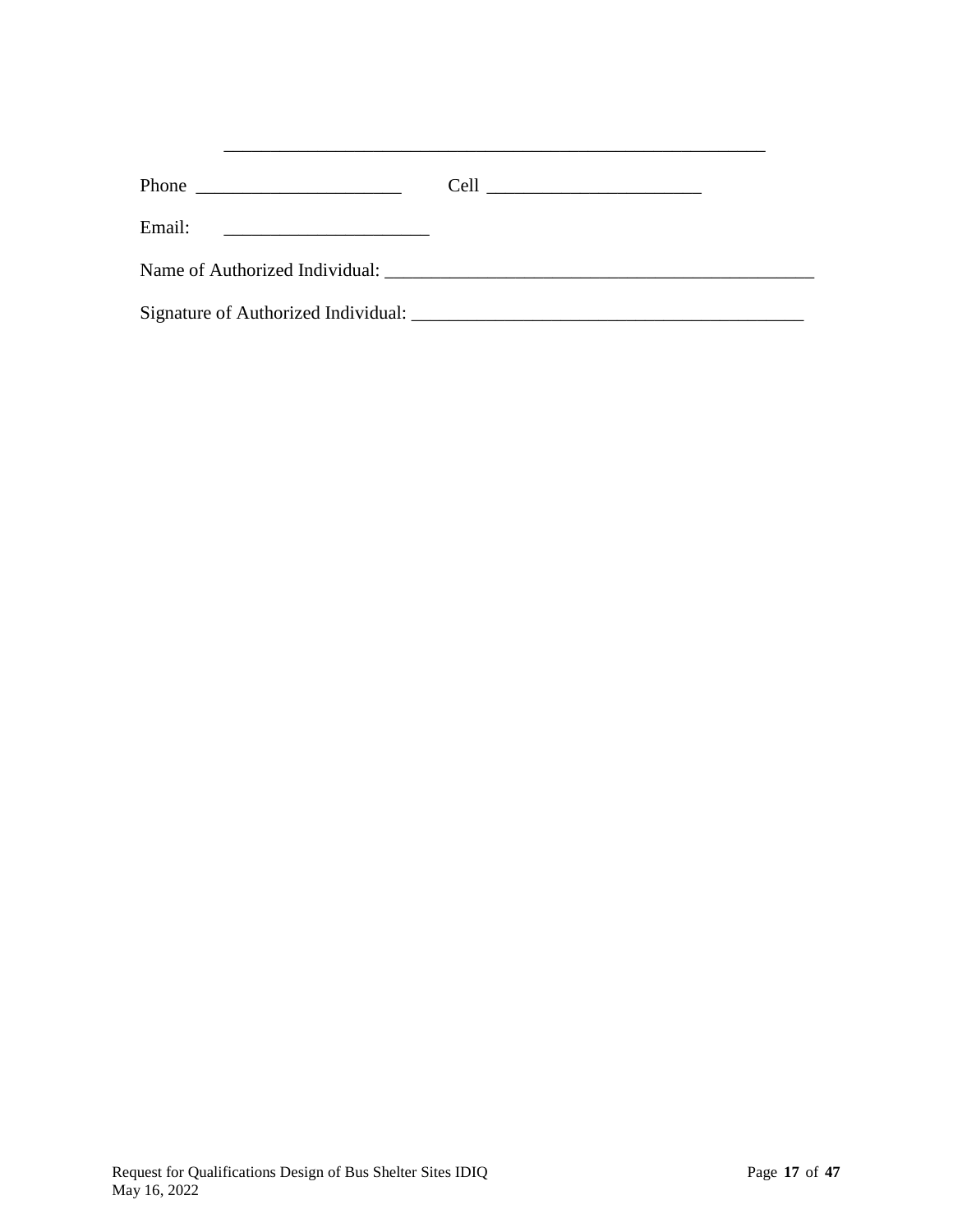\_\_\_\_\_\_\_\_\_\_\_\_\_\_\_\_\_\_\_\_\_\_\_\_\_\_\_\_\_\_\_\_\_\_\_\_\_\_\_\_\_\_\_\_\_\_\_\_\_\_\_\_\_\_\_\_\_\_

Phone \_\_\_\_\_\_\_\_\_\_\_\_\_\_\_\_\_\_\_\_\_\_ Cell \_\_\_\_\_\_\_\_\_\_\_\_\_\_\_\_\_\_\_\_\_\_\_

Email: \_\_\_\_\_\_\_\_\_\_\_\_\_\_\_\_\_\_\_\_\_\_

Name of Authorized Individual: \_\_\_\_\_\_\_\_\_\_\_\_\_\_\_\_\_\_\_\_\_\_\_\_\_\_\_\_\_\_\_\_\_\_\_\_\_\_\_\_\_\_\_\_\_\_

Signature of Authorized Individual: \_\_\_\_\_\_\_\_\_\_\_\_\_\_\_\_\_\_\_\_\_\_\_\_\_\_\_\_\_\_\_\_\_\_\_\_\_\_\_\_\_\_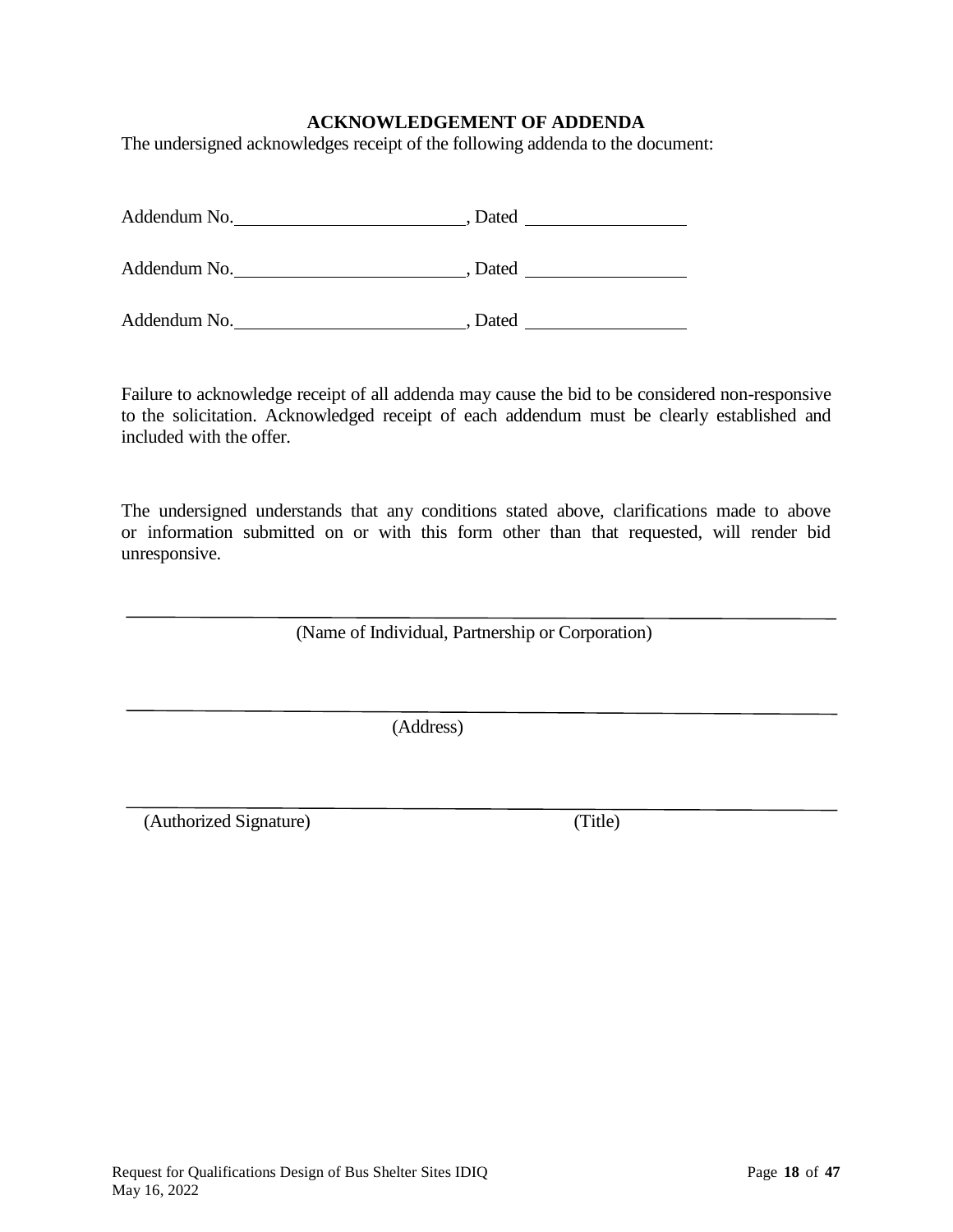## ACKNOWLEDGEMENT OF ADDENDA

The undersigned acknowledges receipt of the following addenda to the document:

Addendum No.\_\_\_\_\_\_\_\_\_\_\_\_\_\_\_\_\_\_\_\_\_\_\_\_\_\_, Dated \_\_\_\_\_\_\_\_\_\_\_\_\_\_\_\_\_\_

Addendum No.\_\_\_\_\_\_\_\_\_\_\_\_\_\_\_\_\_\_\_\_\_\_\_\_\_\_, Dated \_\_\_\_\_\_\_\_\_\_\_\_\_\_\_\_\_\_

Addendum No.\_\_\_\_\_\_\_\_\_\_\_\_\_\_\_\_\_\_\_\_\_\_\_\_\_\_, Dated \_\_\_\_\_\_\_\_\_\_\_\_\_\_\_\_\_\_

Failure to acknowledge receipt of all addenda may cause the bid to be considered non-responsive to the solicitation. Acknowledged receipt of each addendum must be clearly established and included with the offer.

The undersigned understands that any conditions stated above, clarifications made to above or information submitted on or with this form other than that requested, will render bid unresponsive.

\_\_\_\_\_\_\_\_\_\_\_\_\_\_\_\_\_\_\_\_\_\_\_\_\_\_\_\_\_\_\_\_\_\_\_\_\_\_\_\_\_\_\_\_\_\_\_\_\_\_\_\_\_\_\_\_\_\_\_\_\_\_\_\_\_\_\_\_\_\_\_\_

(Name of Individual, Partnership or Corporation)

\_\_\_\_\_\_\_\_\_\_\_\_\_\_\_\_\_\_\_\_\_\_\_\_\_\_\_\_\_\_\_\_\_\_\_\_\_\_\_\_\_\_\_\_\_\_\_\_\_\_\_\_\_\_\_\_\_\_\_\_\_\_\_\_\_\_\_\_\_\_\_\_

(Address)

\_\_\_\_\_\_\_\_\_\_\_\_\_\_\_\_\_\_\_\_\_\_\_\_\_\_\_\_\_\_\_\_\_\_\_\_\_\_\_\_\_\_\_\_\_\_\_\_\_\_\_\_\_\_\_\_\_\_\_\_\_\_\_\_\_\_\_\_\_\_\_\_

(Authorized Signature) (Title)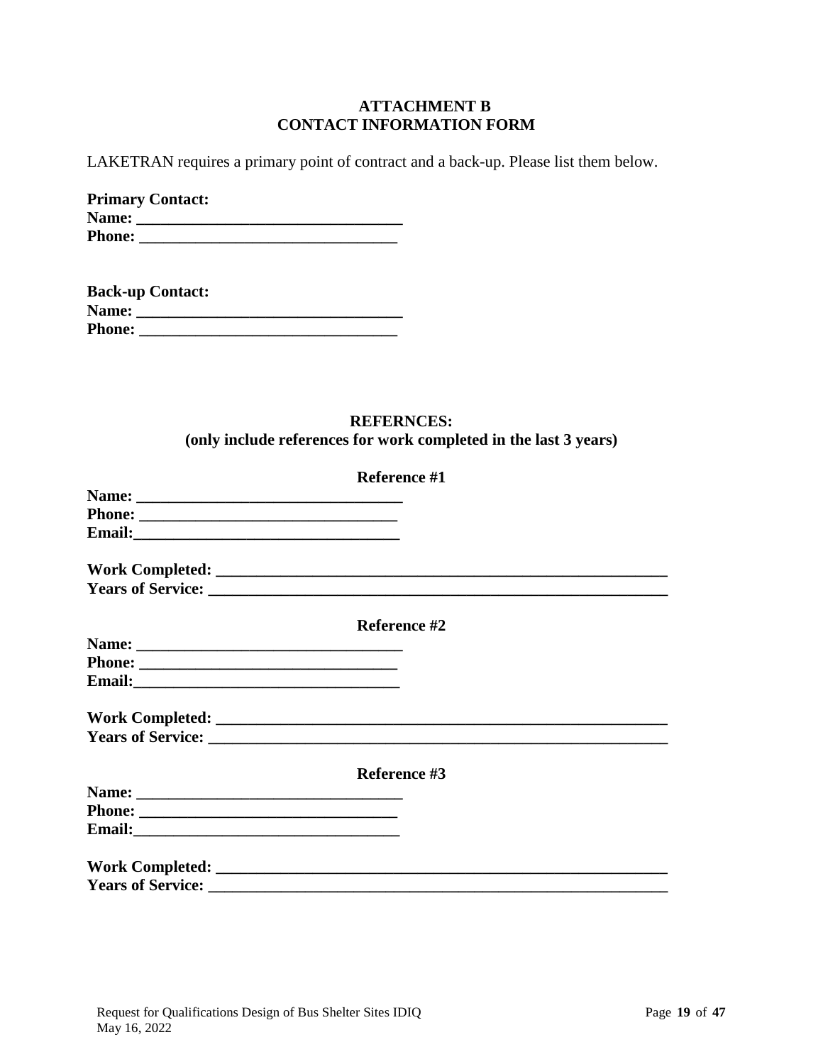**ATTACHMENT B**
**CONTACT INFORMATION FORM**

LAKETRAN requires a primary point of contract and a back-up. Please list them below.

**Primary Contact:**
**Name: \_\_\_\_\_\_\_\_\_\_\_\_\_\_\_\_\_\_\_\_\_\_\_\_\_\_\_\_\_\_\_\_**
**Phone: \_\_\_\_\_\_\_\_\_\_\_\_\_\_\_\_\_\_\_\_\_\_\_\_\_\_\_\_\_\_\_**

**Back-up Contact:**
**Name: \_\_\_\_\_\_\_\_\_\_\_\_\_\_\_\_\_\_\_\_\_\_\_\_\_\_\_\_\_\_\_\_**
**Phone: \_\_\_\_\_\_\_\_\_\_\_\_\_\_\_\_\_\_\_\_\_\_\_\_\_\_\_\_\_\_\_**

**REFERNCES:**
**(only include references for work completed in the last 3 years)**

**Reference #1**

**Name: \_\_\_\_\_\_\_\_\_\_\_\_\_\_\_\_\_\_\_\_\_\_\_\_\_\_\_\_\_\_\_\_**
**Phone: \_\_\_\_\_\_\_\_\_\_\_\_\_\_\_\_\_\_\_\_\_\_\_\_\_\_\_\_\_\_\_**
**Email:\_\_\_\_\_\_\_\_\_\_\_\_\_\_\_\_\_\_\_\_\_\_\_\_\_\_\_\_\_\_\_\_**

**Work Completed: \_\_\_\_\_\_\_\_\_\_\_\_\_\_\_\_\_\_\_\_\_\_\_\_\_\_\_\_\_\_\_\_\_\_\_\_\_\_\_\_\_\_\_\_\_\_\_\_\_\_\_\_\_\_**
**Years of Service: \_\_\_\_\_\_\_\_\_\_\_\_\_\_\_\_\_\_\_\_\_\_\_\_\_\_\_\_\_\_\_\_\_\_\_\_\_\_\_\_\_\_\_\_\_\_\_\_\_\_\_\_\_\_**

**Reference #2**

**Name: \_\_\_\_\_\_\_\_\_\_\_\_\_\_\_\_\_\_\_\_\_\_\_\_\_\_\_\_\_\_\_\_**
**Phone: \_\_\_\_\_\_\_\_\_\_\_\_\_\_\_\_\_\_\_\_\_\_\_\_\_\_\_\_\_\_\_**
**Email:\_\_\_\_\_\_\_\_\_\_\_\_\_\_\_\_\_\_\_\_\_\_\_\_\_\_\_\_\_\_\_\_**

**Work Completed: \_\_\_\_\_\_\_\_\_\_\_\_\_\_\_\_\_\_\_\_\_\_\_\_\_\_\_\_\_\_\_\_\_\_\_\_\_\_\_\_\_\_\_\_\_\_\_\_\_\_\_\_\_\_**
**Years of Service: \_\_\_\_\_\_\_\_\_\_\_\_\_\_\_\_\_\_\_\_\_\_\_\_\_\_\_\_\_\_\_\_\_\_\_\_\_\_\_\_\_\_\_\_\_\_\_\_\_\_\_\_\_\_**

**Reference #3**

**Name: \_\_\_\_\_\_\_\_\_\_\_\_\_\_\_\_\_\_\_\_\_\_\_\_\_\_\_\_\_\_\_\_**
**Phone: \_\_\_\_\_\_\_\_\_\_\_\_\_\_\_\_\_\_\_\_\_\_\_\_\_\_\_\_\_\_\_**
**Email:\_\_\_\_\_\_\_\_\_\_\_\_\_\_\_\_\_\_\_\_\_\_\_\_\_\_\_\_\_\_\_\_**

**Work Completed: \_\_\_\_\_\_\_\_\_\_\_\_\_\_\_\_\_\_\_\_\_\_\_\_\_\_\_\_\_\_\_\_\_\_\_\_\_\_\_\_\_\_\_\_\_\_\_\_\_\_\_\_\_\_**
**Years of Service: \_\_\_\_\_\_\_\_\_\_\_\_\_\_\_\_\_\_\_\_\_\_\_\_\_\_\_\_\_\_\_\_\_\_\_\_\_\_\_\_\_\_\_\_\_\_\_\_\_\_\_\_\_\_**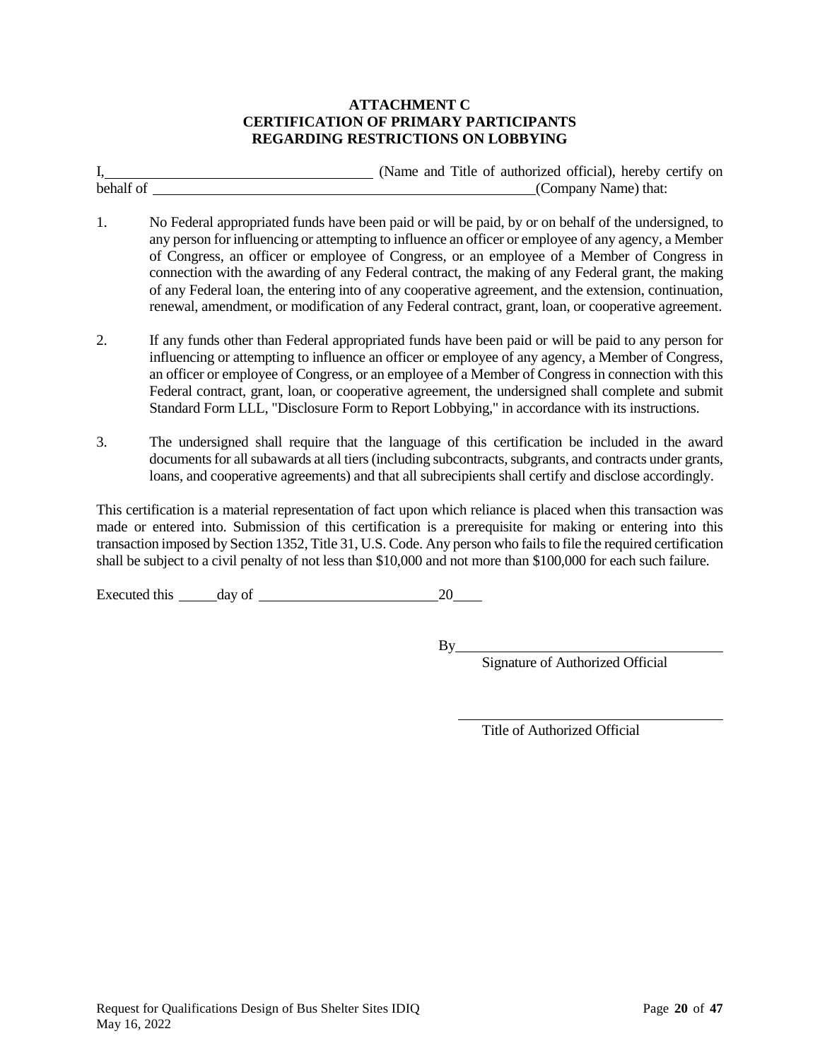# ATTACHMENT C
# CERTIFICATION OF PRIMARY PARTICIPANTS
# REGARDING RESTRICTIONS ON LOBBYING

I,\_\_\_\_\_\_\_\_\_\_\_\_\_\_\_\_\_\_\_\_\_\_\_\_\_\_\_\_\_\_\_\_\_\_\_\_ (Name and Title of authorized official), hereby certify on behalf of \_\_\_\_\_\_\_\_\_\_\_\_\_\_\_\_\_\_\_\_\_\_\_\_\_\_\_\_\_\_\_\_\_\_\_\_\_\_\_\_\_\_\_\_\_\_\_\_\_\_(Company Name) that:

1. No Federal appropriated funds have been paid or will be paid, by or on behalf of the undersigned, to any person for influencing or attempting to influence an officer or employee of any agency, a Member of Congress, an officer or employee of Congress, or an employee of a Member of Congress in connection with the awarding of any Federal contract, the making of any Federal grant, the making of any Federal loan, the entering into of any cooperative agreement, and the extension, continuation, renewal, amendment, or modification of any Federal contract, grant, loan, or cooperative agreement.

2. If any funds other than Federal appropriated funds have been paid or will be paid to any person for influencing or attempting to influence an officer or employee of any agency, a Member of Congress, an officer or employee of Congress, or an employee of a Member of Congress in connection with this Federal contract, grant, loan, or cooperative agreement, the undersigned shall complete and submit Standard Form LLL, "Disclosure Form to Report Lobbying," in accordance with its instructions.

3. The undersigned shall require that the language of this certification be included in the award documents for all subawards at all tiers (including subcontracts, subgrants, and contracts under grants, loans, and cooperative agreements) and that all subrecipients shall certify and disclose accordingly.

This certification is a material representation of fact upon which reliance is placed when this transaction was made or entered into. Submission of this certification is a prerequisite for making or entering into this transaction imposed by Section 1352, Title 31, U.S. Code. Any person who fails to file the required certification shall be subject to a civil penalty of not less than $10,000 and not more than $100,000 for each such failure.

Executed this \_\_\_\_\_day of \_\_\_\_\_\_\_\_\_\_\_\_\_\_\_\_\_\_\_\_\_\_\_\_\_20\_\_\_\_

By\_\_\_\_\_\_\_\_\_\_\_\_\_\_\_\_\_\_\_\_\_\_\_\_\_\_\_\_\_\_\_\_\_\_\_\_\_
Signature of Authorized Official

\_\_\_\_\_\_\_\_\_\_\_\_\_\_\_\_\_\_\_\_\_\_\_\_\_\_\_\_\_\_\_\_\_\_\_\_\_\_
Title of Authorized Official

Request for Qualifications Design of Bus Shelter Sites IDIQ
May 16, 2022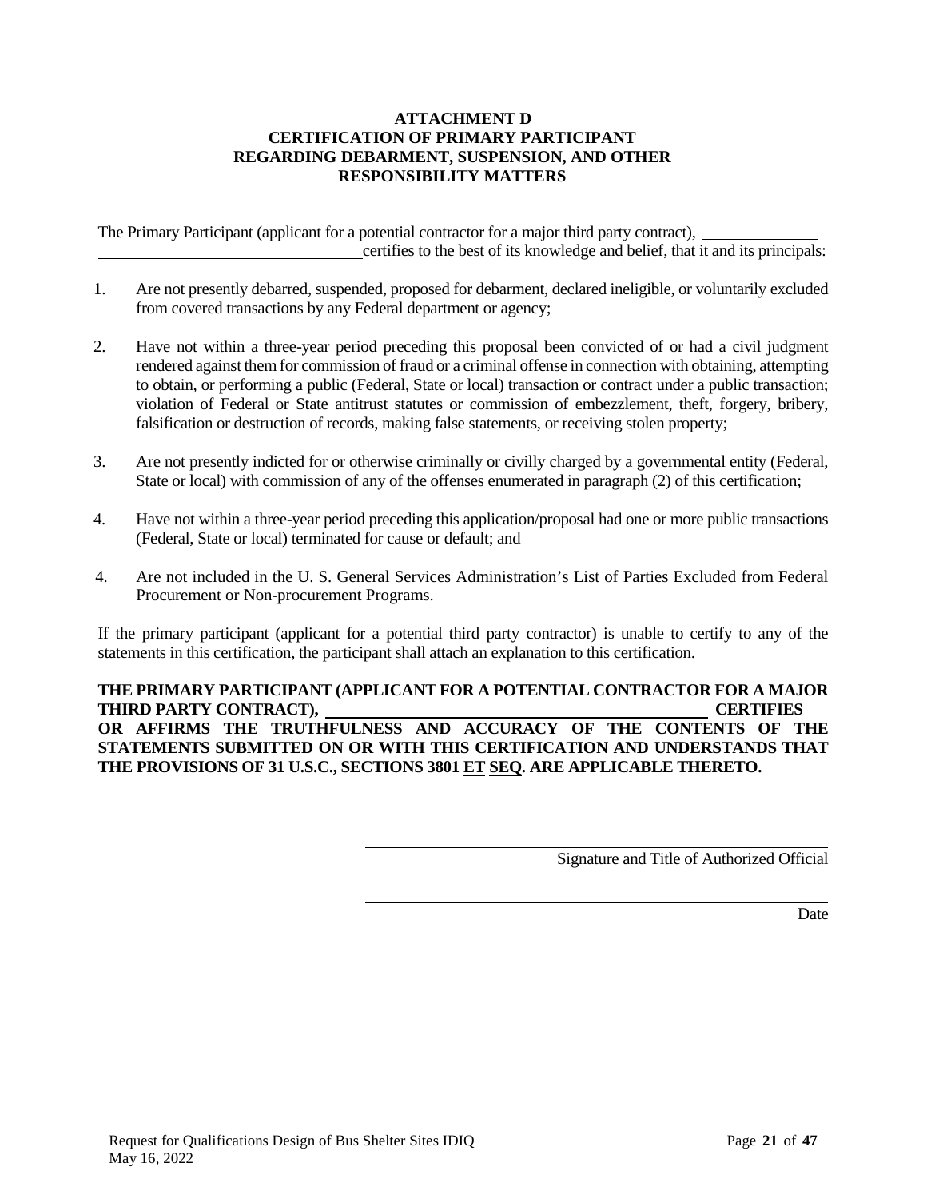**ATTACHMENT D**
**CERTIFICATION OF PRIMARY PARTICIPANT**
**REGARDING DEBARMENT, SUSPENSION, AND OTHER**
**RESPONSIBILITY MATTERS**

The Primary Participant (applicant for a potential contractor for a major third party contract), \_\_\_\_\_\_\_\_\_\_\_\_\_\_ \_\_\_\_\_\_\_\_\_\_\_\_\_\_\_\_\_\_\_\_\_\_\_\_\_\_\_\_\_\_\_\_\_ certifies to the best of its knowledge and belief, that it and its principals:

1. Are not presently debarred, suspended, proposed for debarment, declared ineligible, or voluntarily excluded from covered transactions by any Federal department or agency;

2. Have not within a three-year period preceding this proposal been convicted of or had a civil judgment rendered against them for commission of fraud or a criminal offense in connection with obtaining, attempting to obtain, or performing a public (Federal, State or local) transaction or contract under a public transaction; violation of Federal or State antitrust statutes or commission of embezzlement, theft, forgery, bribery, falsification or destruction of records, making false statements, or receiving stolen property;

3. Are not presently indicted for or otherwise criminally or civilly charged by a governmental entity (Federal, State or local) with commission of any of the offenses enumerated in paragraph (2) of this certification;

4. Have not within a three-year period preceding this application/proposal had one or more public transactions (Federal, State or local) terminated for cause or default; and

4. Are not included in the U. S. General Services Administration's List of Parties Excluded from Federal Procurement or Non-procurement Programs.

If the primary participant (applicant for a potential third party contractor) is unable to certify to any of the statements in this certification, the participant shall attach an explanation to this certification.

**THE PRIMARY PARTICIPANT (APPLICANT FOR A POTENTIAL CONTRACTOR FOR A MAJOR THIRD PARTY CONTRACT), \_\_\_\_\_\_\_\_\_\_\_\_\_\_\_\_\_\_\_\_\_\_\_\_\_\_\_\_\_\_\_\_\_\_\_\_\_\_\_\_\_\_\_\_\_\_\_ CERTIFIES OR AFFIRMS THE TRUTHFULNESS AND ACCURACY OF THE CONTENTS OF THE STATEMENTS SUBMITTED ON OR WITH THIS CERTIFICATION AND UNDERSTANDS THAT THE PROVISIONS OF 31 U.S.C., SECTIONS 3801 ET SEQ. ARE APPLICABLE THERETO.**

\_\_\_\_\_\_\_\_\_\_\_\_\_\_\_\_\_\_\_\_\_\_\_\_\_\_\_\_\_\_\_\_\_\_\_\_\_\_\_\_\_\_\_\_\_\_\_\_
Signature and Title of Authorized Official

\_\_\_\_\_\_\_\_\_\_\_\_\_\_\_\_\_\_\_\_\_\_\_\_\_\_\_\_\_\_\_\_\_\_\_\_\_\_\_\_\_\_\_\_\_\_\_\_
Date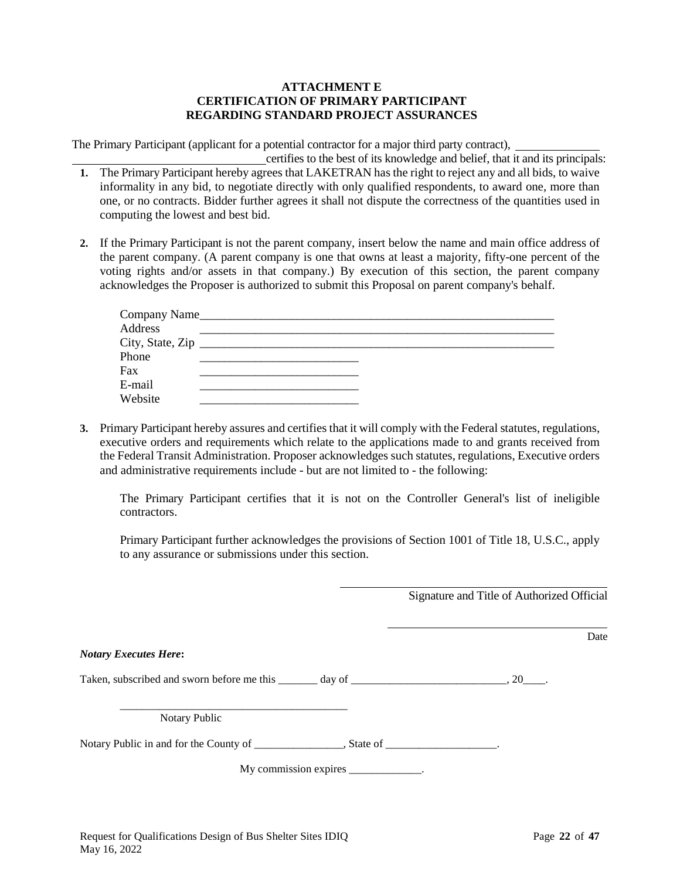**ATTACHMENT E**
**CERTIFICATION OF PRIMARY PARTICIPANT**
**REGARDING STANDARD PROJECT ASSURANCES**

The Primary Participant (applicant for a potential contractor for a major third party contract), ______________ ________________________________ certifies to the best of its knowledge and belief, that it and its principals:

1. The Primary Participant hereby agrees that LAKETRAN has the right to reject any and all bids, to waive informality in any bid, to negotiate directly with only qualified respondents, to award one, more than one, or no contracts. Bidder further agrees it shall not dispute the correctness of the quantities used in computing the lowest and best bid.

2. If the Primary Participant is not the parent company, insert below the name and main office address of the parent company. (A parent company is one that owns at least a majority, fifty-one percent of the voting rights and/or assets in that company.) By execution of this section, the parent company acknowledges the Proposer is authorized to submit this Proposal on parent company's behalf.

   Company Name____________________________________________________________
   Address ____________________________________________________________
   City, State, Zip ____________________________________________________________
   Phone __________________________
   Fax __________________________
   E-mail __________________________
   Website __________________________

3. Primary Participant hereby assures and certifies that it will comply with the Federal statutes, regulations, executive orders and requirements which relate to the applications made to and grants received from the Federal Transit Administration. Proposer acknowledges such statutes, regulations, Executive orders and administrative requirements include - but are not limited to - the following:

   The Primary Participant certifies that it is not on the Controller General's list of ineligible contractors.

   Primary Participant further acknowledges the provisions of Section 1001 of Title 18, U.S.C., apply to any assurance or submissions under this section.

______________________________________
Signature and Title of Authorized Official

______________________________________
Date

***Notary Executes Here*:**

Taken, subscribed and sworn before me this _______ day of ____________________________, 20____.

_________________________________________
Notary Public

Notary Public in and for the County of ________________, State of ____________________.

My commission expires _____________.

Request for Qualifications Design of Bus Shelter Sites IDIQ
May 16, 2022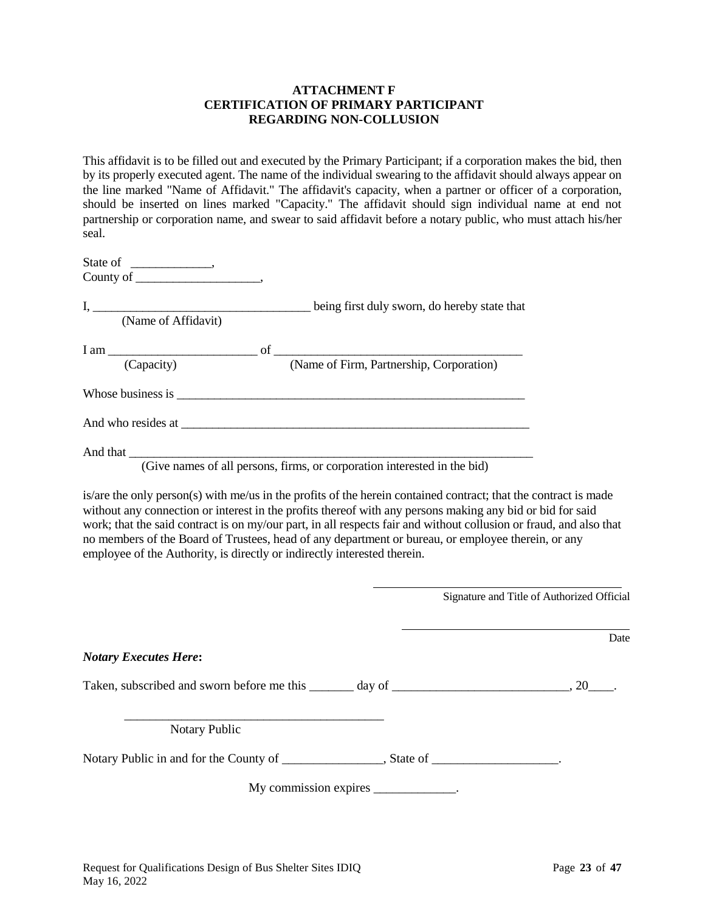**ATTACHMENT F**
**CERTIFICATION OF PRIMARY PARTICIPANT**
**REGARDING NON-COLLUSION**

This affidavit is to be filled out and executed by the Primary Participant; if a corporation makes the bid, then by its properly executed agent. The name of the individual swearing to the affidavit should always appear on the line marked "Name of Affidavit." The affidavit's capacity, when a partner or officer of a corporation, should be inserted on lines marked "Capacity." The affidavit should sign individual name at end not partnership or corporation name, and swear to said affidavit before a notary public, who must attach his/her seal.

State of _____________,
County of ____________________,

I, ___________________________________ being first duly sworn, do hereby state that
(Name of Affidavit)

I am ________________________ of ________________________________________
(Capacity) (Name of Firm, Partnership, Corporation)

Whose business is __________________________________________________________

And who resides at __________________________________________________________

And that ___________________________________________________________________
(Give names of all persons, firms, or corporation interested in the bid)

is/are the only person(s) with me/us in the profits of the herein contained contract; that the contract is made without any connection or interest in the profits thereof with any persons making any bid or bid for said work; that the said contract is on my/our part, in all respects fair and without collusion or fraud, and also that no members of the Board of Trustees, head of any department or bureau, or employee therein, or any employee of the Authority, is directly or indirectly interested therein.

______________________________
Signature and Title of Authorized Official

______________________________
Date

***Notary Executes Here*:**

Taken, subscribed and sworn before me this _______ day of ____________________________, 20____.

__________________________________________
Notary Public

Notary Public in and for the County of ________________, State of ____________________.

My commission expires _____________.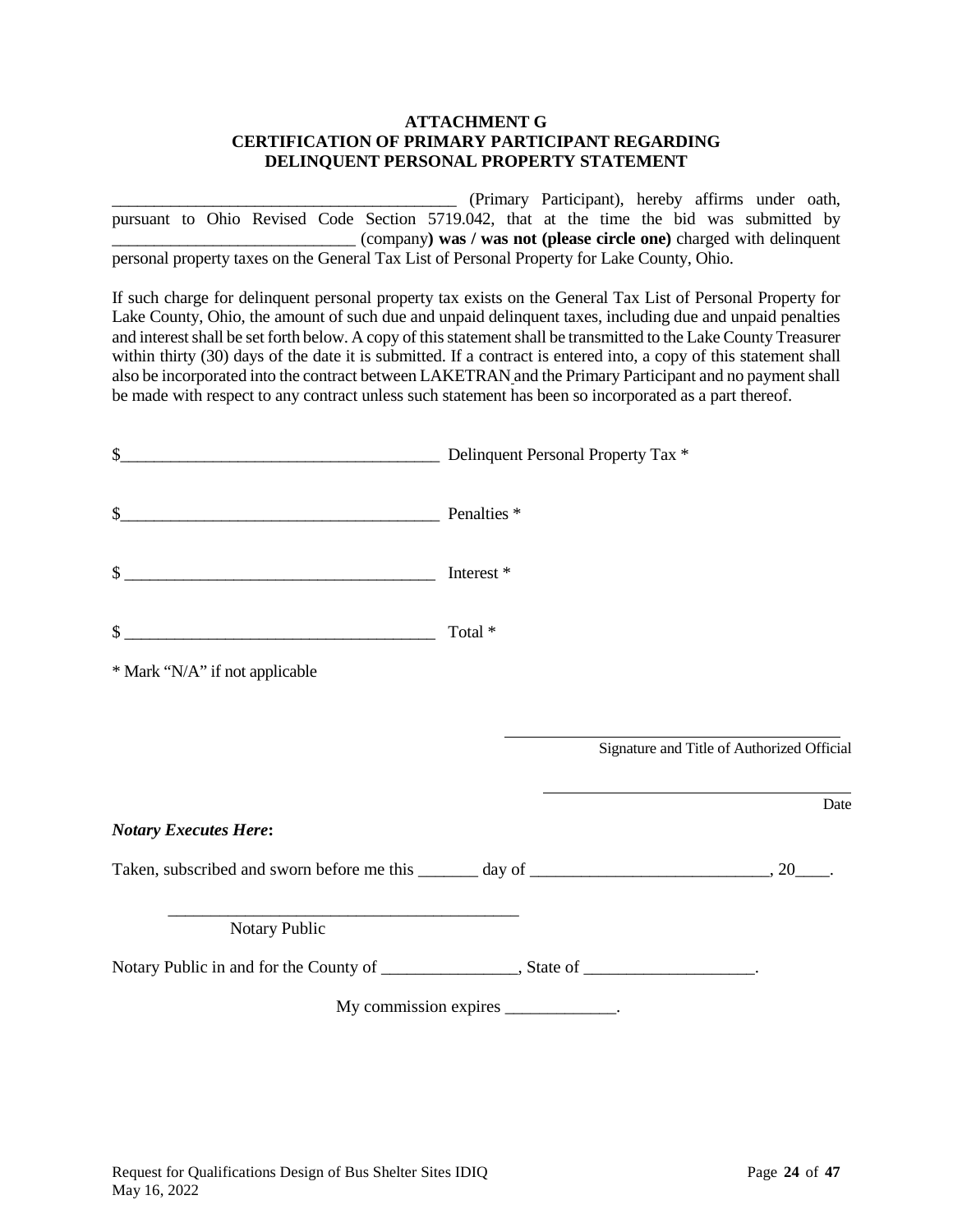**ATTACHMENT G**
**CERTIFICATION OF PRIMARY PARTICIPANT REGARDING DELINQUENT PERSONAL PROPERTY STATEMENT**

__________________________________________ (Primary Participant), hereby affirms under oath, pursuant to Ohio Revised Code Section 5719.042, that at the time the bid was submitted by _____________________________ (company**) was / was not (please circle one)** charged with delinquent personal property taxes on the General Tax List of Personal Property for Lake County, Ohio.

If such charge for delinquent personal property tax exists on the General Tax List of Personal Property for Lake County, Ohio, the amount of such due and unpaid delinquent taxes, including due and unpaid penalties and interest shall be set forth below. A copy of this statement shall be transmitted to the Lake County Treasurer within thirty (30) days of the date it is submitted. If a contract is entered into, a copy of this statement shall also be incorporated into the contract between LAKETRAN and the Primary Participant and no payment shall be made with respect to any contract unless such statement has been so incorporated as a part thereof.

$_______________________________________ Delinquent Personal Property Tax *

$_______________________________________ Penalties *

$ ______________________________________ Interest *

$ ______________________________________ Total *

* Mark "N/A" if not applicable

__________________________________________
Signature and Title of Authorized Official

__________________________________________
Date

***Notary Executes Here*:**

Taken, subscribed and sworn before me this _______ day of ____________________________, 20____.

__________________________________________
Notary Public

Notary Public in and for the County of ________________, State of ___________________.

My commission expires _____________.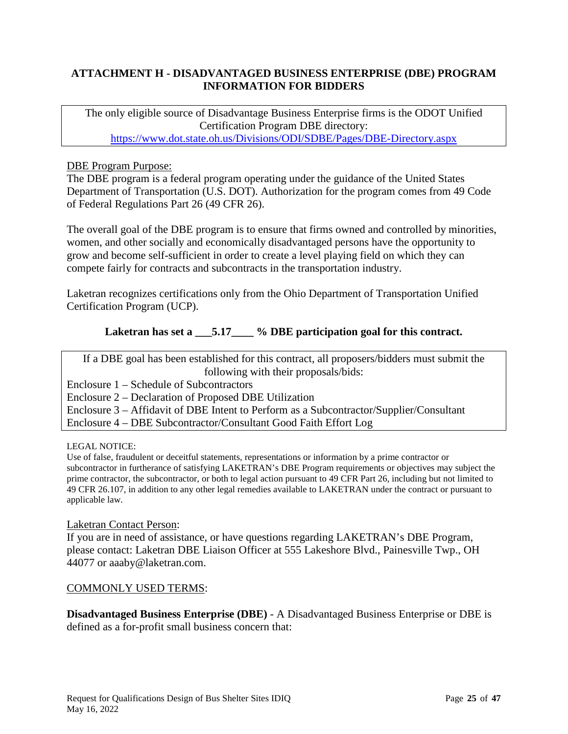## ATTACHMENT H - DISADVANTAGED BUSINESS ENTERPRISE (DBE) PROGRAM INFORMATION FOR BIDDERS

The only eligible source of Disadvantage Business Enterprise firms is the ODOT Unified Certification Program DBE directory:
https://www.dot.state.oh.us/Divisions/ODI/SDBE/Pages/DBE-Directory.aspx

DBE Program Purpose:
The DBE program is a federal program operating under the guidance of the United States Department of Transportation (U.S. DOT). Authorization for the program comes from 49 Code of Federal Regulations Part 26 (49 CFR 26).

The overall goal of the DBE program is to ensure that firms owned and controlled by minorities, women, and other socially and economically disadvantaged persons have the opportunity to grow and become self-sufficient in order to create a level playing field on which they can compete fairly for contracts and subcontracts in the transportation industry.

Laketran recognizes certifications only from the Ohio Department of Transportation Unified Certification Program (UCP).

**Laketran has set a \_\_\_5.17\_\_\_\_ % DBE participation goal for this contract.**

If a DBE goal has been established for this contract, all proposers/bidders must submit the following with their proposals/bids:

Enclosure 1 – Schedule of Subcontractors
Enclosure 2 – Declaration of Proposed DBE Utilization
Enclosure 3 – Affidavit of DBE Intent to Perform as a Subcontractor/Supplier/Consultant
Enclosure 4 – DBE Subcontractor/Consultant Good Faith Effort Log

LEGAL NOTICE:
Use of false, fraudulent or deceitful statements, representations or information by a prime contractor or subcontractor in furtherance of satisfying LAKETRAN's DBE Program requirements or objectives may subject the prime contractor, the subcontractor, or both to legal action pursuant to 49 CFR Part 26, including but not limited to 49 CFR 26.107, in addition to any other legal remedies available to LAKETRAN under the contract or pursuant to applicable law.

Laketran Contact Person:
If you are in need of assistance, or have questions regarding LAKETRAN's DBE Program, please contact: Laketran DBE Liaison Officer at 555 Lakeshore Blvd., Painesville Twp., OH 44077 or aaaby@laketran.com.

COMMONLY USED TERMS:

**Disadvantaged Business Enterprise (DBE)** - A Disadvantaged Business Enterprise or DBE is defined as a for-profit small business concern that: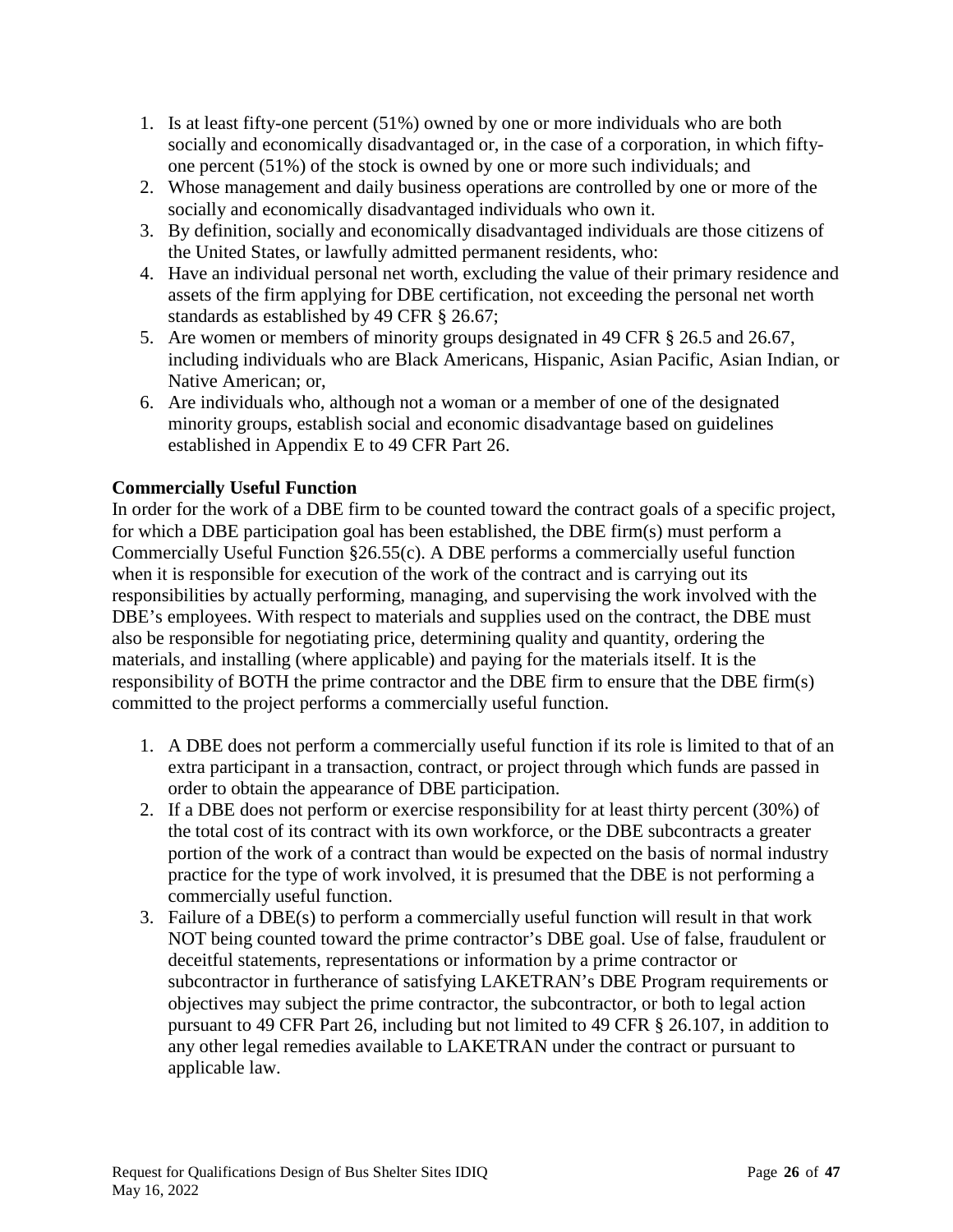1. Is at least fifty-one percent (51%) owned by one or more individuals who are both socially and economically disadvantaged or, in the case of a corporation, in which fifty-one percent (51%) of the stock is owned by one or more such individuals; and
2. Whose management and daily business operations are controlled by one or more of the socially and economically disadvantaged individuals who own it.
3. By definition, socially and economically disadvantaged individuals are those citizens of the United States, or lawfully admitted permanent residents, who:
4. Have an individual personal net worth, excluding the value of their primary residence and assets of the firm applying for DBE certification, not exceeding the personal net worth standards as established by 49 CFR § 26.67;
5. Are women or members of minority groups designated in 49 CFR § 26.5 and 26.67, including individuals who are Black Americans, Hispanic, Asian Pacific, Asian Indian, or Native American; or,
6. Are individuals who, although not a woman or a member of one of the designated minority groups, establish social and economic disadvantage based on guidelines established in Appendix E to 49 CFR Part 26.

**Commercially Useful Function**

In order for the work of a DBE firm to be counted toward the contract goals of a specific project, for which a DBE participation goal has been established, the DBE firm(s) must perform a Commercially Useful Function §26.55(c). A DBE performs a commercially useful function when it is responsible for execution of the work of the contract and is carrying out its responsibilities by actually performing, managing, and supervising the work involved with the DBE's employees. With respect to materials and supplies used on the contract, the DBE must also be responsible for negotiating price, determining quality and quantity, ordering the materials, and installing (where applicable) and paying for the materials itself. It is the responsibility of BOTH the prime contractor and the DBE firm to ensure that the DBE firm(s) committed to the project performs a commercially useful function.

1. A DBE does not perform a commercially useful function if its role is limited to that of an extra participant in a transaction, contract, or project through which funds are passed in order to obtain the appearance of DBE participation.
2. If a DBE does not perform or exercise responsibility for at least thirty percent (30%) of the total cost of its contract with its own workforce, or the DBE subcontracts a greater portion of the work of a contract than would be expected on the basis of normal industry practice for the type of work involved, it is presumed that the DBE is not performing a commercially useful function.
3. Failure of a DBE(s) to perform a commercially useful function will result in that work NOT being counted toward the prime contractor's DBE goal. Use of false, fraudulent or deceitful statements, representations or information by a prime contractor or subcontractor in furtherance of satisfying LAKETRAN's DBE Program requirements or objectives may subject the prime contractor, the subcontractor, or both to legal action pursuant to 49 CFR Part 26, including but not limited to 49 CFR § 26.107, in addition to any other legal remedies available to LAKETRAN under the contract or pursuant to applicable law.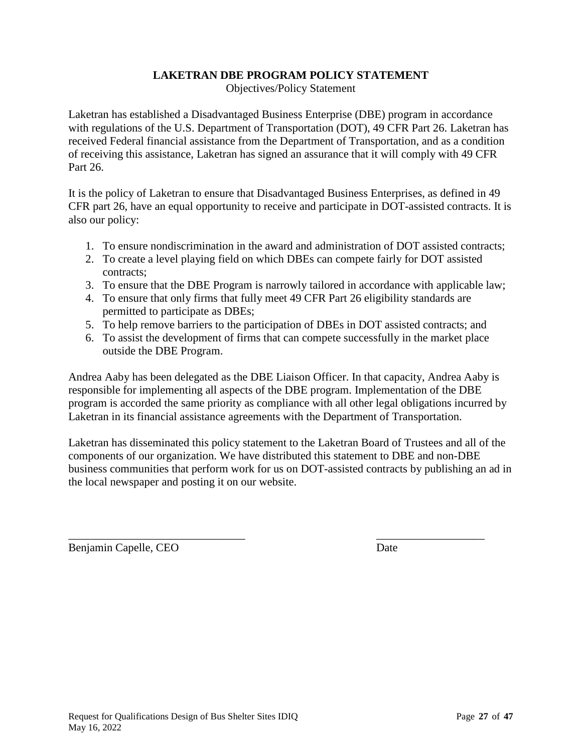## LAKETRAN DBE PROGRAM POLICY STATEMENT

Objectives/Policy Statement

Laketran has established a Disadvantaged Business Enterprise (DBE) program in accordance with regulations of the U.S. Department of Transportation (DOT), 49 CFR Part 26. Laketran has received Federal financial assistance from the Department of Transportation, and as a condition of receiving this assistance, Laketran has signed an assurance that it will comply with 49 CFR Part 26.

It is the policy of Laketran to ensure that Disadvantaged Business Enterprises, as defined in 49 CFR part 26, have an equal opportunity to receive and participate in DOT-assisted contracts. It is also our policy:

1. To ensure nondiscrimination in the award and administration of DOT assisted contracts;
2. To create a level playing field on which DBEs can compete fairly for DOT assisted contracts;
3. To ensure that the DBE Program is narrowly tailored in accordance with applicable law;
4. To ensure that only firms that fully meet 49 CFR Part 26 eligibility standards are permitted to participate as DBEs;
5. To help remove barriers to the participation of DBEs in DOT assisted contracts; and
6. To assist the development of firms that can compete successfully in the market place outside the DBE Program.

Andrea Aaby has been delegated as the DBE Liaison Officer. In that capacity, Andrea Aaby is responsible for implementing all aspects of the DBE program. Implementation of the DBE program is accorded the same priority as compliance with all other legal obligations incurred by Laketran in its financial assistance agreements with the Department of Transportation.

Laketran has disseminated this policy statement to the Laketran Board of Trustees and all of the components of our organization. We have distributed this statement to DBE and non-DBE business communities that perform work for us on DOT-assisted contracts by publishing an ad in the local newspaper and posting it on our website.

_______________________________ ___________________

Benjamin Capelle, CEO Date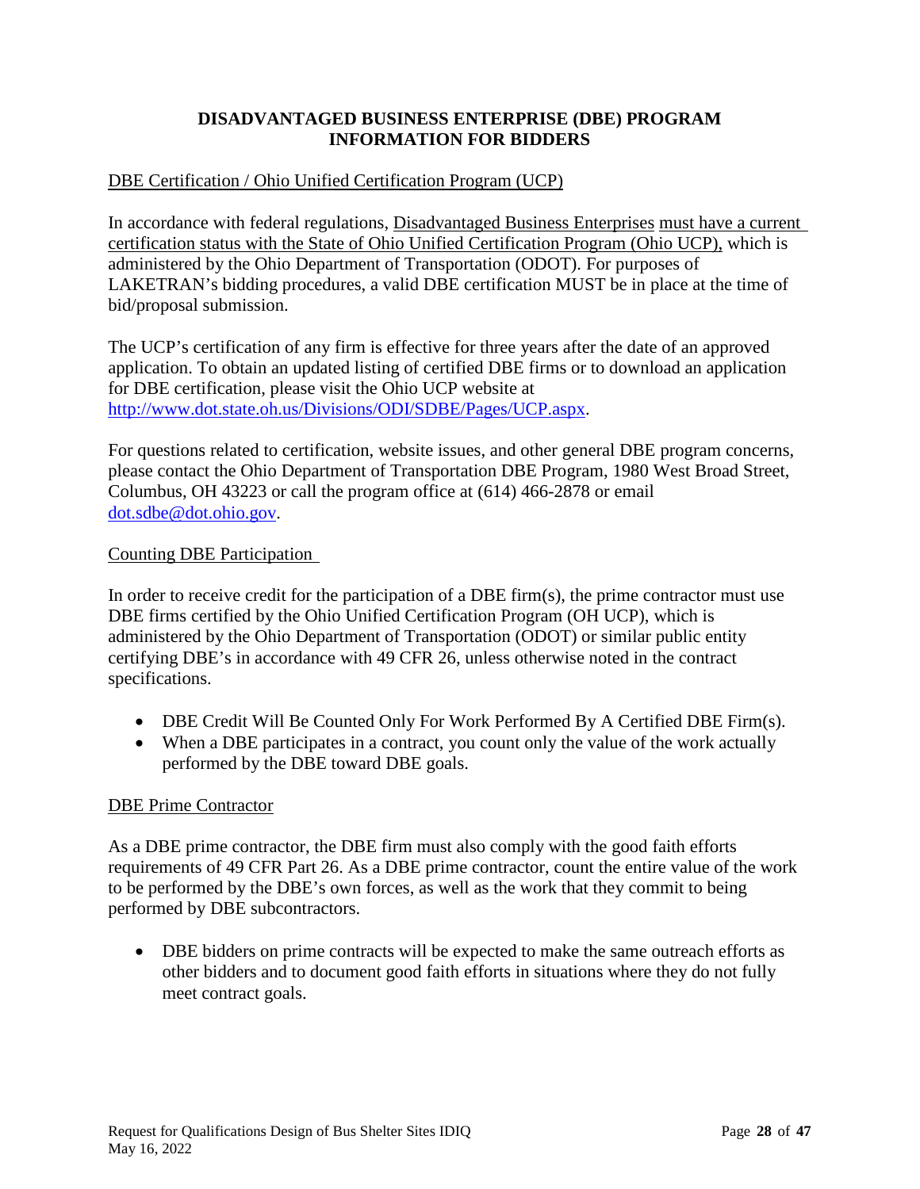## DISADVANTAGED BUSINESS ENTERPRISE (DBE) PROGRAM INFORMATION FOR BIDDERS

### DBE Certification / Ohio Unified Certification Program (UCP)

In accordance with federal regulations, Disadvantaged Business Enterprises must have a current certification status with the State of Ohio Unified Certification Program (Ohio UCP), which is administered by the Ohio Department of Transportation (ODOT). For purposes of LAKETRAN's bidding procedures, a valid DBE certification MUST be in place at the time of bid/proposal submission.

The UCP's certification of any firm is effective for three years after the date of an approved application. To obtain an updated listing of certified DBE firms or to download an application for DBE certification, please visit the Ohio UCP website at http://www.dot.state.oh.us/Divisions/ODI/SDBE/Pages/UCP.aspx.

For questions related to certification, website issues, and other general DBE program concerns, please contact the Ohio Department of Transportation DBE Program, 1980 West Broad Street, Columbus, OH 43223 or call the program office at (614) 466-2878 or email dot.sdbe@dot.ohio.gov.

### Counting DBE Participation

In order to receive credit for the participation of a DBE firm(s), the prime contractor must use DBE firms certified by the Ohio Unified Certification Program (OH UCP), which is administered by the Ohio Department of Transportation (ODOT) or similar public entity certifying DBE's in accordance with 49 CFR 26, unless otherwise noted in the contract specifications.

- DBE Credit Will Be Counted Only For Work Performed By A Certified DBE Firm(s).
- When a DBE participates in a contract, you count only the value of the work actually performed by the DBE toward DBE goals.

### DBE Prime Contractor

As a DBE prime contractor, the DBE firm must also comply with the good faith efforts requirements of 49 CFR Part 26. As a DBE prime contractor, count the entire value of the work to be performed by the DBE's own forces, as well as the work that they commit to being performed by DBE subcontractors.

- DBE bidders on prime contracts will be expected to make the same outreach efforts as other bidders and to document good faith efforts in situations where they do not fully meet contract goals.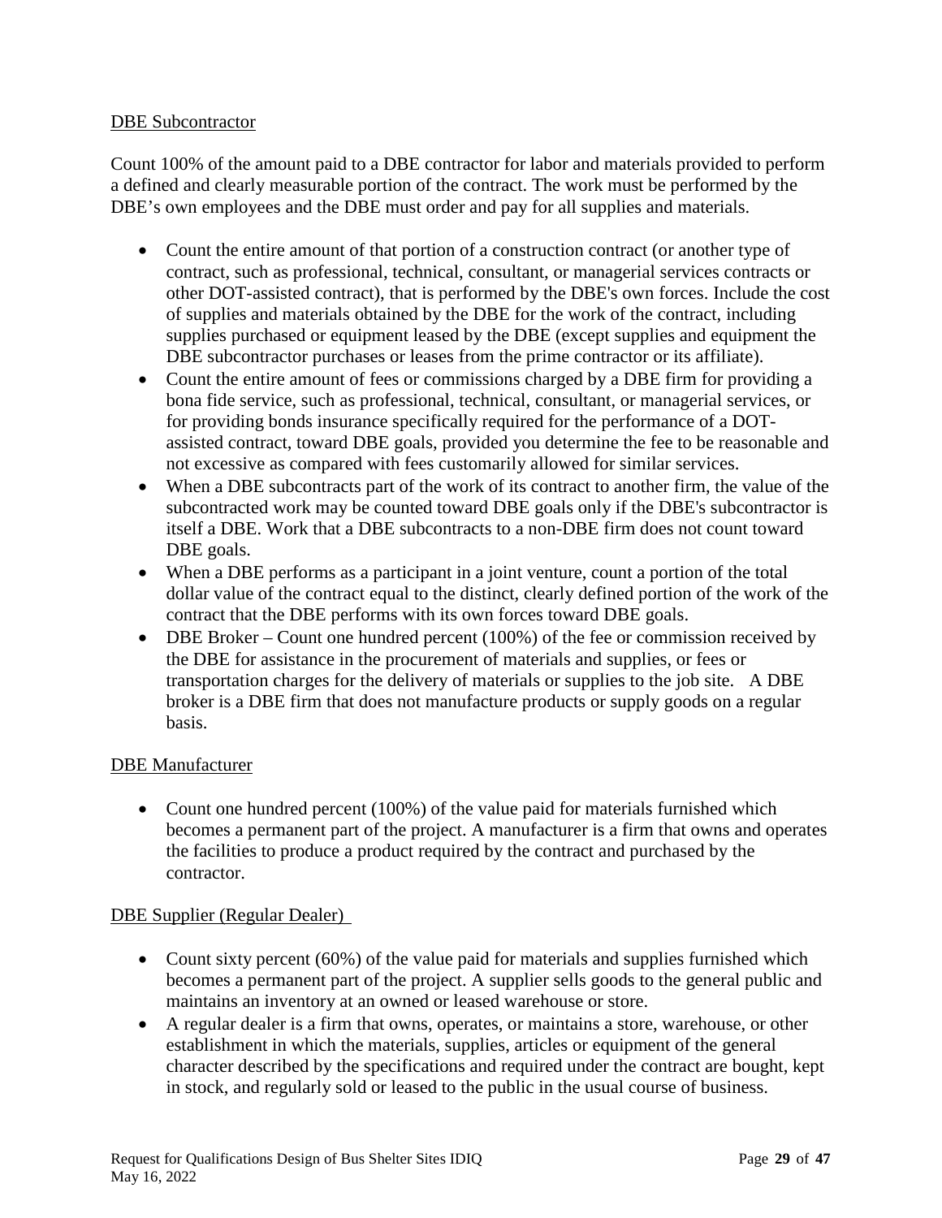<u>DBE Subcontractor</u>

Count 100% of the amount paid to a DBE contractor for labor and materials provided to perform a defined and clearly measurable portion of the contract. The work must be performed by the DBE's own employees and the DBE must order and pay for all supplies and materials.

- Count the entire amount of that portion of a construction contract (or another type of contract, such as professional, technical, consultant, or managerial services contracts or other DOT-assisted contract), that is performed by the DBE's own forces. Include the cost of supplies and materials obtained by the DBE for the work of the contract, including supplies purchased or equipment leased by the DBE (except supplies and equipment the DBE subcontractor purchases or leases from the prime contractor or its affiliate).
- Count the entire amount of fees or commissions charged by a DBE firm for providing a bona fide service, such as professional, technical, consultant, or managerial services, or for providing bonds insurance specifically required for the performance of a DOT-assisted contract, toward DBE goals, provided you determine the fee to be reasonable and not excessive as compared with fees customarily allowed for similar services.
- When a DBE subcontracts part of the work of its contract to another firm, the value of the subcontracted work may be counted toward DBE goals only if the DBE's subcontractor is itself a DBE. Work that a DBE subcontracts to a non-DBE firm does not count toward DBE goals.
- When a DBE performs as a participant in a joint venture, count a portion of the total dollar value of the contract equal to the distinct, clearly defined portion of the work of the contract that the DBE performs with its own forces toward DBE goals.
- DBE Broker – Count one hundred percent (100%) of the fee or commission received by the DBE for assistance in the procurement of materials and supplies, or fees or transportation charges for the delivery of materials or supplies to the job site. A DBE broker is a DBE firm that does not manufacture products or supply goods on a regular basis.

<u>DBE Manufacturer</u>

- Count one hundred percent (100%) of the value paid for materials furnished which becomes a permanent part of the project. A manufacturer is a firm that owns and operates the facilities to produce a product required by the contract and purchased by the contractor.

<u>DBE Supplier (Regular Dealer)</u>

- Count sixty percent (60%) of the value paid for materials and supplies furnished which becomes a permanent part of the project. A supplier sells goods to the general public and maintains an inventory at an owned or leased warehouse or store.
- A regular dealer is a firm that owns, operates, or maintains a store, warehouse, or other establishment in which the materials, supplies, articles or equipment of the general character described by the specifications and required under the contract are bought, kept in stock, and regularly sold or leased to the public in the usual course of business.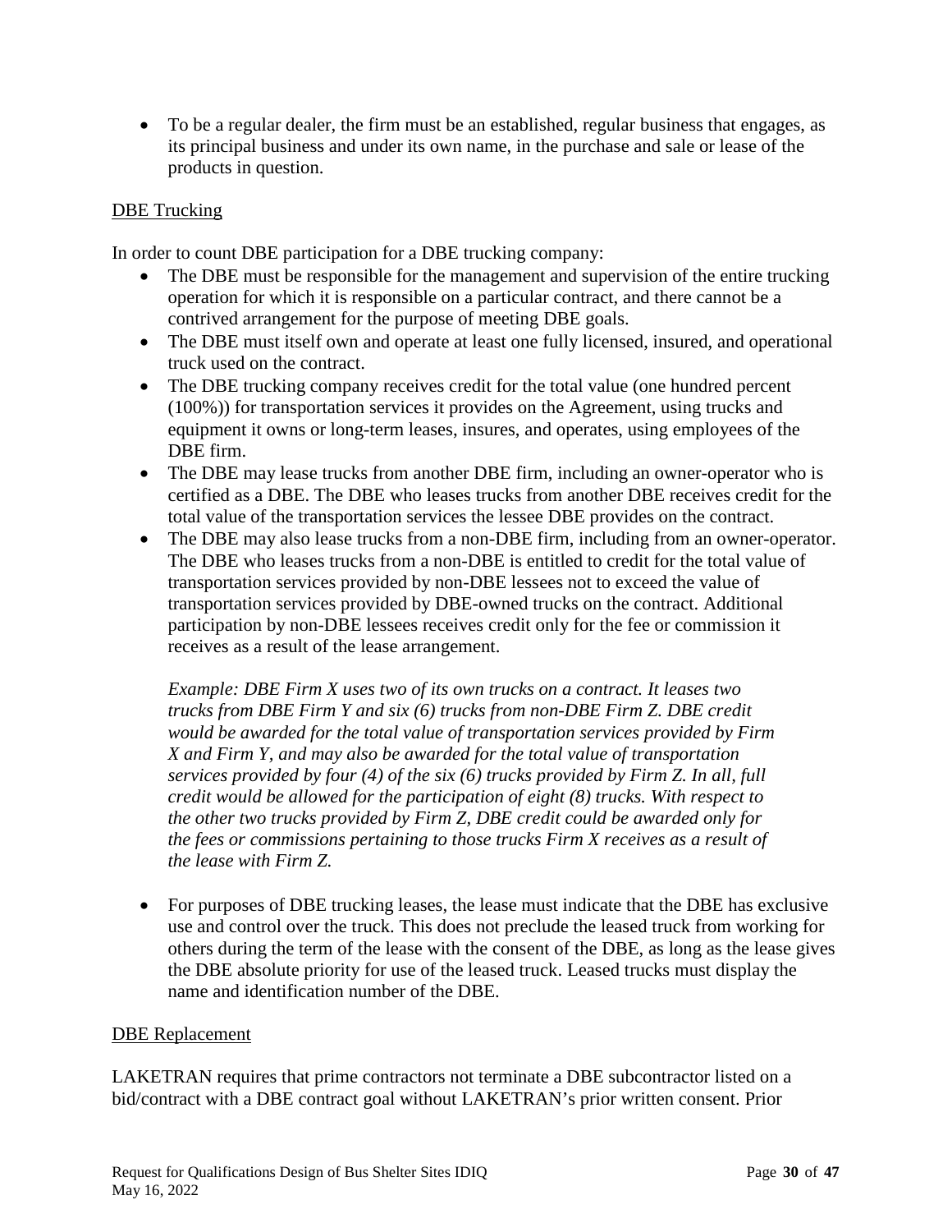- To be a regular dealer, the firm must be an established, regular business that engages, as its principal business and under its own name, in the purchase and sale or lease of the products in question.

<u>DBE Trucking</u>

In order to count DBE participation for a DBE trucking company:

- The DBE must be responsible for the management and supervision of the entire trucking operation for which it is responsible on a particular contract, and there cannot be a contrived arrangement for the purpose of meeting DBE goals.
- The DBE must itself own and operate at least one fully licensed, insured, and operational truck used on the contract.
- The DBE trucking company receives credit for the total value (one hundred percent (100%)) for transportation services it provides on the Agreement, using trucks and equipment it owns or long-term leases, insures, and operates, using employees of the DBE firm.
- The DBE may lease trucks from another DBE firm, including an owner-operator who is certified as a DBE. The DBE who leases trucks from another DBE receives credit for the total value of the transportation services the lessee DBE provides on the contract.
- The DBE may also lease trucks from a non-DBE firm, including from an owner-operator. The DBE who leases trucks from a non-DBE is entitled to credit for the total value of transportation services provided by non-DBE lessees not to exceed the value of transportation services provided by DBE-owned trucks on the contract. Additional participation by non-DBE lessees receives credit only for the fee or commission it receives as a result of the lease arrangement.

  *Example: DBE Firm X uses two of its own trucks on a contract. It leases two trucks from DBE Firm Y and six (6) trucks from non-DBE Firm Z. DBE credit would be awarded for the total value of transportation services provided by Firm X and Firm Y, and may also be awarded for the total value of transportation services provided by four (4) of the six (6) trucks provided by Firm Z. In all, full credit would be allowed for the participation of eight (8) trucks. With respect to the other two trucks provided by Firm Z, DBE credit could be awarded only for the fees or commissions pertaining to those trucks Firm X receives as a result of the lease with Firm Z.*

- For purposes of DBE trucking leases, the lease must indicate that the DBE has exclusive use and control over the truck. This does not preclude the leased truck from working for others during the term of the lease with the consent of the DBE, as long as the lease gives the DBE absolute priority for use of the leased truck. Leased trucks must display the name and identification number of the DBE.

<u>DBE Replacement</u>

LAKETRAN requires that prime contractors not terminate a DBE subcontractor listed on a bid/contract with a DBE contract goal without LAKETRAN's prior written consent. Prior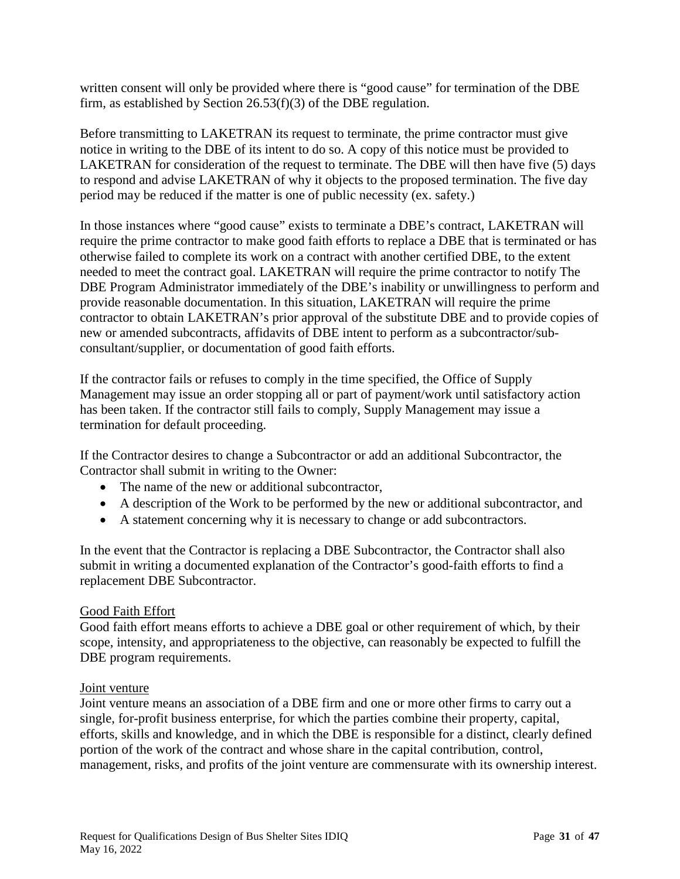written consent will only be provided where there is "good cause" for termination of the DBE firm, as established by Section 26.53(f)(3) of the DBE regulation.

Before transmitting to LAKETRAN its request to terminate, the prime contractor must give notice in writing to the DBE of its intent to do so. A copy of this notice must be provided to LAKETRAN for consideration of the request to terminate. The DBE will then have five (5) days to respond and advise LAKETRAN of why it objects to the proposed termination. The five day period may be reduced if the matter is one of public necessity (ex. safety.)

In those instances where "good cause" exists to terminate a DBE's contract, LAKETRAN will require the prime contractor to make good faith efforts to replace a DBE that is terminated or has otherwise failed to complete its work on a contract with another certified DBE, to the extent needed to meet the contract goal. LAKETRAN will require the prime contractor to notify The DBE Program Administrator immediately of the DBE's inability or unwillingness to perform and provide reasonable documentation. In this situation, LAKETRAN will require the prime contractor to obtain LAKETRAN's prior approval of the substitute DBE and to provide copies of new or amended subcontracts, affidavits of DBE intent to perform as a subcontractor/sub-consultant/supplier, or documentation of good faith efforts.

If the contractor fails or refuses to comply in the time specified, the Office of Supply Management may issue an order stopping all or part of payment/work until satisfactory action has been taken. If the contractor still fails to comply, Supply Management may issue a termination for default proceeding.

If the Contractor desires to change a Subcontractor or add an additional Subcontractor, the Contractor shall submit in writing to the Owner:

- The name of the new or additional subcontractor,
- A description of the Work to be performed by the new or additional subcontractor, and
- A statement concerning why it is necessary to change or add subcontractors.

In the event that the Contractor is replacing a DBE Subcontractor, the Contractor shall also submit in writing a documented explanation of the Contractor's good-faith efforts to find a replacement DBE Subcontractor.

Good Faith Effort

Good faith effort means efforts to achieve a DBE goal or other requirement of which, by their scope, intensity, and appropriateness to the objective, can reasonably be expected to fulfill the DBE program requirements.

Joint venture

Joint venture means an association of a DBE firm and one or more other firms to carry out a single, for-profit business enterprise, for which the parties combine their property, capital, efforts, skills and knowledge, and in which the DBE is responsible for a distinct, clearly defined portion of the work of the contract and whose share in the capital contribution, control, management, risks, and profits of the joint venture are commensurate with its ownership interest.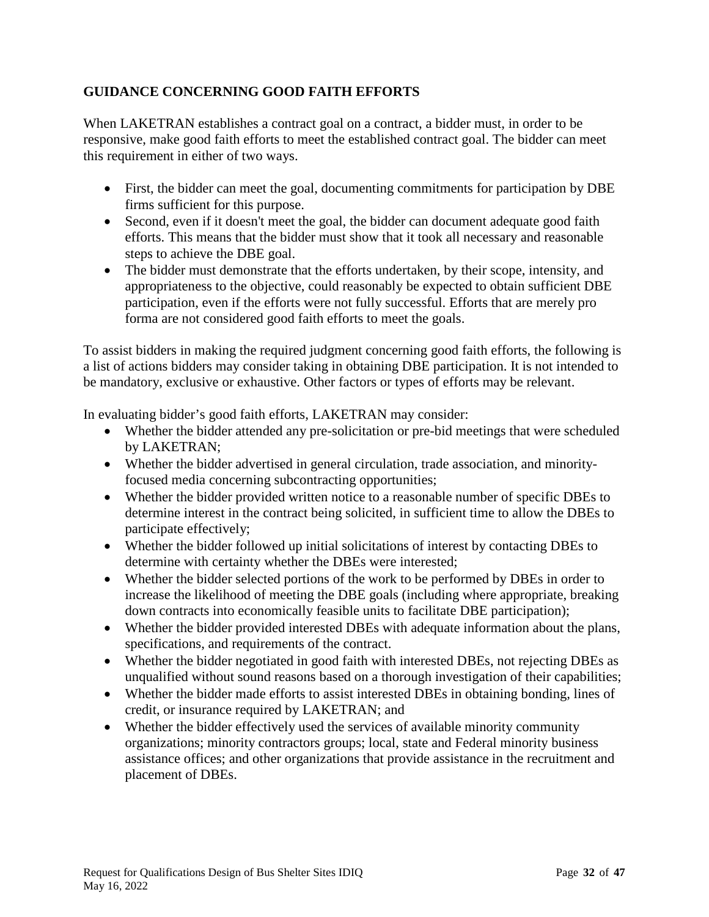## GUIDANCE CONCERNING GOOD FAITH EFFORTS

When LAKETRAN establishes a contract goal on a contract, a bidder must, in order to be responsive, make good faith efforts to meet the established contract goal. The bidder can meet this requirement in either of two ways.

- First, the bidder can meet the goal, documenting commitments for participation by DBE firms sufficient for this purpose.
- Second, even if it doesn't meet the goal, the bidder can document adequate good faith efforts. This means that the bidder must show that it took all necessary and reasonable steps to achieve the DBE goal.
- The bidder must demonstrate that the efforts undertaken, by their scope, intensity, and appropriateness to the objective, could reasonably be expected to obtain sufficient DBE participation, even if the efforts were not fully successful. Efforts that are merely pro forma are not considered good faith efforts to meet the goals.

To assist bidders in making the required judgment concerning good faith efforts, the following is a list of actions bidders may consider taking in obtaining DBE participation. It is not intended to be mandatory, exclusive or exhaustive. Other factors or types of efforts may be relevant.

In evaluating bidder's good faith efforts, LAKETRAN may consider:

- Whether the bidder attended any pre-solicitation or pre-bid meetings that were scheduled by LAKETRAN;
- Whether the bidder advertised in general circulation, trade association, and minority-focused media concerning subcontracting opportunities;
- Whether the bidder provided written notice to a reasonable number of specific DBEs to determine interest in the contract being solicited, in sufficient time to allow the DBEs to participate effectively;
- Whether the bidder followed up initial solicitations of interest by contacting DBEs to determine with certainty whether the DBEs were interested;
- Whether the bidder selected portions of the work to be performed by DBEs in order to increase the likelihood of meeting the DBE goals (including where appropriate, breaking down contracts into economically feasible units to facilitate DBE participation);
- Whether the bidder provided interested DBEs with adequate information about the plans, specifications, and requirements of the contract.
- Whether the bidder negotiated in good faith with interested DBEs, not rejecting DBEs as unqualified without sound reasons based on a thorough investigation of their capabilities;
- Whether the bidder made efforts to assist interested DBEs in obtaining bonding, lines of credit, or insurance required by LAKETRAN; and
- Whether the bidder effectively used the services of available minority community organizations; minority contractors groups; local, state and Federal minority business assistance offices; and other organizations that provide assistance in the recruitment and placement of DBEs.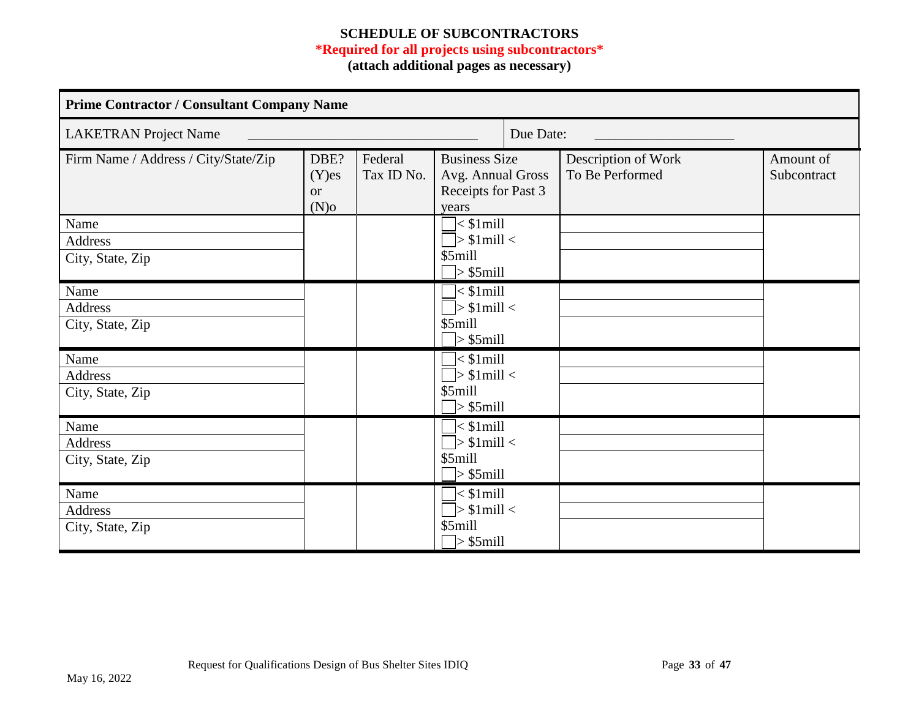**SCHEDULE OF SUBCONTRACTORS**

***Required for all projects using subcontractors***

**(attach additional pages as necessary)**

| **Prime Contractor / Consultant Company Name** | | | | | |
|---|---|---|---|---|---|
| LAKETRAN Project Name ________________________________ | | | Due Date: ____________________ | | |
| Firm Name / Address / City/State/Zip | DBE? (Y)es or (N)o | Federal Tax ID No. | Business Size Avg. Annual Gross Receipts for Past 3 years | Description of Work To Be Performed | Amount of Subcontract |
| Name<br>Address<br>City, State, Zip | | | ☐ < $1mill<br>☐ > $1mill < $5mill<br>☐ > $5mill | | |
| Name<br>Address<br>City, State, Zip | | | ☐ < $1mill<br>☐ > $1mill < $5mill<br>☐ > $5mill | | |
| Name<br>Address<br>City, State, Zip | | | ☐ < $1mill<br>☐ > $1mill < $5mill<br>☐ > $5mill | | |
| Name<br>Address<br>City, State, Zip | | | ☐ < $1mill<br>☐ > $1mill < $5mill<br>☐ > $5mill | | |
| Name<br>Address<br>City, State, Zip | | | ☐ < $1mill<br>☐ > $1mill < $5mill<br>☐ > $5mill | | |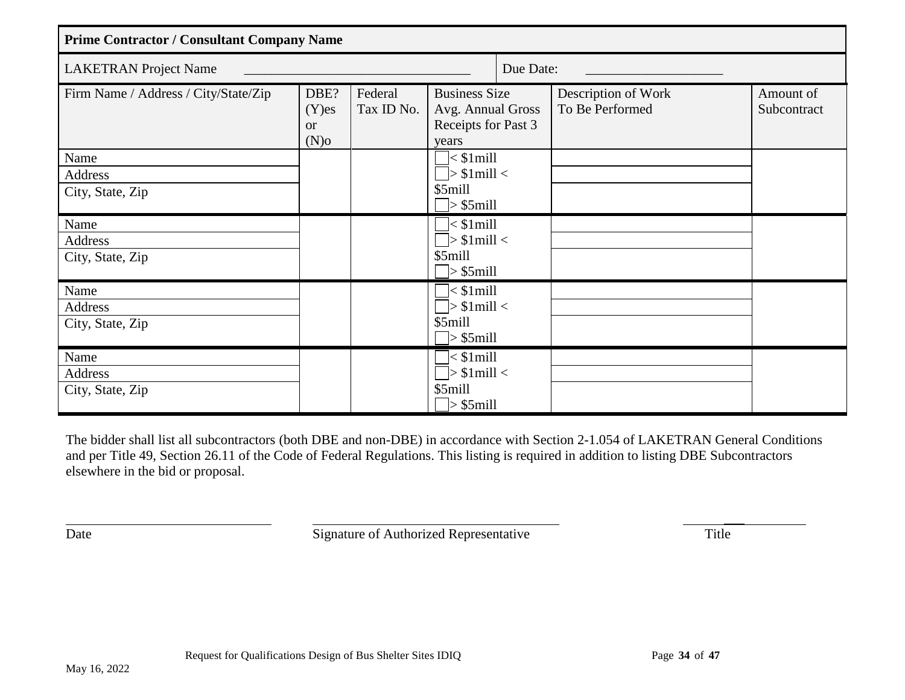| **Prime Contractor / Consultant Company Name** | | | | | |
|---|---|---|---|---|---|
| LAKETRAN Project Name ________________________________ | | | Due Date: ____________________ | | |
| Firm Name / Address / City/State/Zip | DBE? (Y)es or (N)o | Federal Tax ID No. | Business Size Avg. Annual Gross Receipts for Past 3 years | Description of Work To Be Performed | Amount of Subcontract |
| Name<br>Address<br>City, State, Zip | | | ☐ < $1mill<br>☐ > $1mill < $5mill<br>☐ > $5mill | | |
| Name<br>Address<br>City, State, Zip | | | ☐ < $1mill<br>☐ > $1mill < $5mill<br>☐ > $5mill | | |
| Name<br>Address<br>City, State, Zip | | | ☐ < $1mill<br>☐ > $1mill < $5mill<br>☐ > $5mill | | |
| Name<br>Address<br>City, State, Zip | | | ☐ < $1mill<br>☐ > $1mill < $5mill<br>☐ > $5mill | | |

The bidder shall list all subcontractors (both DBE and non-DBE) in accordance with Section 2-1.054 of LAKETRAN General Conditions and per Title 49, Section 26.11 of the Code of Federal Regulations. This listing is required in addition to listing DBE Subcontractors elsewhere in the bid or proposal.

______________________________ ____________________________________ ____________________

Date Signature of Authorized Representative Title

Request for Qualifications Design of Bus Shelter Sites IDIQ

May 16, 2022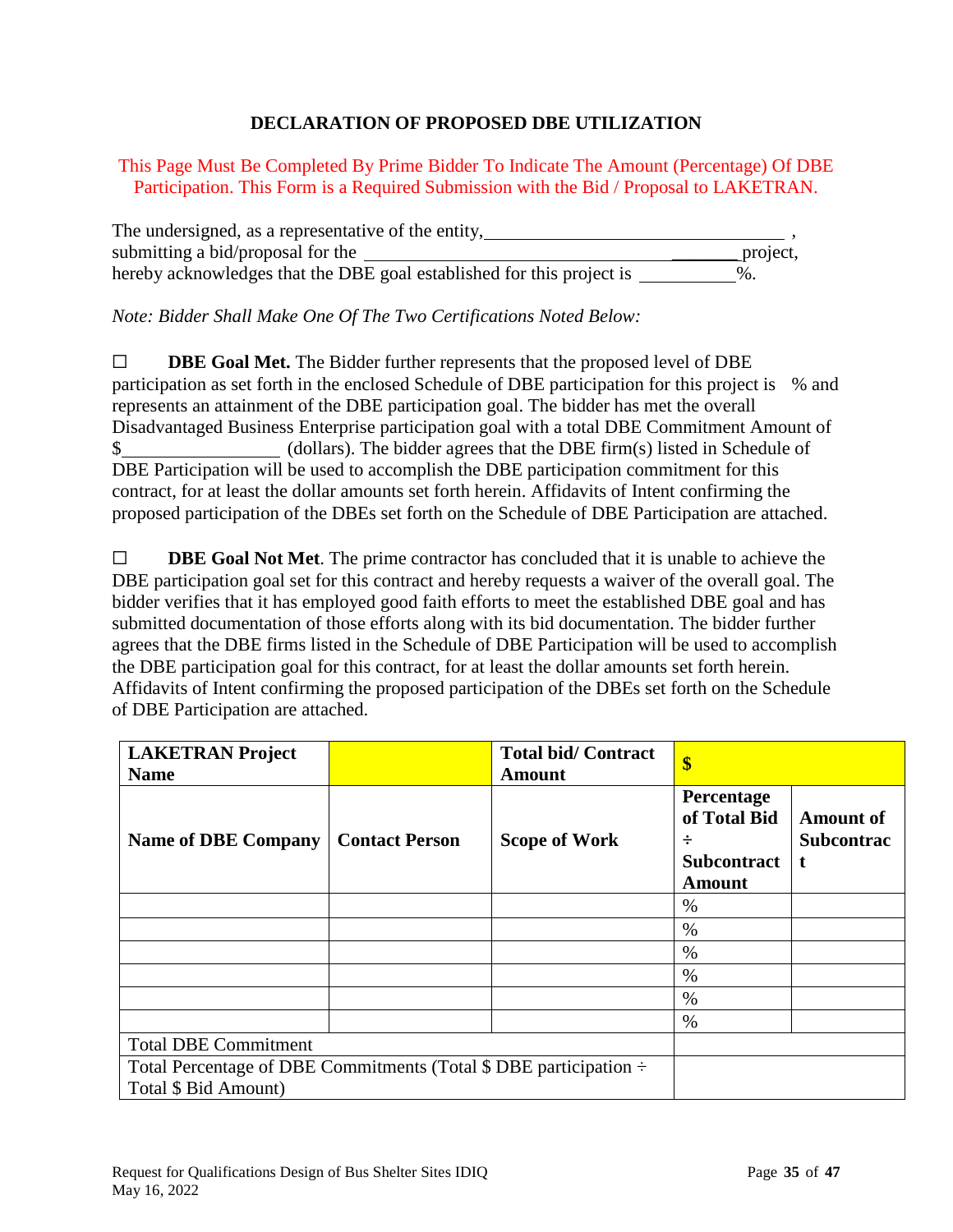## DECLARATION OF PROPOSED DBE UTILIZATION

This Page Must Be Completed By Prime Bidder To Indicate The Amount (Percentage) Of DBE Participation. This Form is a Required Submission with the Bid / Proposal to LAKETRAN.

The undersigned, as a representative of the entity,________________________________ , submitting a bid/proposal for the ________________________________________project, hereby acknowledges that the DBE goal established for this project is __________%.

*Note: Bidder Shall Make One Of The Two Certifications Noted Below:*

☐ **DBE Goal Met.** The Bidder further represents that the proposed level of DBE participation as set forth in the enclosed Schedule of DBE participation for this project is % and represents an attainment of the DBE participation goal. The bidder has met the overall Disadvantaged Business Enterprise participation goal with a total DBE Commitment Amount of $________________ (dollars). The bidder agrees that the DBE firm(s) listed in Schedule of DBE Participation will be used to accomplish the DBE participation commitment for this contract, for at least the dollar amounts set forth herein. Affidavits of Intent confirming the proposed participation of the DBEs set forth on the Schedule of DBE Participation are attached.

☐ **DBE Goal Not Met**. The prime contractor has concluded that it is unable to achieve the DBE participation goal set for this contract and hereby requests a waiver of the overall goal. The bidder verifies that it has employed good faith efforts to meet the established DBE goal and has submitted documentation of those efforts along with its bid documentation. The bidder further agrees that the DBE firms listed in the Schedule of DBE Participation will be used to accomplish the DBE participation goal for this contract, for at least the dollar amounts set forth herein. Affidavits of Intent confirming the proposed participation of the DBEs set forth on the Schedule of DBE Participation are attached.

| **LAKETRAN Project Name** | | **Total bid/ Contract Amount** | **$** | |
|---|---|---|---|---|
| **Name of DBE Company** | **Contact Person** | **Scope of Work** | **Percentage of Total Bid ÷ Subcontract Amount** | **Amount of Subcontract** |
| | | | % | |
| | | | % | |
| | | | % | |
| | | | % | |
| | | | % | |
| | | | % | |
| Total DBE Commitment | | | | |
| Total Percentage of DBE Commitments (Total $ DBE participation ÷ Total $ Bid Amount) | | | | |

Request for Qualifications Design of Bus Shelter Sites IDIQ
May 16, 2022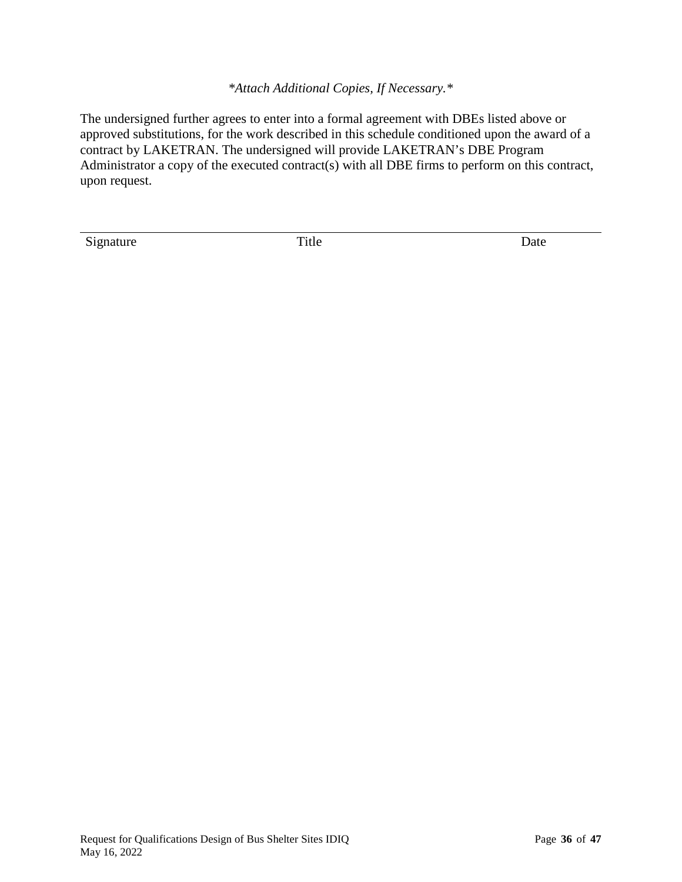*\*Attach Additional Copies, If Necessary.\**

The undersigned further agrees to enter into a formal agreement with DBEs listed above or approved substitutions, for the work described in this schedule conditioned upon the award of a contract by LAKETRAN. The undersigned will provide LAKETRAN's DBE Program Administrator a copy of the executed contract(s) with all DBE firms to perform on this contract, upon request.

______________________________________________________________________________

Signature                                        Title                                        Date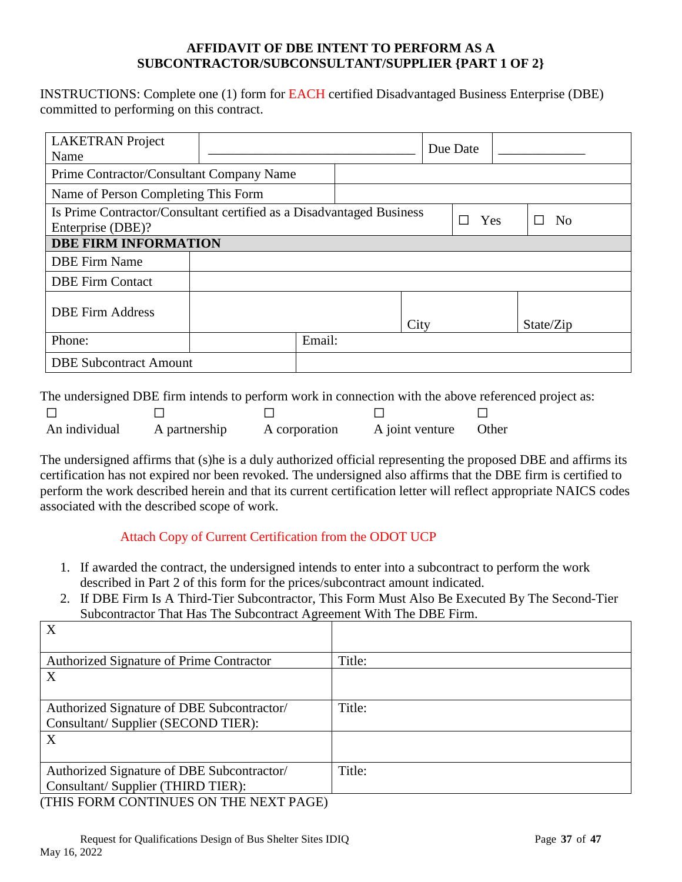**AFFIDAVIT OF DBE INTENT TO PERFORM AS A SUBCONTRACTOR/SUBCONSULTANT/SUPPLIER {PART 1 OF 2}**

INSTRUCTIONS: Complete one (1) form for EACH certified Disadvantaged Business Enterprise (DBE) committed to performing on this contract.

| | | | |
|---|---|---|---|
| LAKETRAN Project Name | ______________________________ | Due Date | ____________ |
| Prime Contractor/Consultant Company Name | | | |
| Name of Person Completing This Form | | | |
| Is Prime Contractor/Consultant certified as a Disadvantaged Business Enterprise (DBE)? | | ☐ Yes | ☐ No |
| **DBE FIRM INFORMATION** | | | |
| DBE Firm Name | | | |
| DBE Firm Contact | | | |
| DBE Firm Address | | City | State/Zip |
| Phone: | | Email: | |
| DBE Subcontract Amount | | | |

The undersigned DBE firm intends to perform work in connection with the above referenced project as:

☐ An individual ☐ A partnership ☐ A corporation ☐ A joint venture ☐ Other

The undersigned affirms that (s)he is a duly authorized official representing the proposed DBE and affirms its certification has not expired nor been revoked. The undersigned also affirms that the DBE firm is certified to perform the work described herein and that its current certification letter will reflect appropriate NAICS codes associated with the described scope of work.

Attach Copy of Current Certification from the ODOT UCP

1. If awarded the contract, the undersigned intends to enter into a subcontract to perform the work described in Part 2 of this form for the prices/subcontract amount indicated.
2. If DBE Firm Is A Third-Tier Subcontractor, This Form Must Also Be Executed By The Second-Tier Subcontractor That Has The Subcontract Agreement With The DBE Firm.

| | |
|---|---|
| X | |
| Authorized Signature of Prime Contractor | Title: |
| X | |
| Authorized Signature of DBE Subcontractor/ Consultant/ Supplier (SECOND TIER): | Title: |
| X | |
| Authorized Signature of DBE Subcontractor/ Consultant/ Supplier (THIRD TIER): | Title: |

(THIS FORM CONTINUES ON THE NEXT PAGE)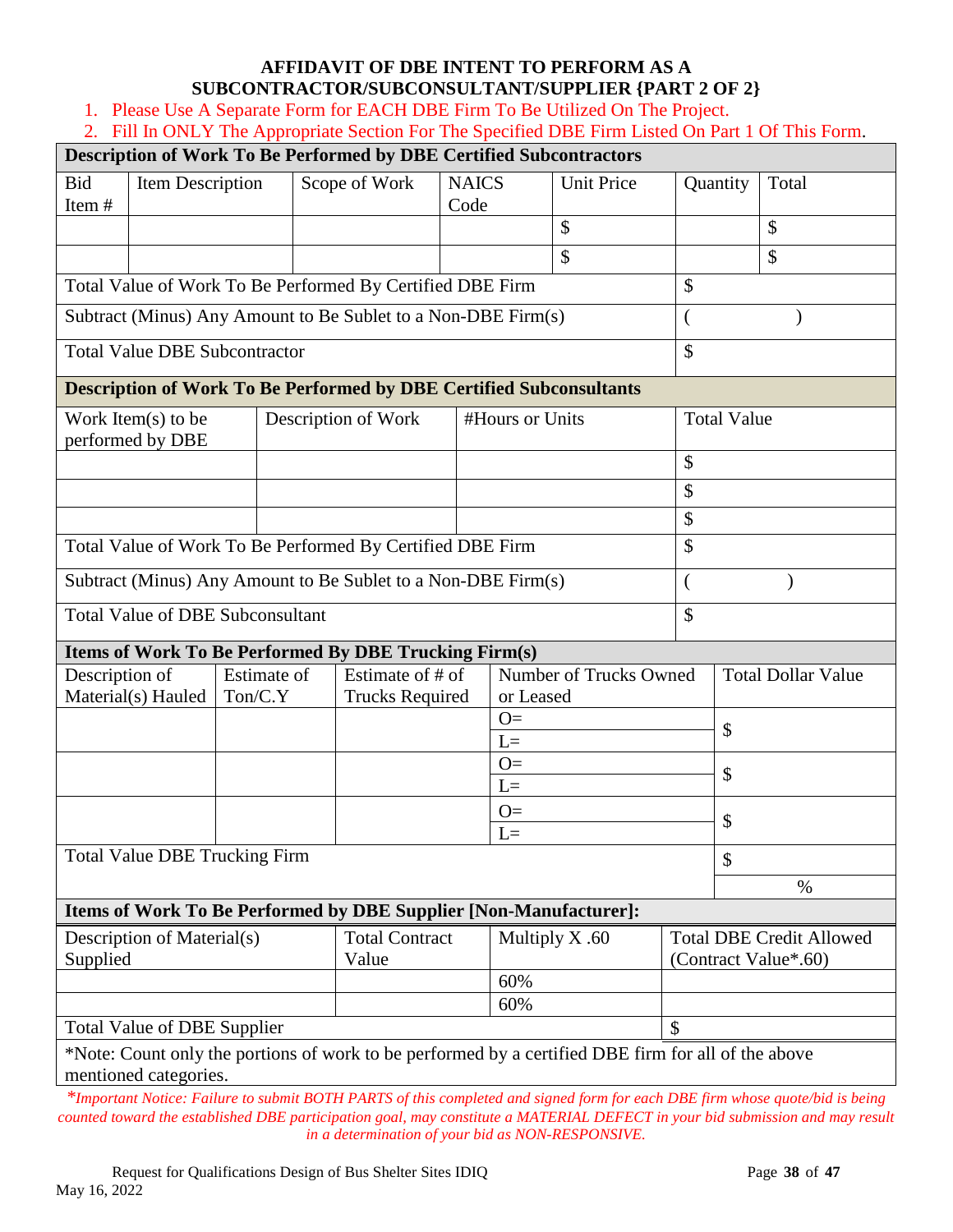# AFFIDAVIT OF DBE INTENT TO PERFORM AS A SUBCONTRACTOR/SUBCONSULTANT/SUPPLIER {PART 2 OF 2}

1. Please Use A Separate Form for EACH DBE Firm To Be Utilized On The Project.
2. Fill In ONLY The Appropriate Section For The Specified DBE Firm Listed On Part 1 Of This Form.

**Description of Work To Be Performed by DBE Certified Subcontractors**

| Bid Item # | Item Description | Scope of Work | NAICS Code | Unit Price | Quantity | Total |
|---|---|---|---|---|---|---|
| | | | | $ | | $ |
| | | | | $ | | $ |
| Total Value of Work To Be Performed By Certified DBE Firm | | | | | $ | |
| Subtract (Minus) Any Amount to Be Sublet to a Non-DBE Firm(s) | | | | | ( ) | |
| Total Value DBE Subcontractor | | | | | $ | |

**Description of Work To Be Performed by DBE Certified Subconsultants**

| Work Item(s) to be performed by DBE | Description of Work | #Hours or Units | Total Value |
|---|---|---|---|
| | | | $ |
| | | | $ |
| | | | $ |
| Total Value of Work To Be Performed By Certified DBE Firm | | | $ |
| Subtract (Minus) Any Amount to Be Sublet to a Non-DBE Firm(s) | | | ( ) |
| Total Value of DBE Subconsultant | | | $ |

**Items of Work To Be Performed By DBE Trucking Firm(s)**

| Description of Material(s) Hauled | Estimate of Ton/C.Y | Estimate of # of Trucks Required | Number of Trucks Owned or Leased | Total Dollar Value |
|---|---|---|---|---|
| | | | O= L= | $ |
| | | | O= L= | $ |
| | | | O= L= | $ |
| Total Value DBE Trucking Firm | | | | $ |
| | | | | % |

**Items of Work To Be Performed by DBE Supplier [Non-Manufacturer]:**

| Description of Material(s) Supplied | Total Contract Value | Multiply X .60 | Total DBE Credit Allowed (Contract Value*.60) |
|---|---|---|---|
| | | 60% | |
| | | 60% | |
| Total Value of DBE Supplier | | | $ |

*Note: Count only the portions of work to be performed by a certified DBE firm for all of the above mentioned categories.

**Important Notice: Failure to submit BOTH PARTS of this completed and signed form for each DBE firm whose quote/bid is being counted toward the established DBE participation goal, may constitute a MATERIAL DEFECT in your bid submission and may result in a determination of your bid as NON-RESPONSIVE.*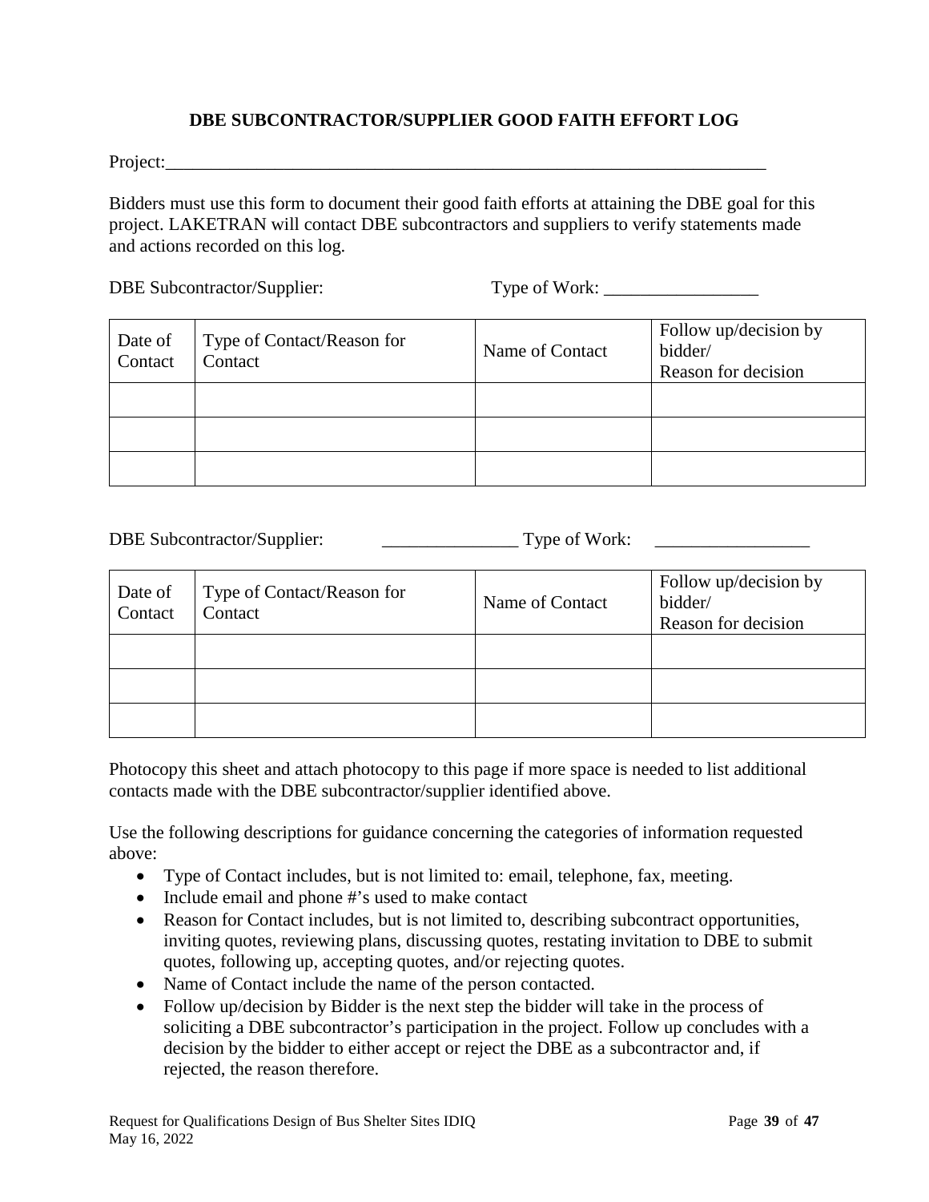## DBE SUBCONTRACTOR/SUPPLIER GOOD FAITH EFFORT LOG

Project:_______________________________________________________________________

Bidders must use this form to document their good faith efforts at attaining the DBE goal for this project. LAKETRAN will contact DBE subcontractors and suppliers to verify statements made and actions recorded on this log.

DBE Subcontractor/Supplier: Type of Work: _________________

| Date of Contact | Type of Contact/Reason for Contact | Name of Contact | Follow up/decision by bidder/ Reason for decision |
| --- | --- | --- | --- |
| | | | |
| | | | |
| | | | |

DBE Subcontractor/Supplier: _______________ Type of Work: _________________

| Date of Contact | Type of Contact/Reason for Contact | Name of Contact | Follow up/decision by bidder/ Reason for decision |
| --- | --- | --- | --- |
| | | | |
| | | | |
| | | | |

Photocopy this sheet and attach photocopy to this page if more space is needed to list additional contacts made with the DBE subcontractor/supplier identified above.

Use the following descriptions for guidance concerning the categories of information requested above:

- Type of Contact includes, but is not limited to: email, telephone, fax, meeting.
- Include email and phone #'s used to make contact
- Reason for Contact includes, but is not limited to, describing subcontract opportunities, inviting quotes, reviewing plans, discussing quotes, restating invitation to DBE to submit quotes, following up, accepting quotes, and/or rejecting quotes.
- Name of Contact include the name of the person contacted.
- Follow up/decision by Bidder is the next step the bidder will take in the process of soliciting a DBE subcontractor's participation in the project. Follow up concludes with a decision by the bidder to either accept or reject the DBE as a subcontractor and, if rejected, the reason therefore.

Request for Qualifications Design of Bus Shelter Sites IDIQ
May 16, 2022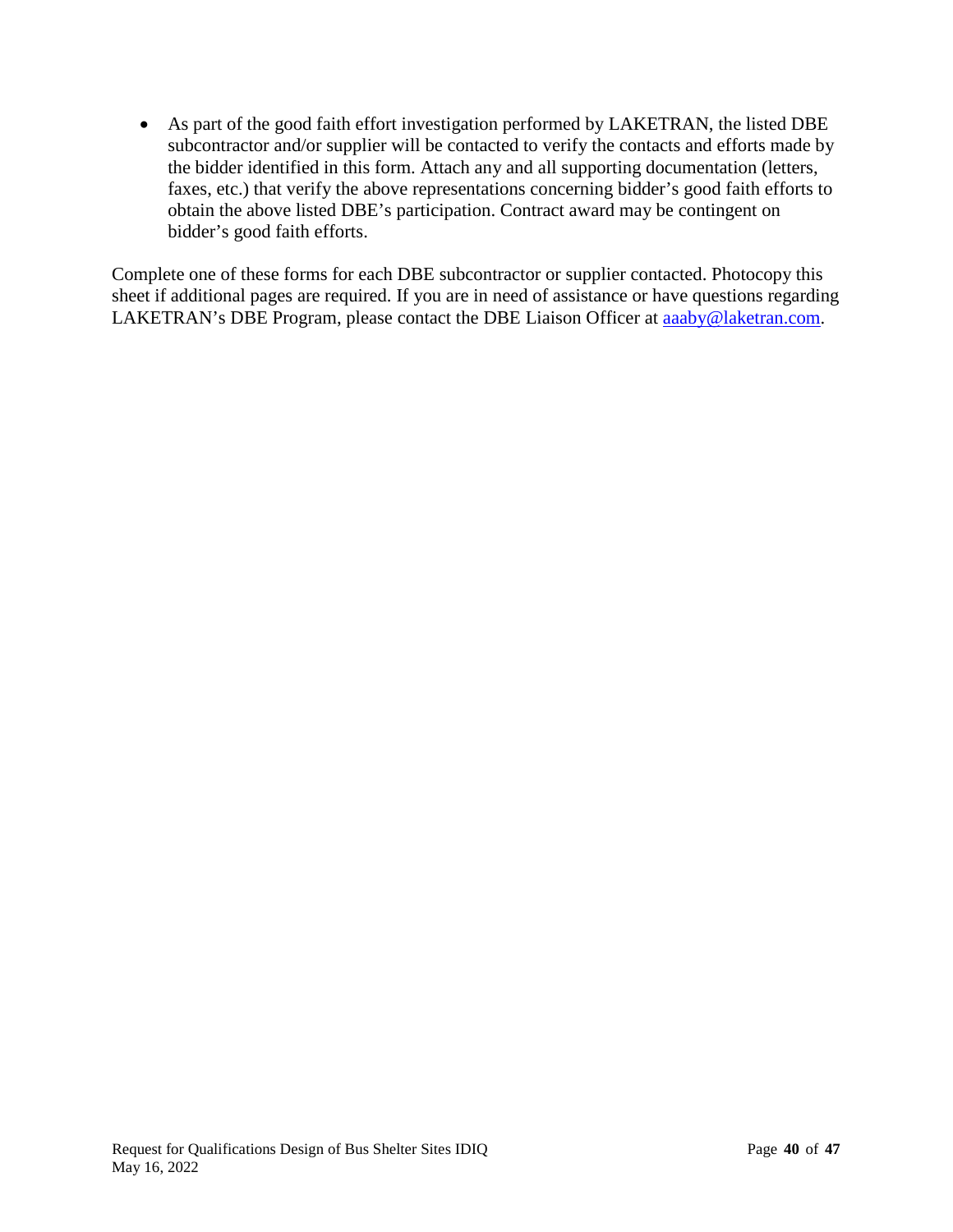- As part of the good faith effort investigation performed by LAKETRAN, the listed DBE subcontractor and/or supplier will be contacted to verify the contacts and efforts made by the bidder identified in this form. Attach any and all supporting documentation (letters, faxes, etc.) that verify the above representations concerning bidder's good faith efforts to obtain the above listed DBE's participation. Contract award may be contingent on bidder's good faith efforts.

Complete one of these forms for each DBE subcontractor or supplier contacted. Photocopy this sheet if additional pages are required. If you are in need of assistance or have questions regarding LAKETRAN's DBE Program, please contact the DBE Liaison Officer at aaaby@laketran.com.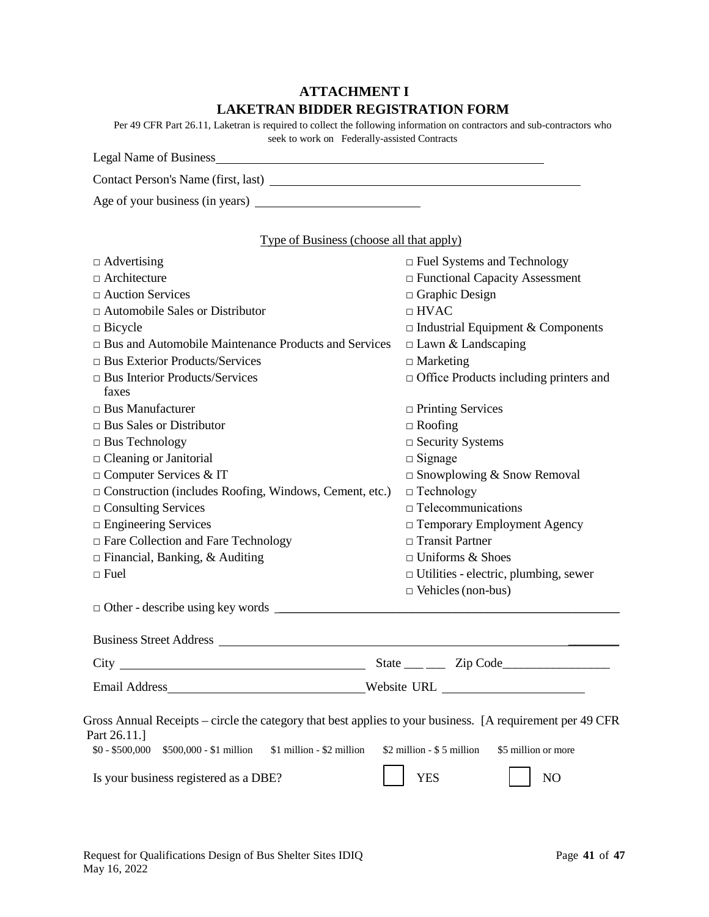# ATTACHMENT I
# LAKETRAN BIDDER REGISTRATION FORM

Per 49 CFR Part 26.11, Laketran is required to collect the following information on contractors and sub-contractors who seek to work on Federally-assisted Contracts

Legal Name of Business\_\_\_\_\_\_\_\_\_\_\_\_\_\_\_\_\_\_\_\_\_\_\_\_\_\_\_\_\_\_\_\_\_\_\_\_\_\_\_\_\_\_\_\_\_\_\_\_

Contact Person's Name (first, last) \_\_\_\_\_\_\_\_\_\_\_\_\_\_\_\_\_\_\_\_\_\_\_\_\_\_\_\_\_\_\_\_\_\_\_\_\_\_\_\_\_\_\_\_

Age of your business (in years) \_\_\_\_\_\_\_\_\_\_\_\_\_\_\_\_\_\_\_\_\_\_\_\_

Type of Business (choose all that apply)

□ Advertising
□ Architecture
□ Auction Services
□ Automobile Sales or Distributor
□ Bicycle
□ Bus and Automobile Maintenance Products and Services
□ Bus Exterior Products/Services
□ Bus Interior Products/Services
□ Bus Manufacturer
□ Bus Sales or Distributor
□ Bus Technology
□ Cleaning or Janitorial
□ Computer Services & IT
□ Construction (includes Roofing, Windows, Cement, etc.)
□ Consulting Services
□ Engineering Services
□ Fare Collection and Fare Technology
□ Financial, Banking, & Auditing
□ Fuel
□ Fuel Systems and Technology
□ Functional Capacity Assessment
□ Graphic Design
□ HVAC
□ Industrial Equipment & Components
□ Lawn & Landscaping
□ Marketing
□ Office Products including printers and faxes
□ Printing Services
□ Roofing
□ Security Systems
□ Signage
□ Snowplowing & Snow Removal
□ Technology
□ Telecommunications
□ Temporary Employment Agency
□ Transit Partner
□ Uniforms & Shoes
□ Utilities - electric, plumbing, sewer
□ Vehicles (non-bus)

□ Other - describe using key words \_\_\_\_\_\_\_\_\_\_\_\_\_\_\_\_\_\_\_\_\_\_\_\_\_\_\_\_\_\_\_\_\_\_\_\_\_\_\_\_\_\_\_\_

Business Street Address \_\_\_\_\_\_\_\_\_\_\_\_\_\_\_\_\_\_\_\_\_\_\_\_\_\_\_\_\_\_\_\_\_\_\_\_\_\_\_\_\_\_\_\_\_\_\_\_\_\_

City \_\_\_\_\_\_\_\_\_\_\_\_\_\_\_\_\_\_\_\_\_\_\_\_\_\_\_\_\_\_\_\_ State \_\_\_ \_\_\_ Zip Code\_\_\_\_\_\_\_\_\_\_\_\_\_\_\_\_\_

Email Address\_\_\_\_\_\_\_\_\_\_\_\_\_\_\_\_\_\_\_\_\_\_\_\_\_\_\_\_\_\_Website URL \_\_\_\_\_\_\_\_\_\_\_\_\_\_\_\_\_\_\_\_\_\_

Gross Annual Receipts – circle the category that best applies to your business. [A requirement per 49 CFR Part 26.11.]

$0 - $500,000 &nbsp;&nbsp; $500,000 - $1 million &nbsp;&nbsp; $1 million - $2 million &nbsp;&nbsp; $2 million - $ 5 million &nbsp;&nbsp; $5 million or more

Is your business registered as a DBE? ☐ YES ☐ NO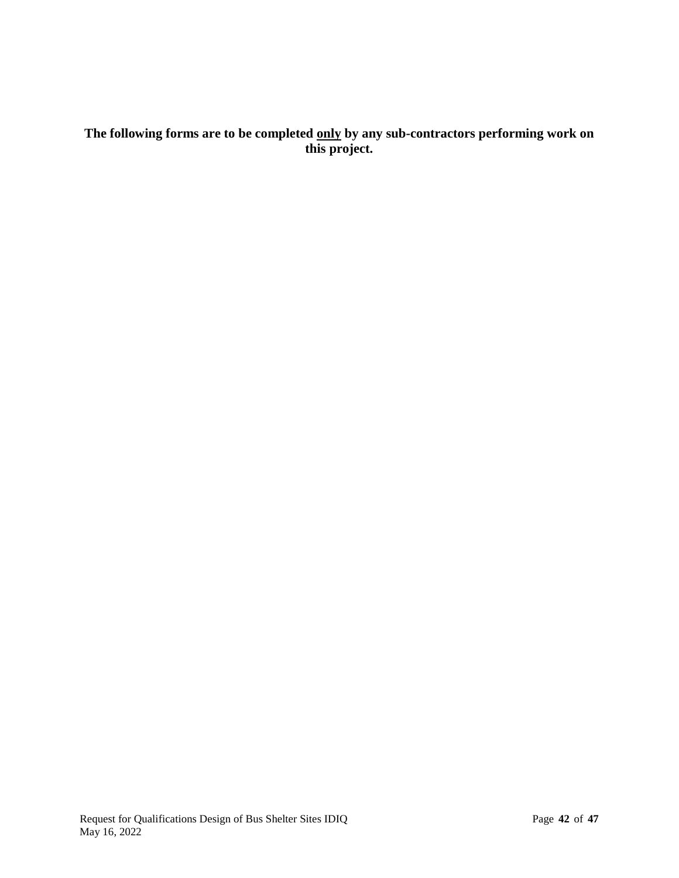**The following forms are to be completed <u>only</u> by any sub-contractors performing work on this project.**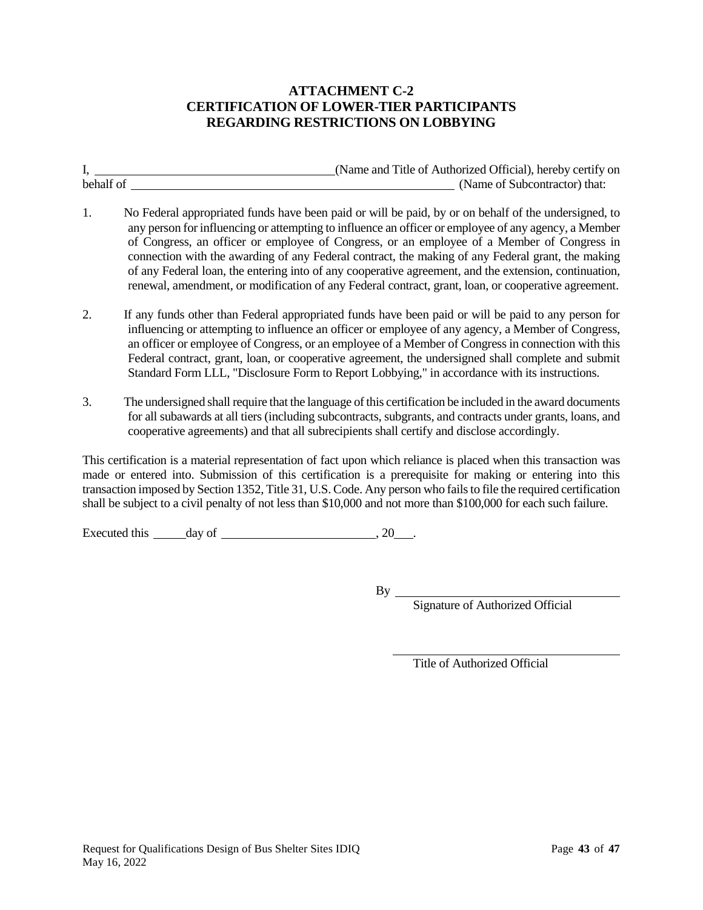# ATTACHMENT C-2
## CERTIFICATION OF LOWER-TIER PARTICIPANTS REGARDING RESTRICTIONS ON LOBBYING

I, ______________________________(Name and Title of Authorized Official), hereby certify on behalf of ________________________________________ (Name of Subcontractor) that:

1. No Federal appropriated funds have been paid or will be paid, by or on behalf of the undersigned, to any person for influencing or attempting to influence an officer or employee of any agency, a Member of Congress, an officer or employee of Congress, or an employee of a Member of Congress in connection with the awarding of any Federal contract, the making of any Federal grant, the making of any Federal loan, the entering into of any cooperative agreement, and the extension, continuation, renewal, amendment, or modification of any Federal contract, grant, loan, or cooperative agreement.

2. If any funds other than Federal appropriated funds have been paid or will be paid to any person for influencing or attempting to influence an officer or employee of any agency, a Member of Congress, an officer or employee of Congress, or an employee of a Member of Congress in connection with this Federal contract, grant, loan, or cooperative agreement, the undersigned shall complete and submit Standard Form LLL, "Disclosure Form to Report Lobbying," in accordance with its instructions.

3. The undersigned shall require that the language of this certification be included in the award documents for all subawards at all tiers (including subcontracts, subgrants, and contracts under grants, loans, and cooperative agreements) and that all subrecipients shall certify and disclose accordingly.

This certification is a material representation of fact upon which reliance is placed when this transaction was made or entered into. Submission of this certification is a prerequisite for making or entering into this transaction imposed by Section 1352, Title 31, U.S. Code. Any person who fails to file the required certification shall be subject to a civil penalty of not less than $10,000 and not more than $100,000 for each such failure.

Executed this _____day of ________________________, 20___.

By ________________________________
Signature of Authorized Official

________________________________
Title of Authorized Official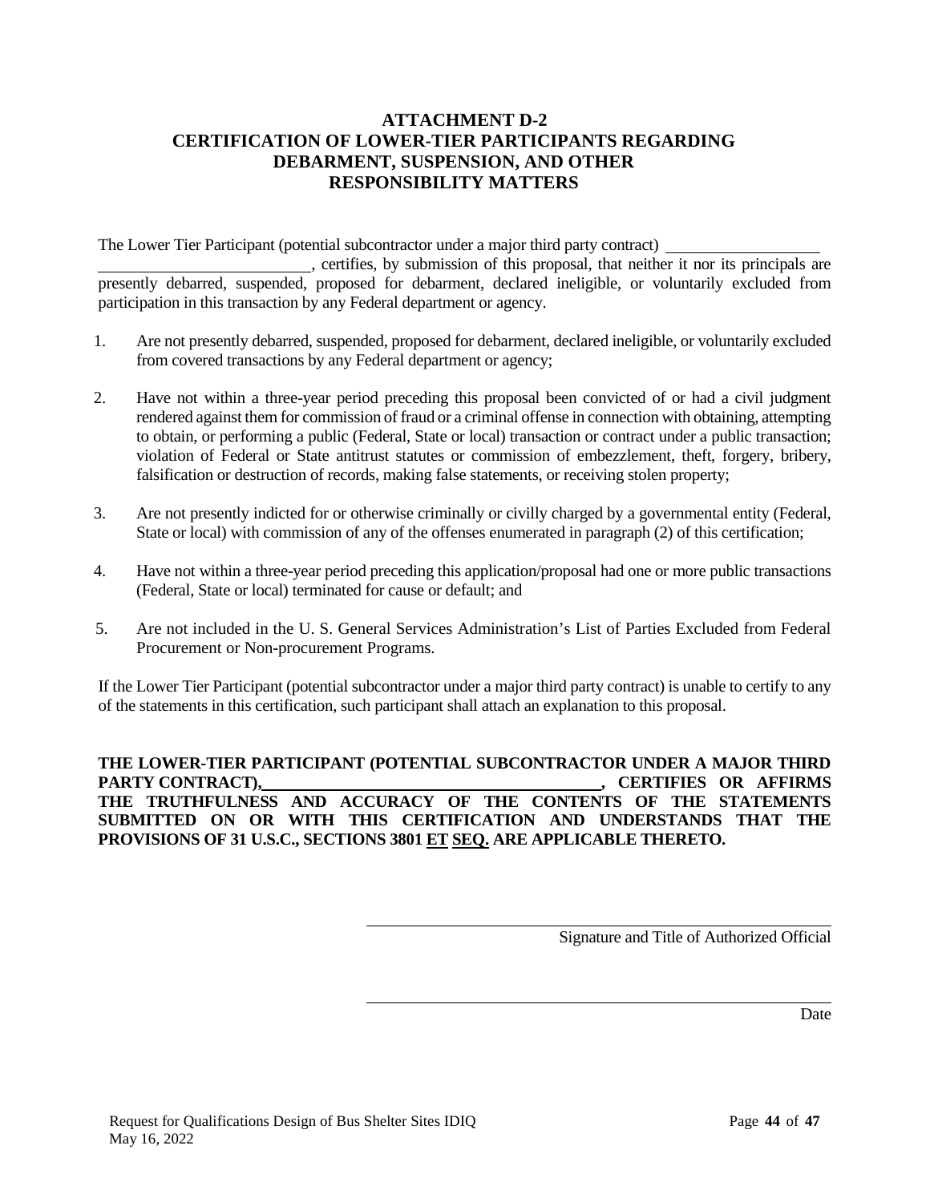# ATTACHMENT D-2
# CERTIFICATION OF LOWER-TIER PARTICIPANTS REGARDING DEBARMENT, SUSPENSION, AND OTHER RESPONSIBILITY MATTERS

The Lower Tier Participant (potential subcontractor under a major third party contract) ______________________________________________, certifies, by submission of this proposal, that neither it nor its principals are presently debarred, suspended, proposed for debarment, declared ineligible, or voluntarily excluded from participation in this transaction by any Federal department or agency.

1. Are not presently debarred, suspended, proposed for debarment, declared ineligible, or voluntarily excluded from covered transactions by any Federal department or agency;
2. Have not within a three-year period preceding this proposal been convicted of or had a civil judgment rendered against them for commission of fraud or a criminal offense in connection with obtaining, attempting to obtain, or performing a public (Federal, State or local) transaction or contract under a public transaction; violation of Federal or State antitrust statutes or commission of embezzlement, theft, forgery, bribery, falsification or destruction of records, making false statements, or receiving stolen property;
3. Are not presently indicted for or otherwise criminally or civilly charged by a governmental entity (Federal, State or local) with commission of any of the offenses enumerated in paragraph (2) of this certification;
4. Have not within a three-year period preceding this application/proposal had one or more public transactions (Federal, State or local) terminated for cause or default; and
5. Are not included in the U. S. General Services Administration's List of Parties Excluded from Federal Procurement or Non-procurement Programs.

If the Lower Tier Participant (potential subcontractor under a major third party contract) is unable to certify to any of the statements in this certification, such participant shall attach an explanation to this proposal.

**THE LOWER-TIER PARTICIPANT (POTENTIAL SUBCONTRACTOR UNDER A MAJOR THIRD PARTY CONTRACT), ____________________________________, CERTIFIES OR AFFIRMS THE TRUTHFULNESS AND ACCURACY OF THE CONTENTS OF THE STATEMENTS SUBMITTED ON OR WITH THIS CERTIFICATION AND UNDERSTANDS THAT THE PROVISIONS OF 31 U.S.C., SECTIONS 3801 ET SEQ. ARE APPLICABLE THERETO.**

______________________________________________
Signature and Title of Authorized Official

______________________________________________
Date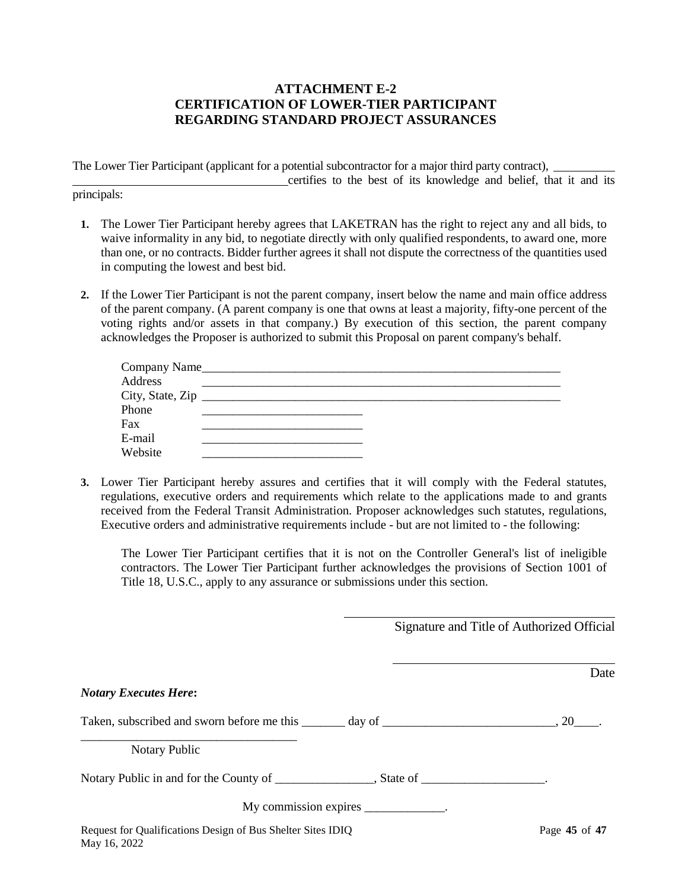## ATTACHMENT E-2
## CERTIFICATION OF LOWER-TIER PARTICIPANT REGARDING STANDARD PROJECT ASSURANCES

The Lower Tier Participant (applicant for a potential subcontractor for a major third party contract), ______________________________________________ certifies to the best of its knowledge and belief, that it and its principals:

1. The Lower Tier Participant hereby agrees that LAKETRAN has the right to reject any and all bids, to waive informality in any bid, to negotiate directly with only qualified respondents, to award one, more than one, or no contracts. Bidder further agrees it shall not dispute the correctness of the quantities used in computing the lowest and best bid.

2. If the Lower Tier Participant is not the parent company, insert below the name and main office address of the parent company. (A parent company is one that owns at least a majority, fifty-one percent of the voting rights and/or assets in that company.) By execution of this section, the parent company acknowledges the Proposer is authorized to submit this Proposal on parent company's behalf.

   Company Name____________________________________________________________
   Address ____________________________________________________________
   City, State, Zip ____________________________________________________________
   Phone ___________________________
   Fax ___________________________
   E-mail ___________________________
   Website ___________________________

3. Lower Tier Participant hereby assures and certifies that it will comply with the Federal statutes, regulations, executive orders and requirements which relate to the applications made to and grants received from the Federal Transit Administration. Proposer acknowledges such statutes, regulations, Executive orders and administrative requirements include - but are not limited to - the following:

   The Lower Tier Participant certifies that it is not on the Controller General's list of ineligible contractors. The Lower Tier Participant further acknowledges the provisions of Section 1001 of Title 18, U.S.C., apply to any assurance or submissions under this section.

_____________________________________________
Signature and Title of Authorized Official

_____________________________________________
Date

***Notary Executes Here*:**

Taken, subscribed and sworn before me this _______ day of ____________________________, 20____.

___________________________________
Notary Public

Notary Public in and for the County of ________________, State of ____________________.

My commission expires _____________.

Request for Qualifications Design of Bus Shelter Sites IDIQ
May 16, 2022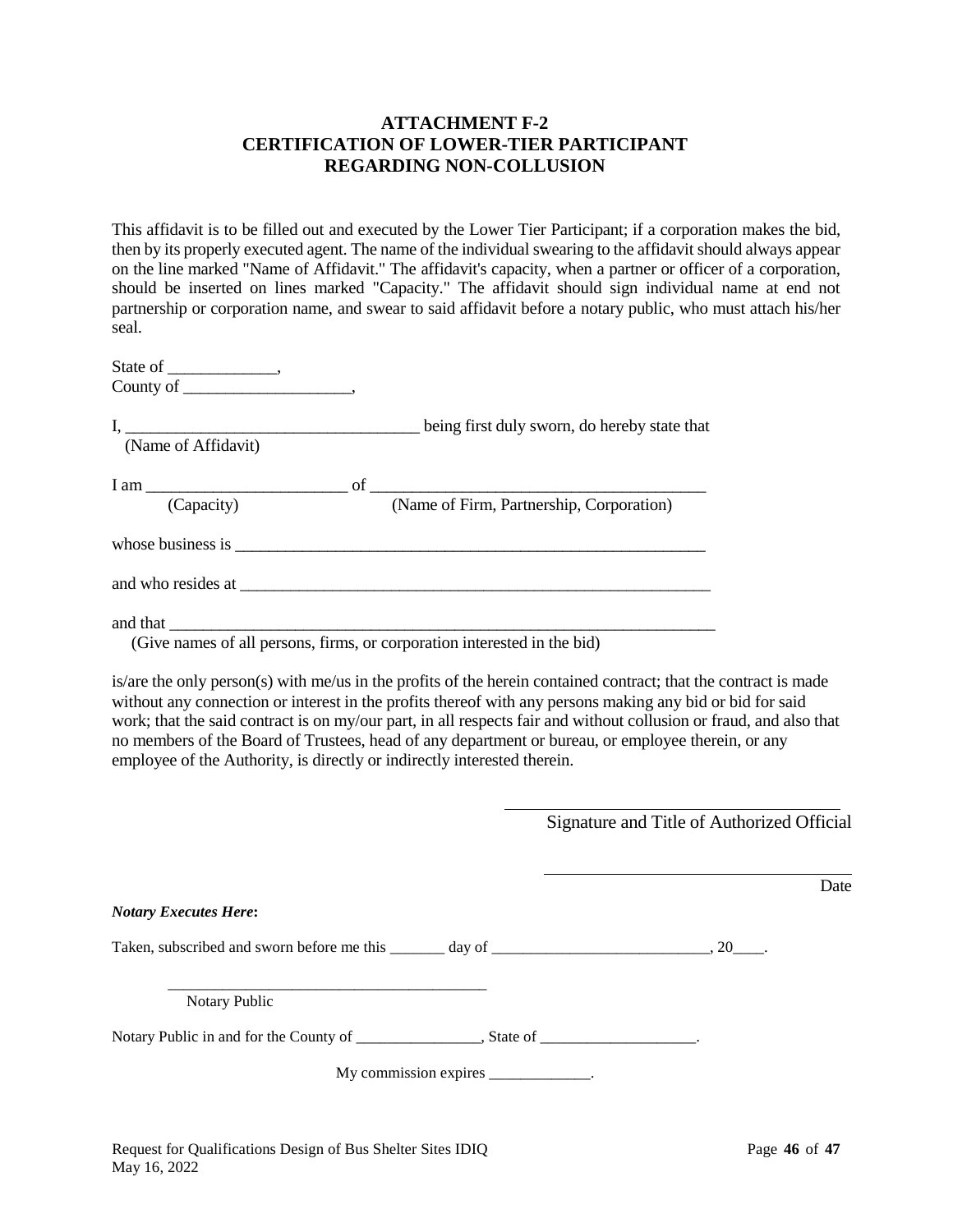# ATTACHMENT F-2
# CERTIFICATION OF LOWER-TIER PARTICIPANT REGARDING NON-COLLUSION

This affidavit is to be filled out and executed by the Lower Tier Participant; if a corporation makes the bid, then by its properly executed agent. The name of the individual swearing to the affidavit should always appear on the line marked "Name of Affidavit." The affidavit's capacity, when a partner or officer of a corporation, should be inserted on lines marked "Capacity." The affidavit should sign individual name at end not partnership or corporation name, and swear to said affidavit before a notary public, who must attach his/her seal.

State of _____________,
County of ____________________,

I, ___________________________________ being first duly sworn, do hereby state that
(Name of Affidavit)

I am ________________________ of _________________________________________
(Capacity) (Name of Firm, Partnership, Corporation)

whose business is ___________________________________________________________

and who resides at ___________________________________________________________

and that ____________________________________________________________________
(Give names of all persons, firms, or corporation interested in the bid)

is/are the only person(s) with me/us in the profits of the herein contained contract; that the contract is made without any connection or interest in the profits thereof with any persons making any bid or bid for said work; that the said contract is on my/our part, in all respects fair and without collusion or fraud, and also that no members of the Board of Trustees, head of any department or bureau, or employee therein, or any employee of the Authority, is directly or indirectly interested therein.

_________________________________________
Signature and Title of Authorized Official

_________________________________________
Date

***Notary Executes Here*:**

Taken, subscribed and sworn before me this _______ day of ____________________________, 20____.

_________________________________________
Notary Public

Notary Public in and for the County of ________________, State of ____________________.

My commission expires _____________.

Request for Qualifications Design of Bus Shelter Sites IDIQ
May 16, 2022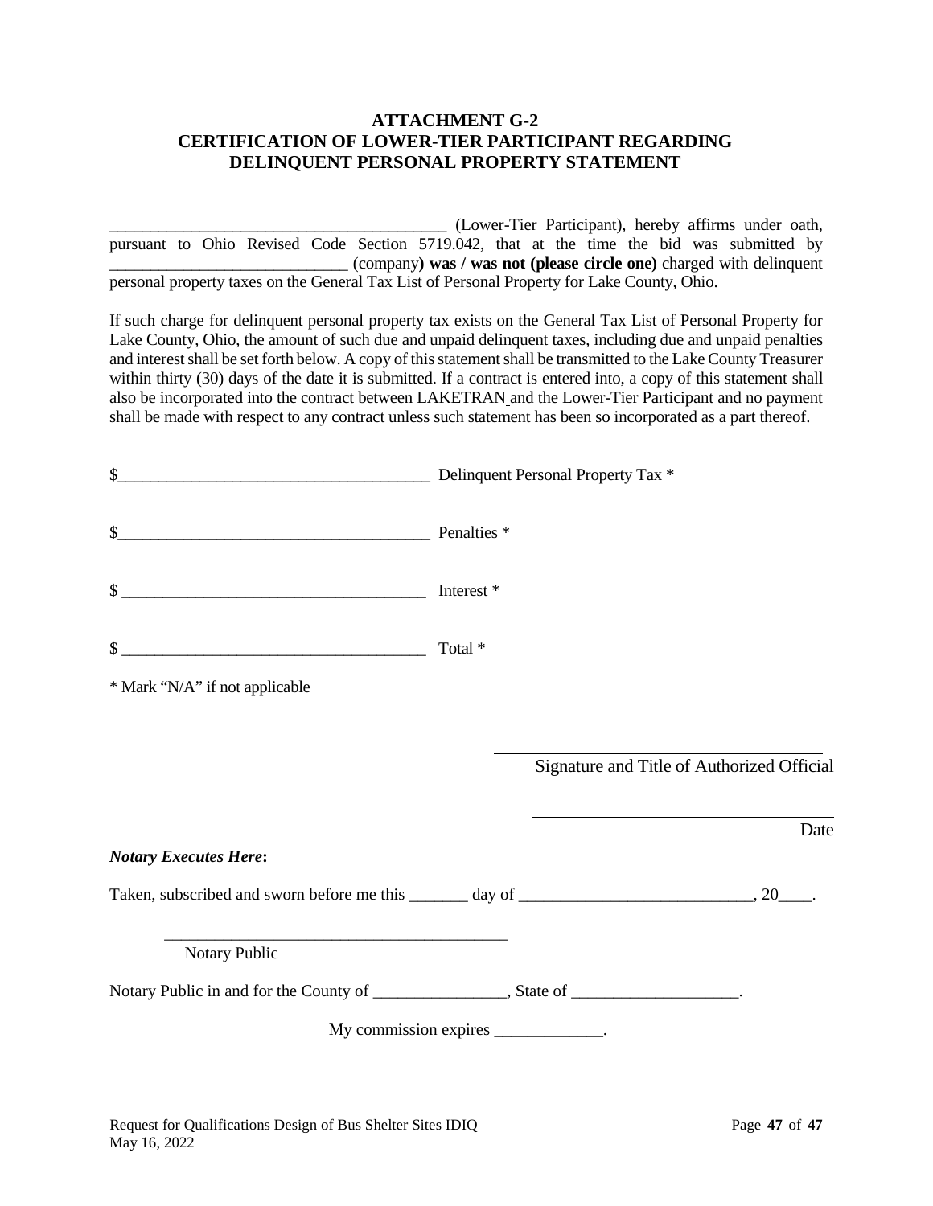# ATTACHMENT G-2
# CERTIFICATION OF LOWER-TIER PARTICIPANT REGARDING DELINQUENT PERSONAL PROPERTY STATEMENT

________________________________________ (Lower-Tier Participant), hereby affirms under oath, pursuant to Ohio Revised Code Section 5719.042, that at the time the bid was submitted by ____________________________ (company**) was / was not (please circle one)** charged with delinquent personal property taxes on the General Tax List of Personal Property for Lake County, Ohio.

If such charge for delinquent personal property tax exists on the General Tax List of Personal Property for Lake County, Ohio, the amount of such due and unpaid delinquent taxes, including due and unpaid penalties and interest shall be set forth below. A copy of this statement shall be transmitted to the Lake County Treasurer within thirty (30) days of the date it is submitted. If a contract is entered into, a copy of this statement shall also be incorporated into the contract between LAKETRAN and the Lower-Tier Participant and no payment shall be made with respect to any contract unless such statement has been so incorporated as a part thereof.

$_____________________________________ Delinquent Personal Property Tax *

$_____________________________________ Penalties *

$ _____________________________________ Interest *

$ _____________________________________ Total *

* Mark "N/A" if not applicable

_____________________________________
Signature and Title of Authorized Official

_____________________________________
Date

***Notary Executes Here*:**

Taken, subscribed and sworn before me this _______ day of ____________________________, 20____.

___________________________________________
Notary Public

Notary Public in and for the County of ________________, State of ____________________.

My commission expires _____________.